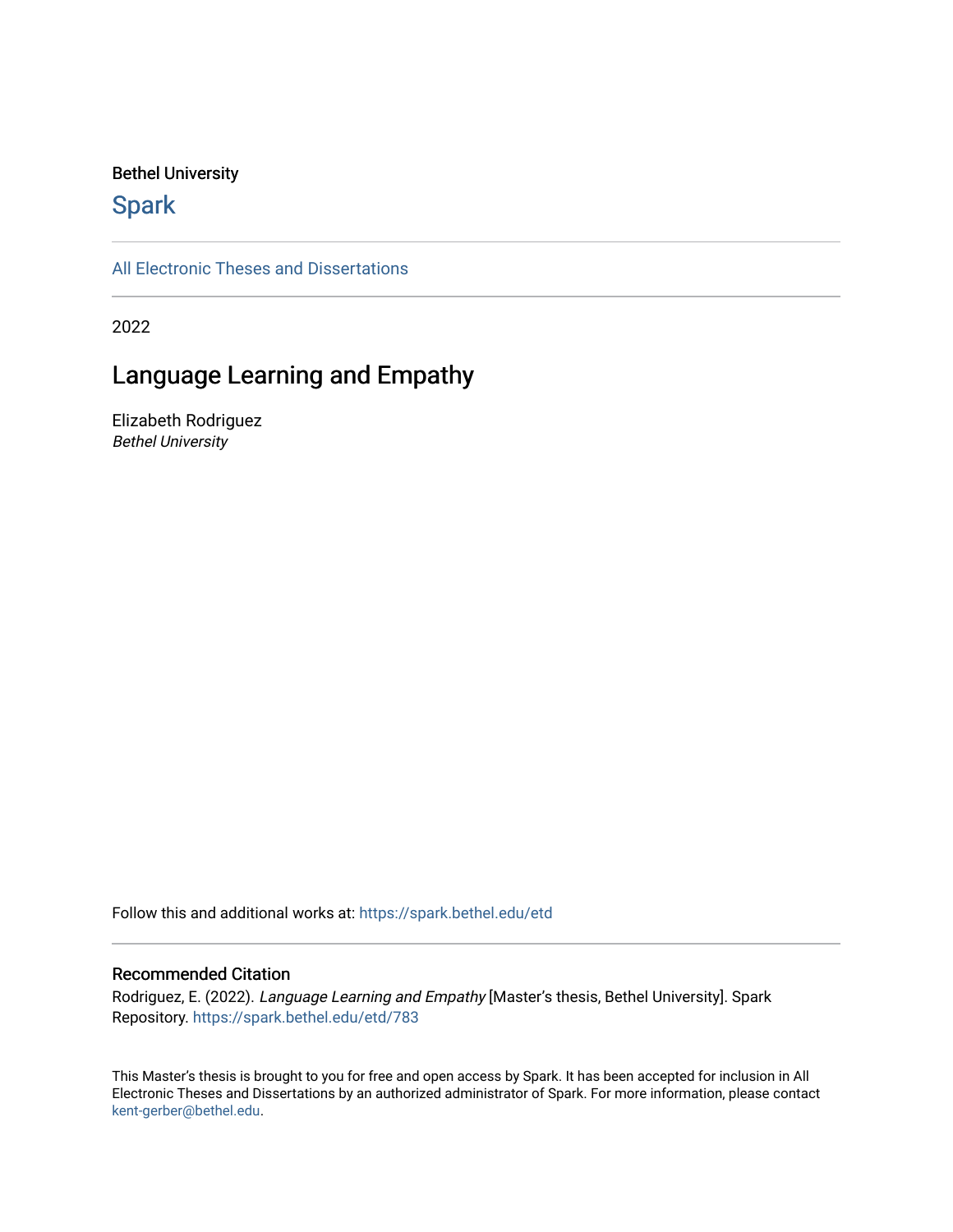Bethel University

# Spark

All Electronic Theses and Dissertations

2022

## Language Learning and Empathy

Elizabeth Rodriguez
*Bethel University*

Follow this and additional works at: https://spark.bethel.edu/etd

### Recommended Citation

Rodriguez, E. (2022). *Language Learning and Empathy* [Master's thesis, Bethel University]. Spark Repository. https://spark.bethel.edu/etd/783

This Master's thesis is brought to you for free and open access by Spark. It has been accepted for inclusion in All Electronic Theses and Dissertations by an authorized administrator of Spark. For more information, please contact kent-gerber@bethel.edu.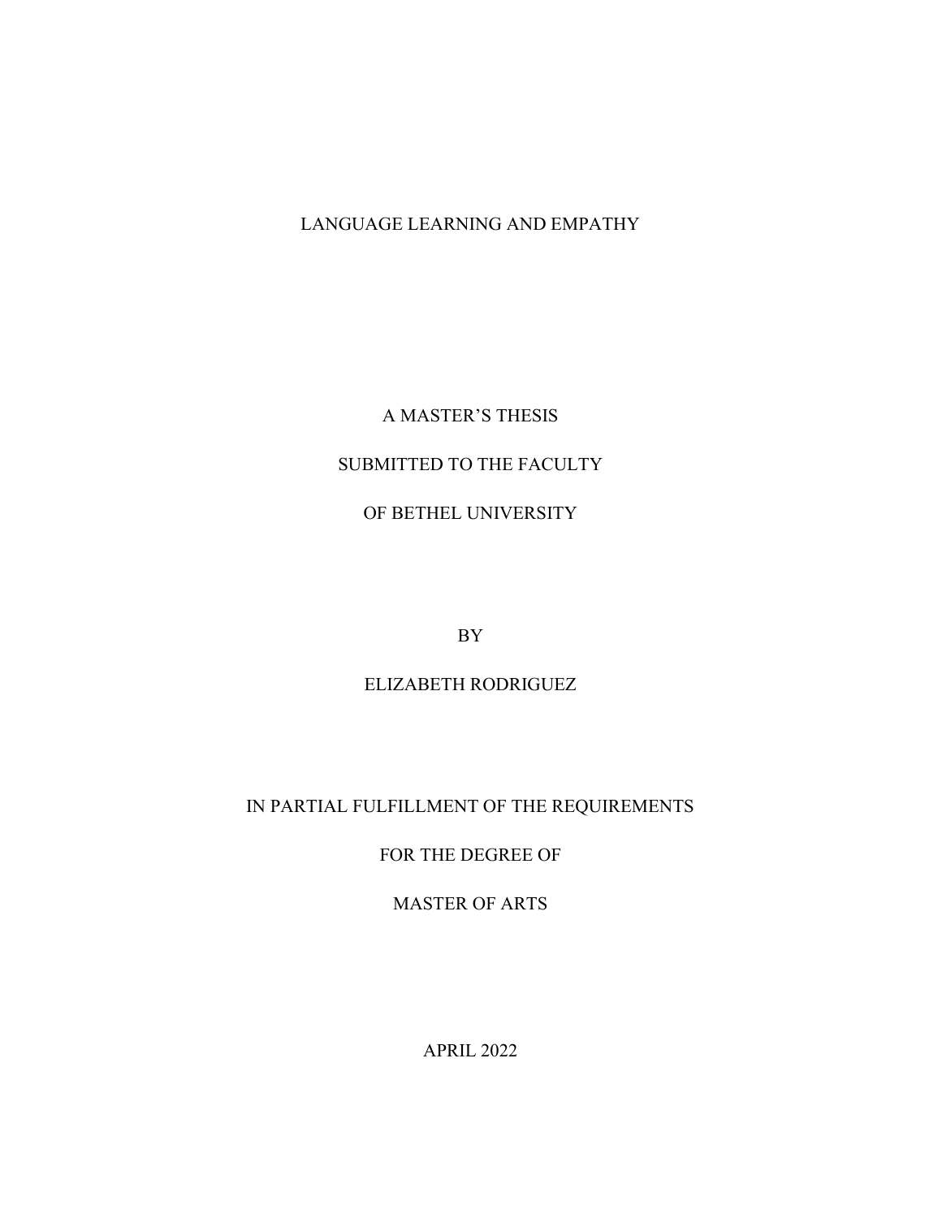LANGUAGE LEARNING AND EMPATHY

A MASTER'S THESIS

SUBMITTED TO THE FACULTY

OF BETHEL UNIVERSITY

BY

ELIZABETH RODRIGUEZ

IN PARTIAL FULFILLMENT OF THE REQUIREMENTS

FOR THE DEGREE OF

MASTER OF ARTS

APRIL 2022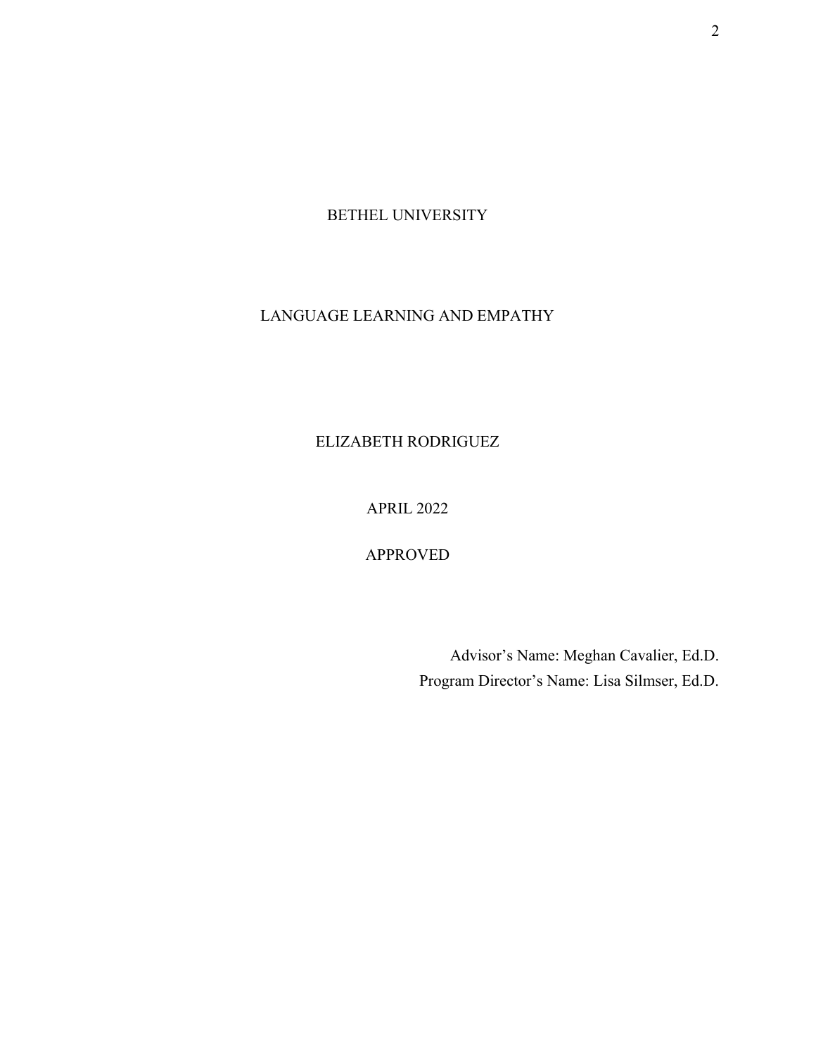BETHEL UNIVERSITY

LANGUAGE LEARNING AND EMPATHY

ELIZABETH RODRIGUEZ

APRIL 2022

APPROVED

Advisor's Name: Meghan Cavalier, Ed.D.

Program Director's Name: Lisa Silmser, Ed.D.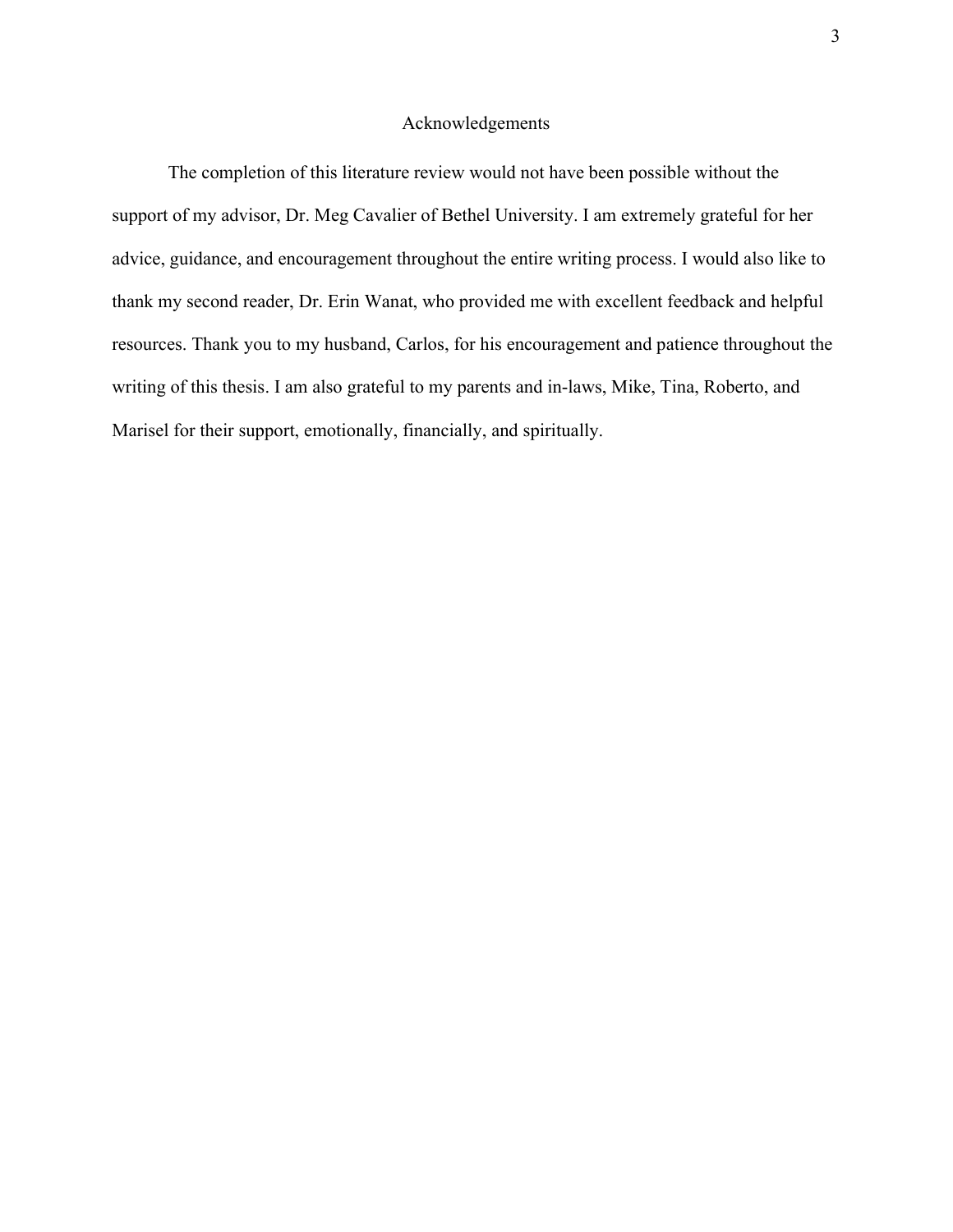# Acknowledgements

The completion of this literature review would not have been possible without the support of my advisor, Dr. Meg Cavalier of Bethel University. I am extremely grateful for her advice, guidance, and encouragement throughout the entire writing process. I would also like to thank my second reader, Dr. Erin Wanat, who provided me with excellent feedback and helpful resources. Thank you to my husband, Carlos, for his encouragement and patience throughout the writing of this thesis. I am also grateful to my parents and in-laws, Mike, Tina, Roberto, and Marisel for their support, emotionally, financially, and spiritually.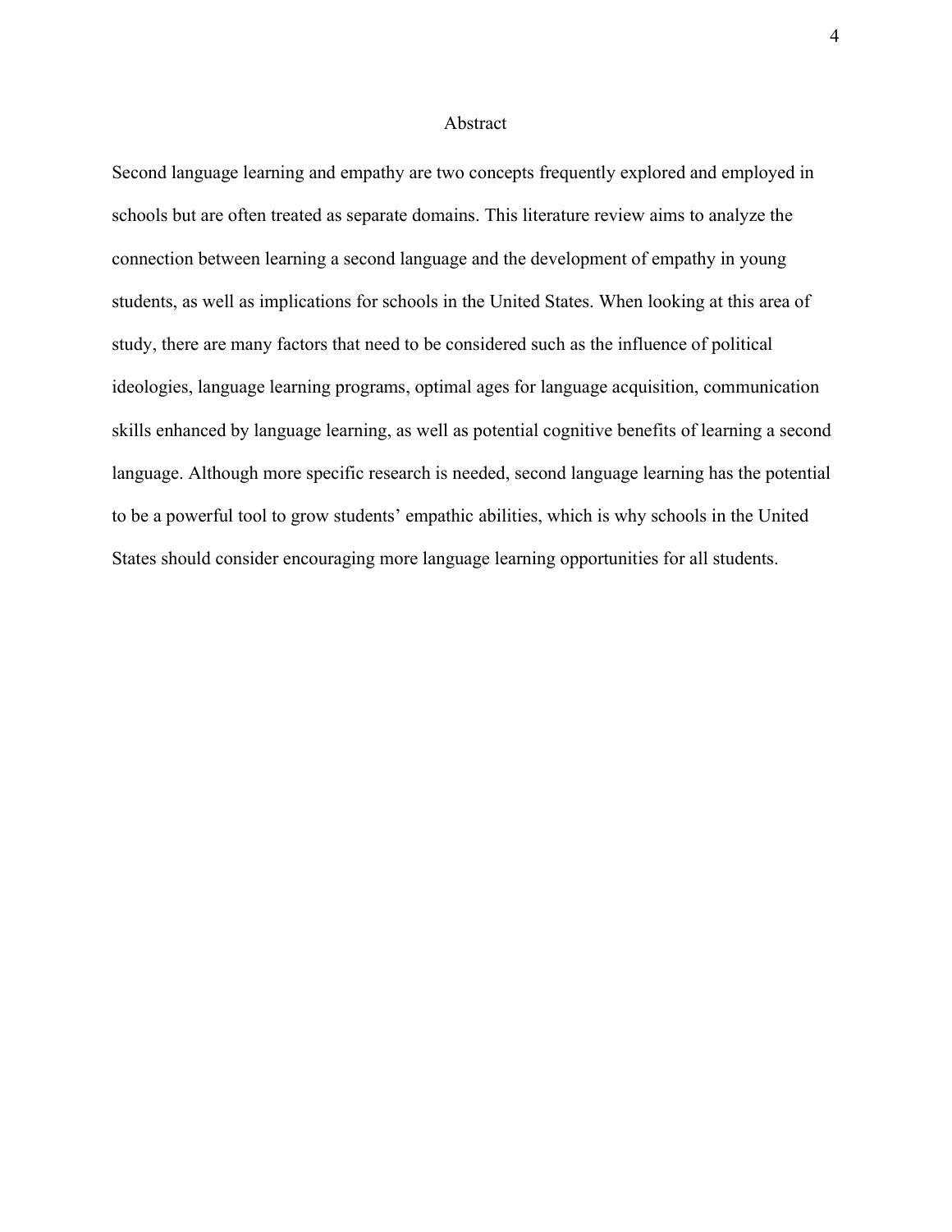# Abstract

Second language learning and empathy are two concepts frequently explored and employed in schools but are often treated as separate domains. This literature review aims to analyze the connection between learning a second language and the development of empathy in young students, as well as implications for schools in the United States. When looking at this area of study, there are many factors that need to be considered such as the influence of political ideologies, language learning programs, optimal ages for language acquisition, communication skills enhanced by language learning, as well as potential cognitive benefits of learning a second language. Although more specific research is needed, second language learning has the potential to be a powerful tool to grow students' empathic abilities, which is why schools in the United States should consider encouraging more language learning opportunities for all students.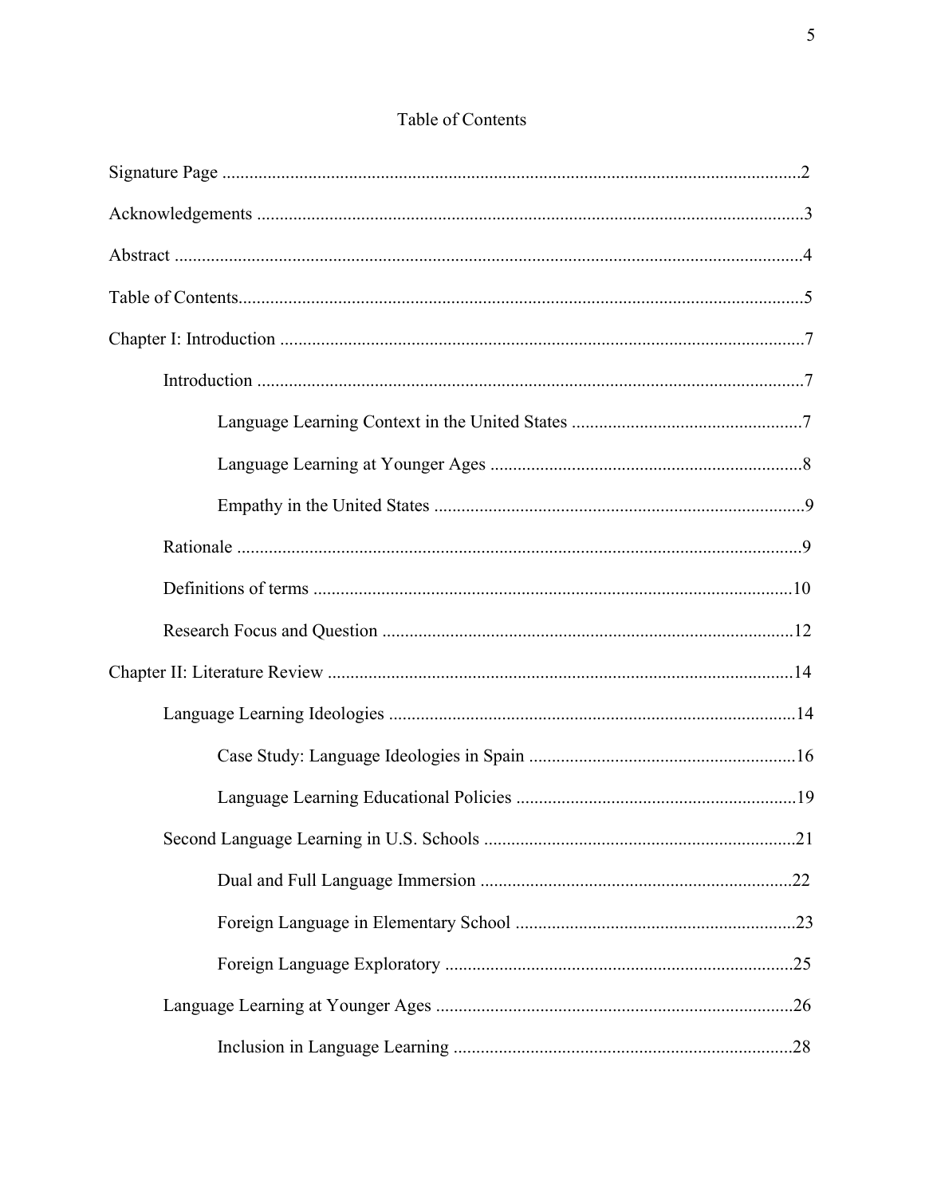# Table of Contents

Signature Page ....................................................................................................................2

Acknowledgements ..............................................................................................................3

Abstract ...............................................................................................................................4

Table of Contents.................................................................................................................5

Chapter I: Introduction ........................................................................................................7

- Introduction ...................................................................................................................7
  - Language Learning Context in the United States ....................................................7
  - Language Learning at Younger Ages ......................................................................8
  - Empathy in the United States ..................................................................................9
- Rationale ........................................................................................................................9
- Definitions of terms ....................................................................................................10
- Research Focus and Question .....................................................................................12

Chapter II: Literature Review ...........................................................................................14

- Language Learning Ideologies ....................................................................................14
  - Case Study: Language Ideologies in Spain ............................................................16
  - Language Learning Educational Policies ...............................................................19
- Second Language Learning in U.S. Schools ...............................................................21
  - Dual and Full Language Immersion ......................................................................22
  - Foreign Language in Elementary School ...............................................................23
  - Foreign Language Exploratory ...............................................................................25
- Language Learning at Younger Ages ..........................................................................26
  - Inclusion in Language Learning ............................................................................28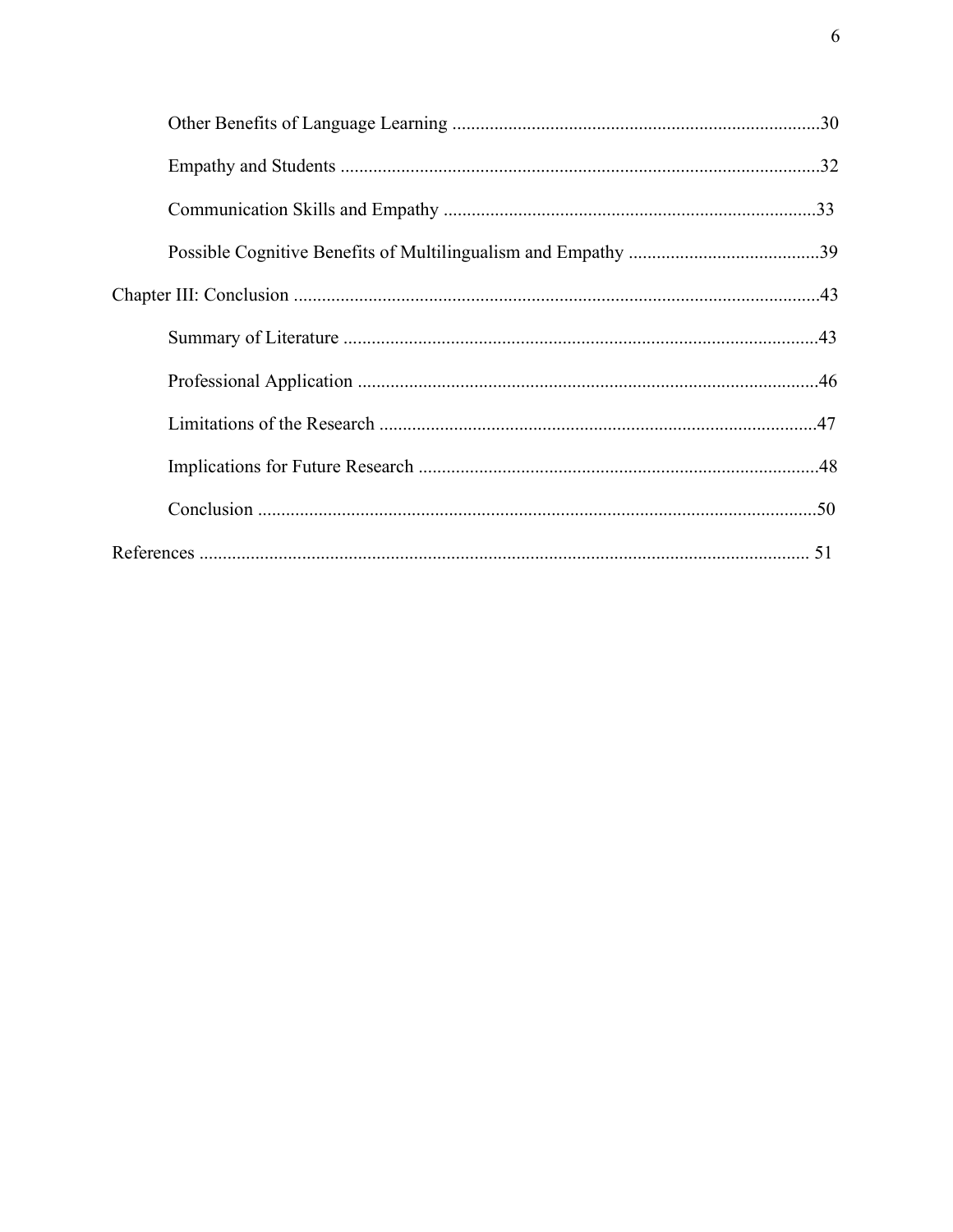Other Benefits of Language Learning ..............................................................................30

Empathy and Students ......................................................................................................32

Communication Skills and Empathy ...............................................................................33

Possible Cognitive Benefits of Multilingualism and Empathy .........................................39

Chapter III: Conclusion ................................................................................................................43

Summary of Literature .....................................................................................................43

Professional Application ..................................................................................................46

Limitations of the Research .............................................................................................47

Implications for Future Research .....................................................................................48

Conclusion .......................................................................................................................50

References .................................................................................................................................. 51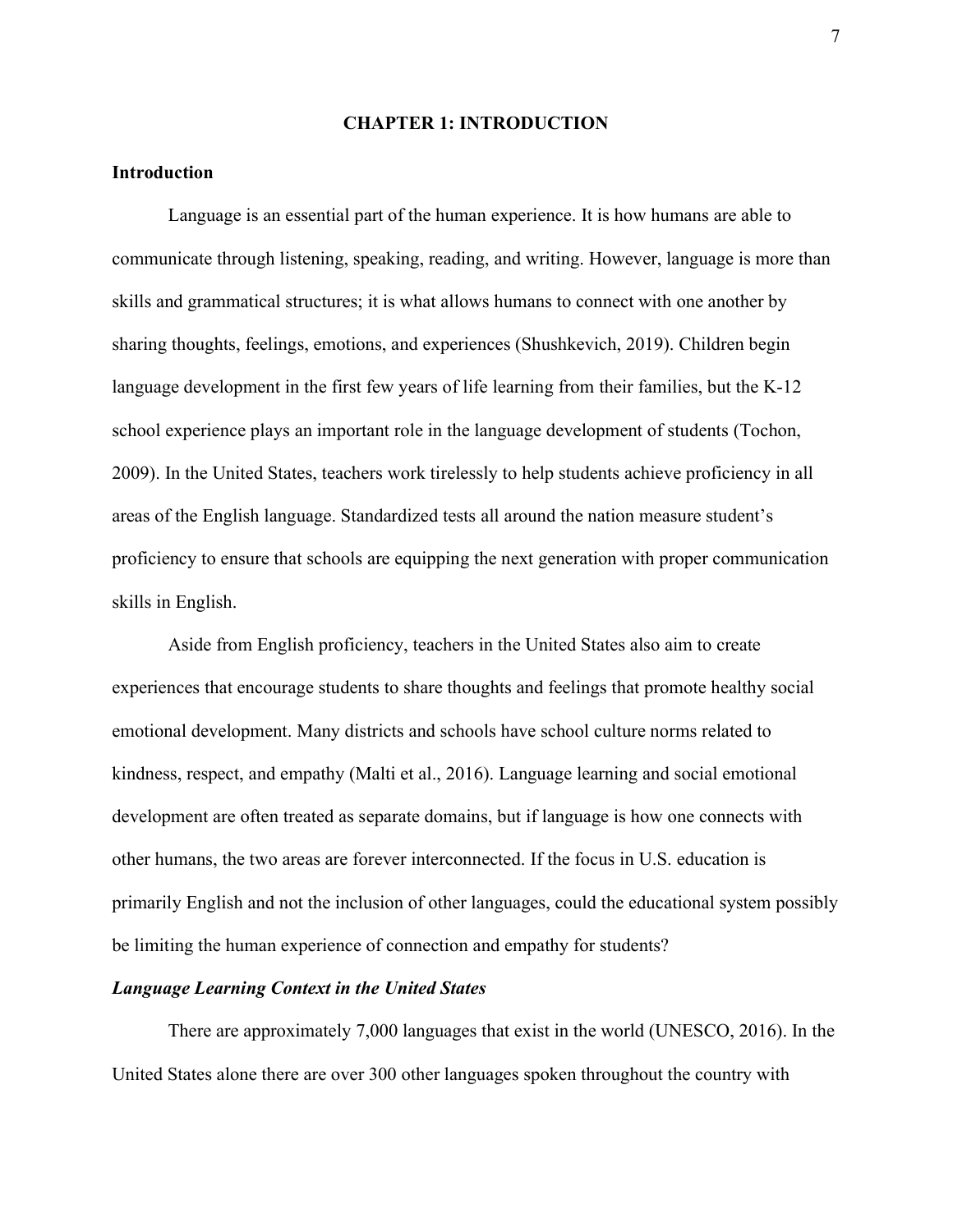# CHAPTER 1: INTRODUCTION

## Introduction

Language is an essential part of the human experience. It is how humans are able to communicate through listening, speaking, reading, and writing. However, language is more than skills and grammatical structures; it is what allows humans to connect with one another by sharing thoughts, feelings, emotions, and experiences (Shushkevich, 2019). Children begin language development in the first few years of life learning from their families, but the K-12 school experience plays an important role in the language development of students (Tochon, 2009). In the United States, teachers work tirelessly to help students achieve proficiency in all areas of the English language. Standardized tests all around the nation measure student's proficiency to ensure that schools are equipping the next generation with proper communication skills in English.

Aside from English proficiency, teachers in the United States also aim to create experiences that encourage students to share thoughts and feelings that promote healthy social emotional development. Many districts and schools have school culture norms related to kindness, respect, and empathy (Malti et al., 2016). Language learning and social emotional development are often treated as separate domains, but if language is how one connects with other humans, the two areas are forever interconnected. If the focus in U.S. education is primarily English and not the inclusion of other languages, could the educational system possibly be limiting the human experience of connection and empathy for students?

### *Language Learning Context in the United States*

There are approximately 7,000 languages that exist in the world (UNESCO, 2016). In the United States alone there are over 300 other languages spoken throughout the country with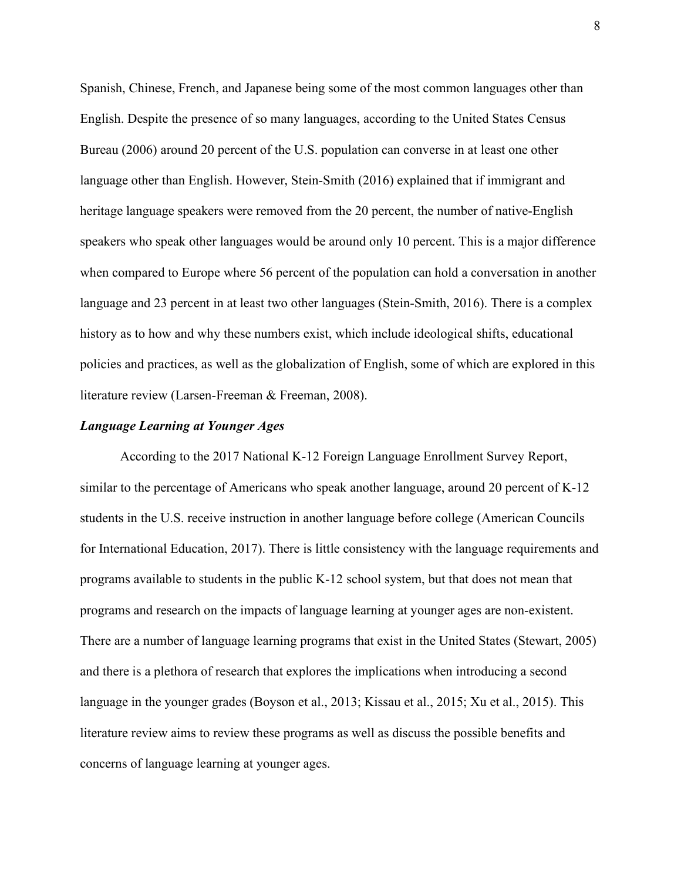Spanish, Chinese, French, and Japanese being some of the most common languages other than English. Despite the presence of so many languages, according to the United States Census Bureau (2006) around 20 percent of the U.S. population can converse in at least one other language other than English. However, Stein-Smith (2016) explained that if immigrant and heritage language speakers were removed from the 20 percent, the number of native-English speakers who speak other languages would be around only 10 percent. This is a major difference when compared to Europe where 56 percent of the population can hold a conversation in another language and 23 percent in at least two other languages (Stein-Smith, 2016). There is a complex history as to how and why these numbers exist, which include ideological shifts, educational policies and practices, as well as the globalization of English, some of which are explored in this literature review (Larsen-Freeman & Freeman, 2008).

### ***Language Learning at Younger Ages***

According to the 2017 National K-12 Foreign Language Enrollment Survey Report, similar to the percentage of Americans who speak another language, around 20 percent of K-12 students in the U.S. receive instruction in another language before college (American Councils for International Education, 2017). There is little consistency with the language requirements and programs available to students in the public K-12 school system, but that does not mean that programs and research on the impacts of language learning at younger ages are non-existent. There are a number of language learning programs that exist in the United States (Stewart, 2005) and there is a plethora of research that explores the implications when introducing a second language in the younger grades (Boyson et al., 2013; Kissau et al., 2015; Xu et al., 2015). This literature review aims to review these programs as well as discuss the possible benefits and concerns of language learning at younger ages.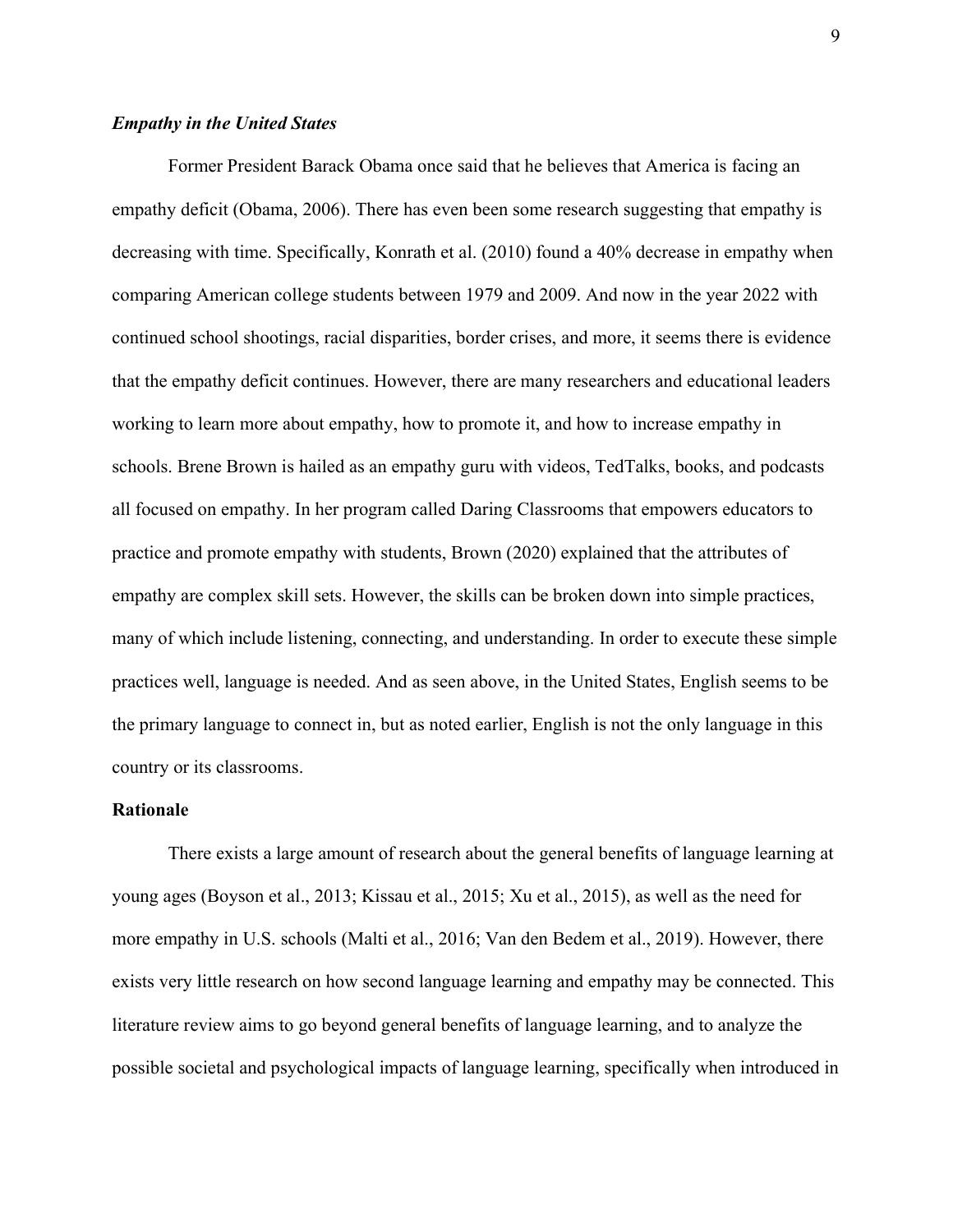### *Empathy in the United States*

Former President Barack Obama once said that he believes that America is facing an empathy deficit (Obama, 2006). There has even been some research suggesting that empathy is decreasing with time. Specifically, Konrath et al. (2010) found a 40% decrease in empathy when comparing American college students between 1979 and 2009. And now in the year 2022 with continued school shootings, racial disparities, border crises, and more, it seems there is evidence that the empathy deficit continues. However, there are many researchers and educational leaders working to learn more about empathy, how to promote it, and how to increase empathy in schools. Brene Brown is hailed as an empathy guru with videos, TedTalks, books, and podcasts all focused on empathy. In her program called Daring Classrooms that empowers educators to practice and promote empathy with students, Brown (2020) explained that the attributes of empathy are complex skill sets. However, the skills can be broken down into simple practices, many of which include listening, connecting, and understanding. In order to execute these simple practices well, language is needed. And as seen above, in the United States, English seems to be the primary language to connect in, but as noted earlier, English is not the only language in this country or its classrooms.

## Rationale

There exists a large amount of research about the general benefits of language learning at young ages (Boyson et al., 2013; Kissau et al., 2015; Xu et al., 2015), as well as the need for more empathy in U.S. schools (Malti et al., 2016; Van den Bedem et al., 2019). However, there exists very little research on how second language learning and empathy may be connected. This literature review aims to go beyond general benefits of language learning, and to analyze the possible societal and psychological impacts of language learning, specifically when introduced in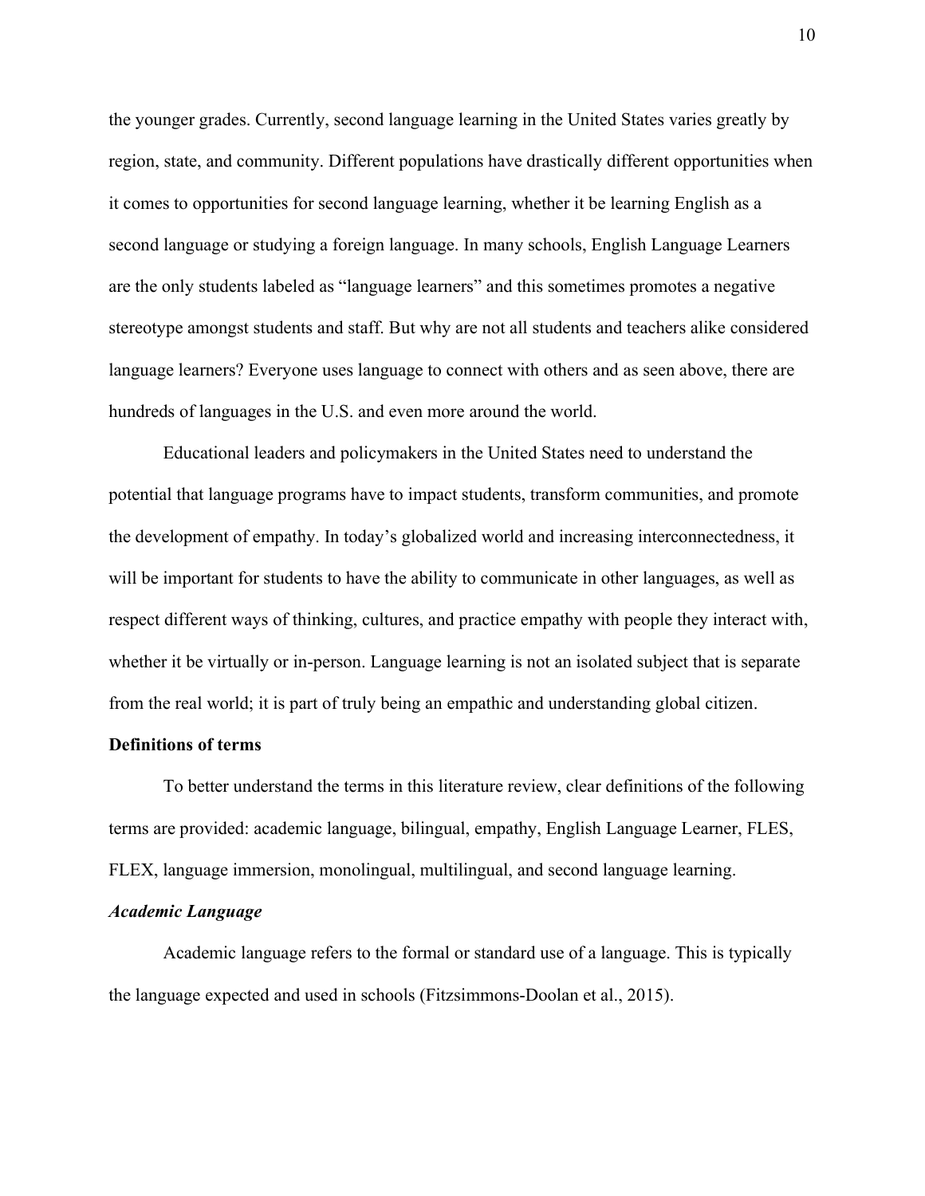the younger grades. Currently, second language learning in the United States varies greatly by region, state, and community. Different populations have drastically different opportunities when it comes to opportunities for second language learning, whether it be learning English as a second language or studying a foreign language. In many schools, English Language Learners are the only students labeled as "language learners" and this sometimes promotes a negative stereotype amongst students and staff. But why are not all students and teachers alike considered language learners? Everyone uses language to connect with others and as seen above, there are hundreds of languages in the U.S. and even more around the world.

Educational leaders and policymakers in the United States need to understand the potential that language programs have to impact students, transform communities, and promote the development of empathy. In today's globalized world and increasing interconnectedness, it will be important for students to have the ability to communicate in other languages, as well as respect different ways of thinking, cultures, and practice empathy with people they interact with, whether it be virtually or in-person. Language learning is not an isolated subject that is separate from the real world; it is part of truly being an empathic and understanding global citizen.

## Definitions of terms

To better understand the terms in this literature review, clear definitions of the following terms are provided: academic language, bilingual, empathy, English Language Learner, FLES, FLEX, language immersion, monolingual, multilingual, and second language learning.

### *Academic Language*

Academic language refers to the formal or standard use of a language. This is typically the language expected and used in schools (Fitzsimmons-Doolan et al., 2015).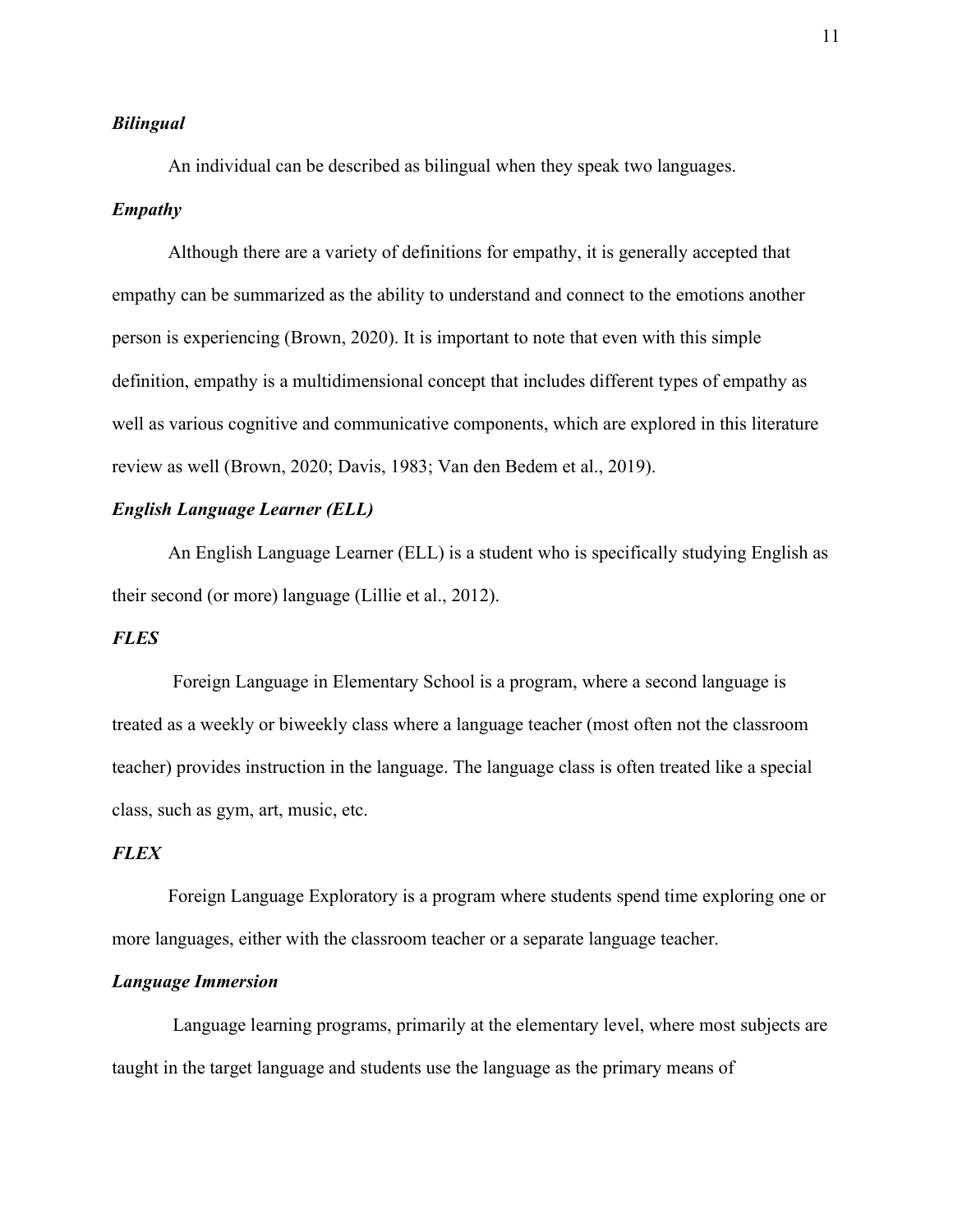### *Bilingual*

An individual can be described as bilingual when they speak two languages.

### *Empathy*

Although there are a variety of definitions for empathy, it is generally accepted that empathy can be summarized as the ability to understand and connect to the emotions another person is experiencing (Brown, 2020). It is important to note that even with this simple definition, empathy is a multidimensional concept that includes different types of empathy as well as various cognitive and communicative components, which are explored in this literature review as well (Brown, 2020; Davis, 1983; Van den Bedem et al., 2019).

### *English Language Learner (ELL)*

An English Language Learner (ELL) is a student who is specifically studying English as their second (or more) language (Lillie et al., 2012).

### *FLES*

Foreign Language in Elementary School is a program, where a second language is treated as a weekly or biweekly class where a language teacher (most often not the classroom teacher) provides instruction in the language. The language class is often treated like a special class, such as gym, art, music, etc.

### *FLEX*

Foreign Language Exploratory is a program where students spend time exploring one or more languages, either with the classroom teacher or a separate language teacher.

### *Language Immersion*

Language learning programs, primarily at the elementary level, where most subjects are taught in the target language and students use the language as the primary means of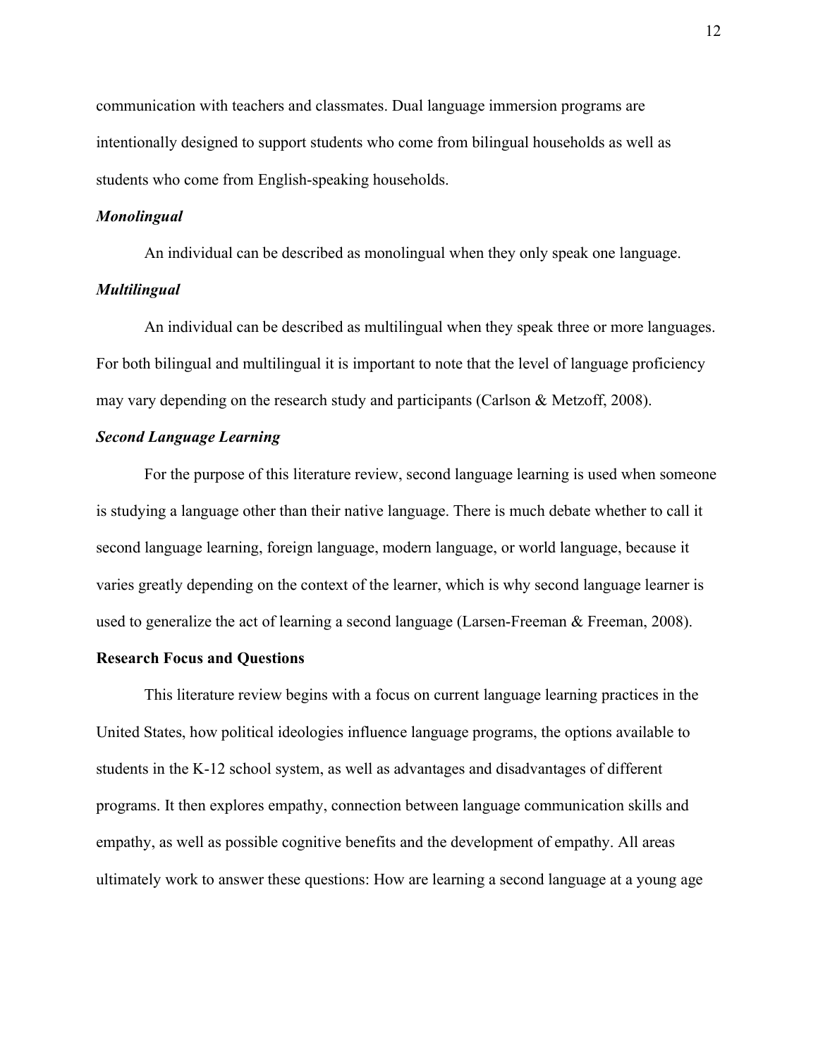communication with teachers and classmates. Dual language immersion programs are intentionally designed to support students who come from bilingual households as well as students who come from English-speaking households.

### *Monolingual*

An individual can be described as monolingual when they only speak one language.

### *Multilingual*

An individual can be described as multilingual when they speak three or more languages. For both bilingual and multilingual it is important to note that the level of language proficiency may vary depending on the research study and participants (Carlson & Metzoff, 2008).

### *Second Language Learning*

For the purpose of this literature review, second language learning is used when someone is studying a language other than their native language. There is much debate whether to call it second language learning, foreign language, modern language, or world language, because it varies greatly depending on the context of the learner, which is why second language learner is used to generalize the act of learning a second language (Larsen-Freeman & Freeman, 2008).

## Research Focus and Questions

This literature review begins with a focus on current language learning practices in the United States, how political ideologies influence language programs, the options available to students in the K-12 school system, as well as advantages and disadvantages of different programs. It then explores empathy, connection between language communication skills and empathy, as well as possible cognitive benefits and the development of empathy. All areas ultimately work to answer these questions: How are learning a second language at a young age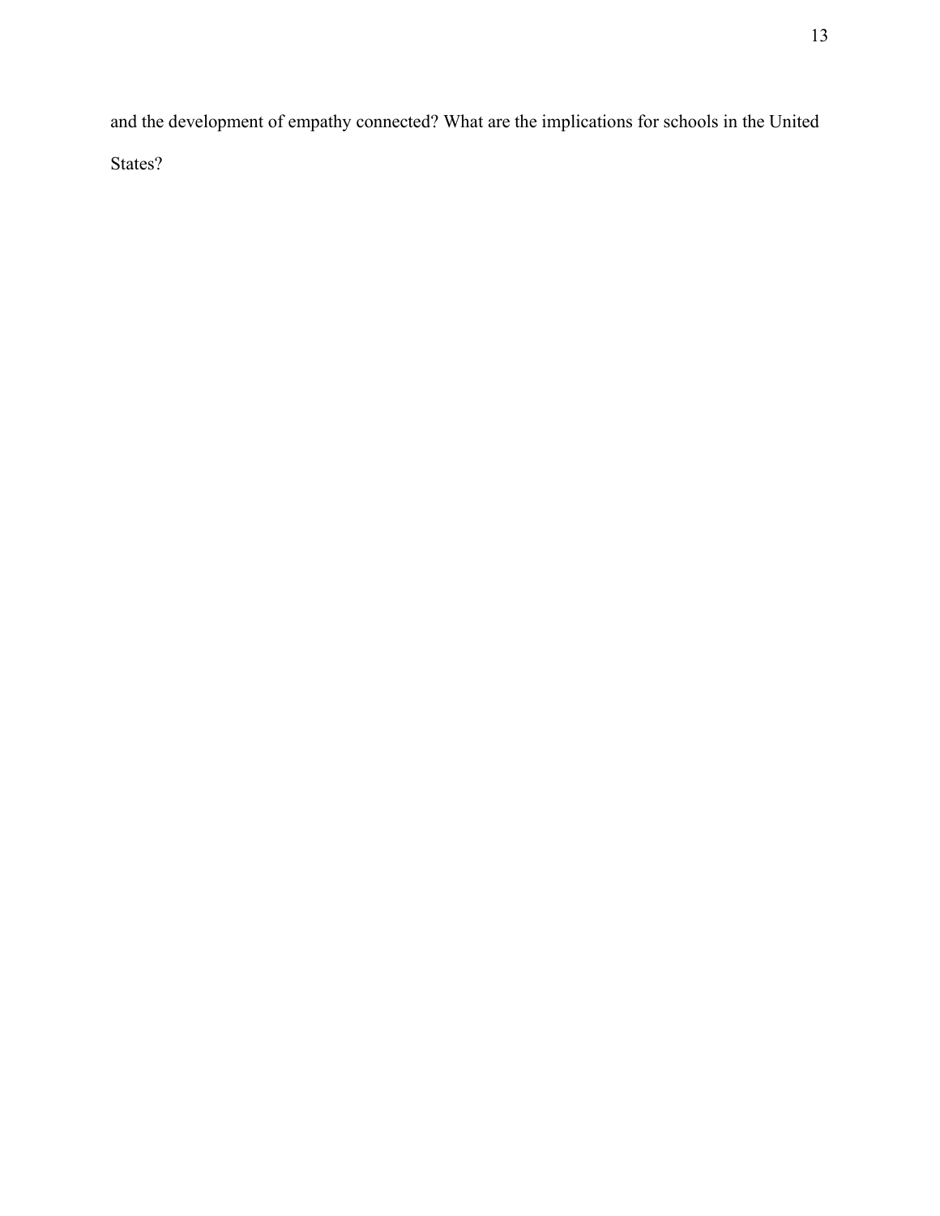and the development of empathy connected? What are the implications for schools in the United States?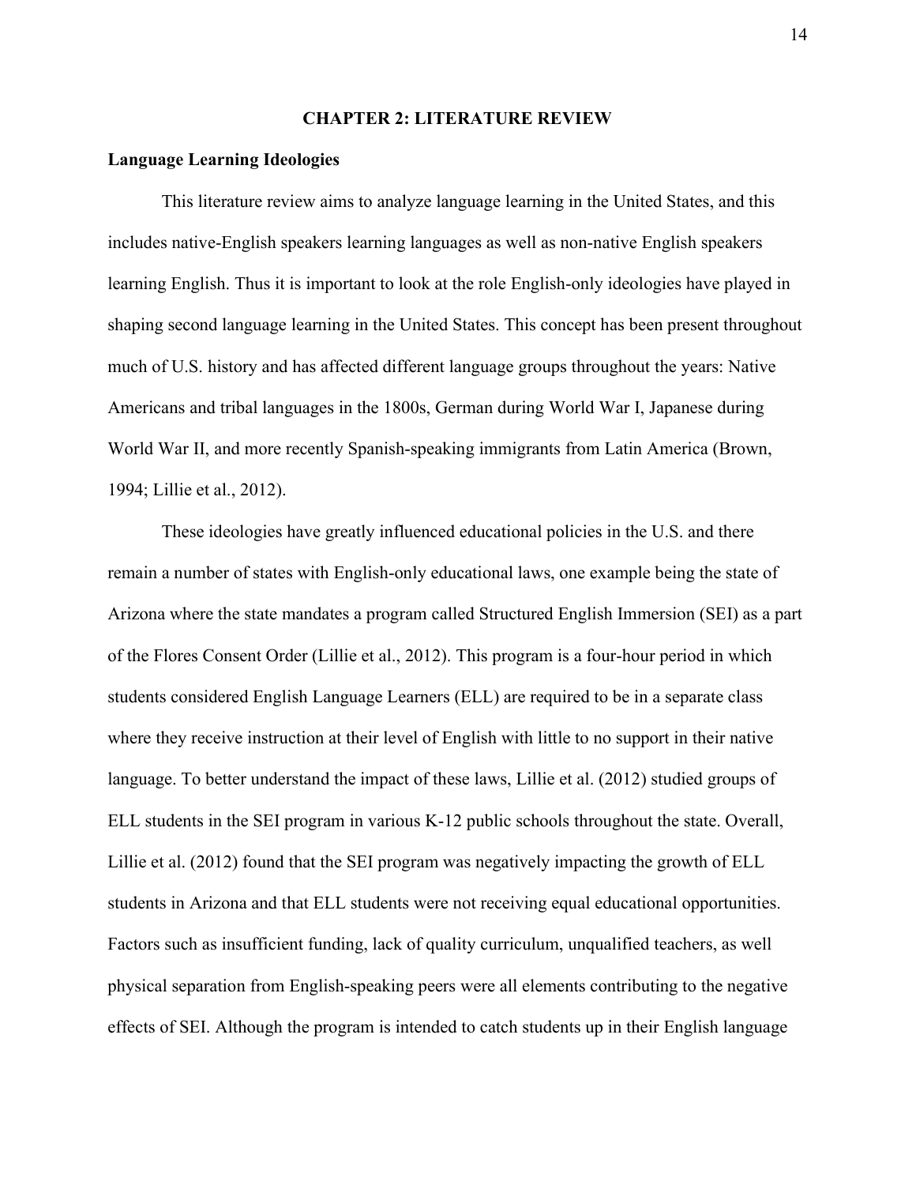# CHAPTER 2: LITERATURE REVIEW

## Language Learning Ideologies

This literature review aims to analyze language learning in the United States, and this includes native-English speakers learning languages as well as non-native English speakers learning English. Thus it is important to look at the role English-only ideologies have played in shaping second language learning in the United States. This concept has been present throughout much of U.S. history and has affected different language groups throughout the years: Native Americans and tribal languages in the 1800s, German during World War I, Japanese during World War II, and more recently Spanish-speaking immigrants from Latin America (Brown, 1994; Lillie et al., 2012).

These ideologies have greatly influenced educational policies in the U.S. and there remain a number of states with English-only educational laws, one example being the state of Arizona where the state mandates a program called Structured English Immersion (SEI) as a part of the Flores Consent Order (Lillie et al., 2012). This program is a four-hour period in which students considered English Language Learners (ELL) are required to be in a separate class where they receive instruction at their level of English with little to no support in their native language. To better understand the impact of these laws, Lillie et al. (2012) studied groups of ELL students in the SEI program in various K-12 public schools throughout the state. Overall, Lillie et al. (2012) found that the SEI program was negatively impacting the growth of ELL students in Arizona and that ELL students were not receiving equal educational opportunities. Factors such as insufficient funding, lack of quality curriculum, unqualified teachers, as well physical separation from English-speaking peers were all elements contributing to the negative effects of SEI. Although the program is intended to catch students up in their English language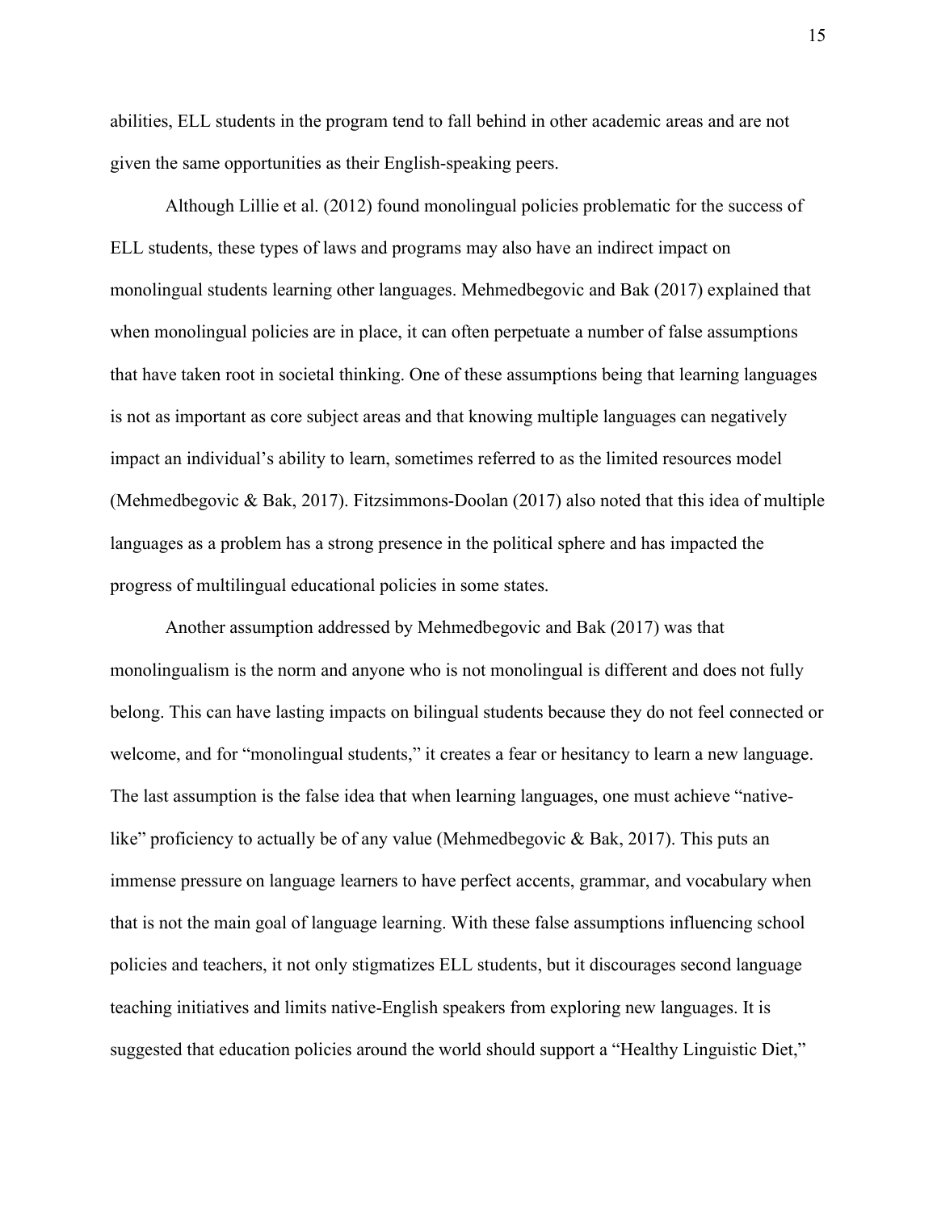abilities, ELL students in the program tend to fall behind in other academic areas and are not given the same opportunities as their English-speaking peers.

Although Lillie et al. (2012) found monolingual policies problematic for the success of ELL students, these types of laws and programs may also have an indirect impact on monolingual students learning other languages. Mehmedbegovic and Bak (2017) explained that when monolingual policies are in place, it can often perpetuate a number of false assumptions that have taken root in societal thinking. One of these assumptions being that learning languages is not as important as core subject areas and that knowing multiple languages can negatively impact an individual's ability to learn, sometimes referred to as the limited resources model (Mehmedbegovic & Bak, 2017). Fitzsimmons-Doolan (2017) also noted that this idea of multiple languages as a problem has a strong presence in the political sphere and has impacted the progress of multilingual educational policies in some states.

Another assumption addressed by Mehmedbegovic and Bak (2017) was that monolingualism is the norm and anyone who is not monolingual is different and does not fully belong. This can have lasting impacts on bilingual students because they do not feel connected or welcome, and for "monolingual students," it creates a fear or hesitancy to learn a new language. The last assumption is the false idea that when learning languages, one must achieve "native-like" proficiency to actually be of any value (Mehmedbegovic & Bak, 2017). This puts an immense pressure on language learners to have perfect accents, grammar, and vocabulary when that is not the main goal of language learning. With these false assumptions influencing school policies and teachers, it not only stigmatizes ELL students, but it discourages second language teaching initiatives and limits native-English speakers from exploring new languages. It is suggested that education policies around the world should support a "Healthy Linguistic Diet,"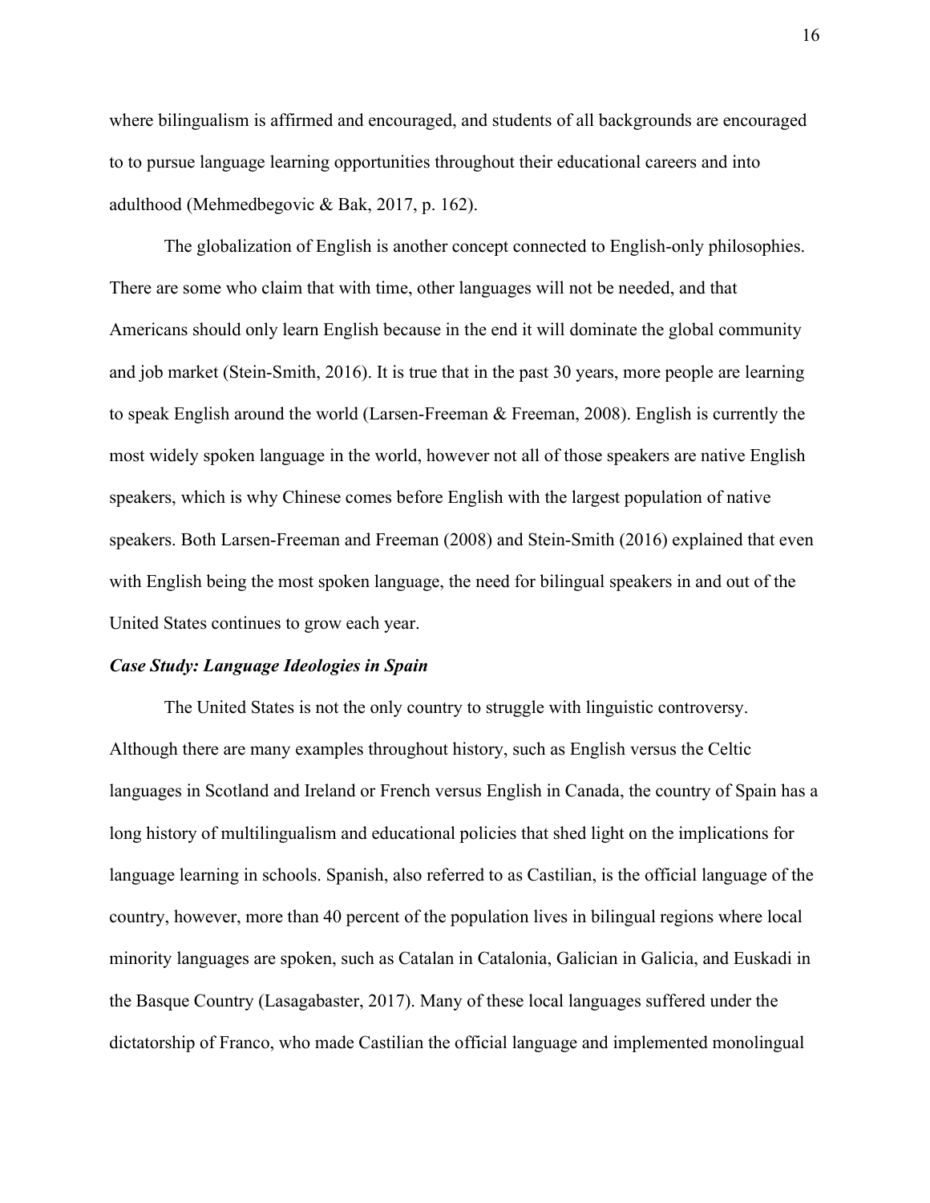where bilingualism is affirmed and encouraged, and students of all backgrounds are encouraged to to pursue language learning opportunities throughout their educational careers and into adulthood (Mehmedbegovic & Bak, 2017, p. 162).

The globalization of English is another concept connected to English-only philosophies. There are some who claim that with time, other languages will not be needed, and that Americans should only learn English because in the end it will dominate the global community and job market (Stein-Smith, 2016). It is true that in the past 30 years, more people are learning to speak English around the world (Larsen-Freeman & Freeman, 2008). English is currently the most widely spoken language in the world, however not all of those speakers are native English speakers, which is why Chinese comes before English with the largest population of native speakers. Both Larsen-Freeman and Freeman (2008) and Stein-Smith (2016) explained that even with English being the most spoken language, the need for bilingual speakers in and out of the United States continues to grow each year.

### *Case Study: Language Ideologies in Spain*

The United States is not the only country to struggle with linguistic controversy. Although there are many examples throughout history, such as English versus the Celtic languages in Scotland and Ireland or French versus English in Canada, the country of Spain has a long history of multilingualism and educational policies that shed light on the implications for language learning in schools. Spanish, also referred to as Castilian, is the official language of the country, however, more than 40 percent of the population lives in bilingual regions where local minority languages are spoken, such as Catalan in Catalonia, Galician in Galicia, and Euskadi in the Basque Country (Lasagabaster, 2017). Many of these local languages suffered under the dictatorship of Franco, who made Castilian the official language and implemented monolingual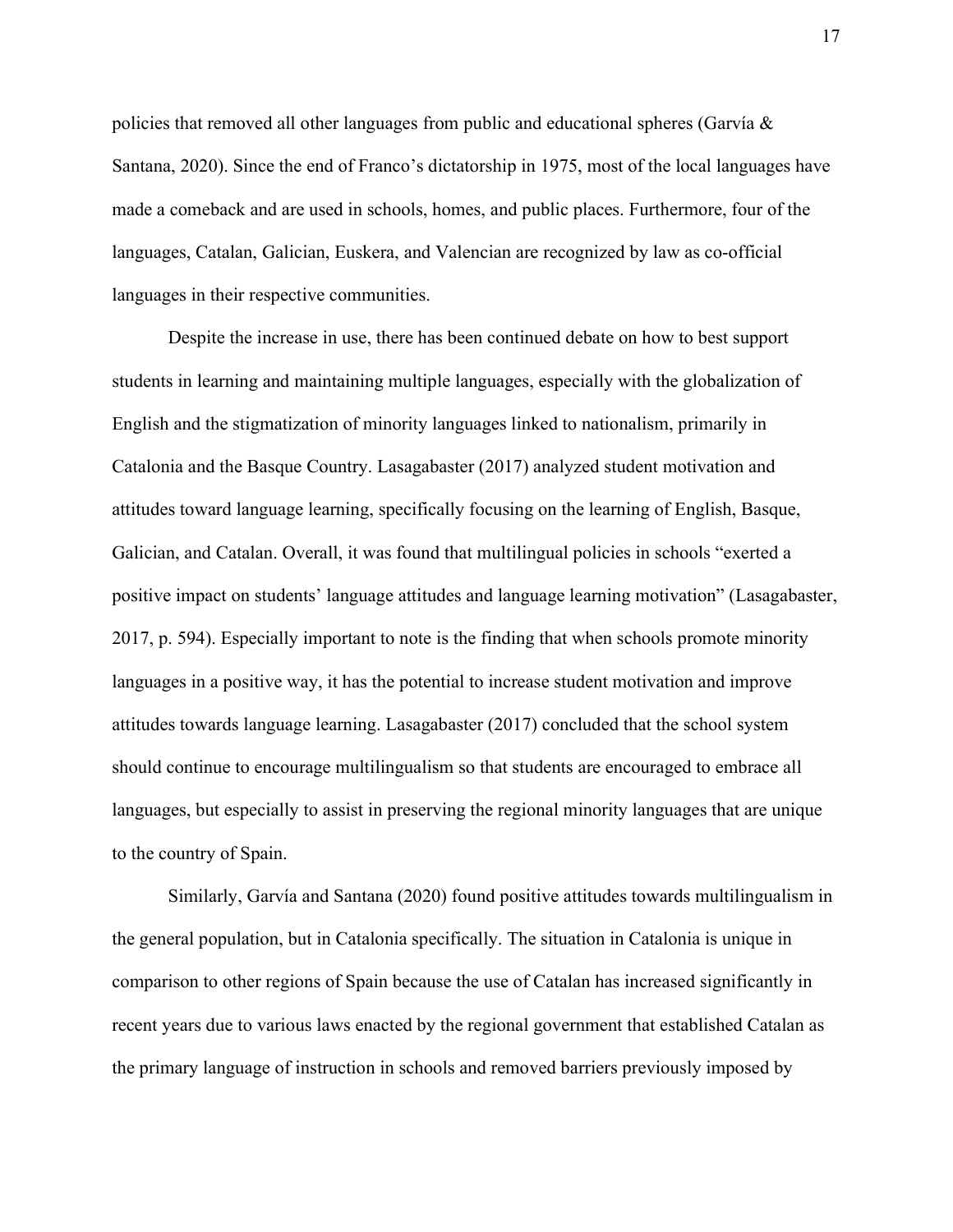policies that removed all other languages from public and educational spheres (Garvía & Santana, 2020). Since the end of Franco's dictatorship in 1975, most of the local languages have made a comeback and are used in schools, homes, and public places. Furthermore, four of the languages, Catalan, Galician, Euskera, and Valencian are recognized by law as co-official languages in their respective communities.

Despite the increase in use, there has been continued debate on how to best support students in learning and maintaining multiple languages, especially with the globalization of English and the stigmatization of minority languages linked to nationalism, primarily in Catalonia and the Basque Country. Lasagabaster (2017) analyzed student motivation and attitudes toward language learning, specifically focusing on the learning of English, Basque, Galician, and Catalan. Overall, it was found that multilingual policies in schools "exerted a positive impact on students' language attitudes and language learning motivation" (Lasagabaster, 2017, p. 594). Especially important to note is the finding that when schools promote minority languages in a positive way, it has the potential to increase student motivation and improve attitudes towards language learning. Lasagabaster (2017) concluded that the school system should continue to encourage multilingualism so that students are encouraged to embrace all languages, but especially to assist in preserving the regional minority languages that are unique to the country of Spain.

Similarly, Garvía and Santana (2020) found positive attitudes towards multilingualism in the general population, but in Catalonia specifically. The situation in Catalonia is unique in comparison to other regions of Spain because the use of Catalan has increased significantly in recent years due to various laws enacted by the regional government that established Catalan as the primary language of instruction in schools and removed barriers previously imposed by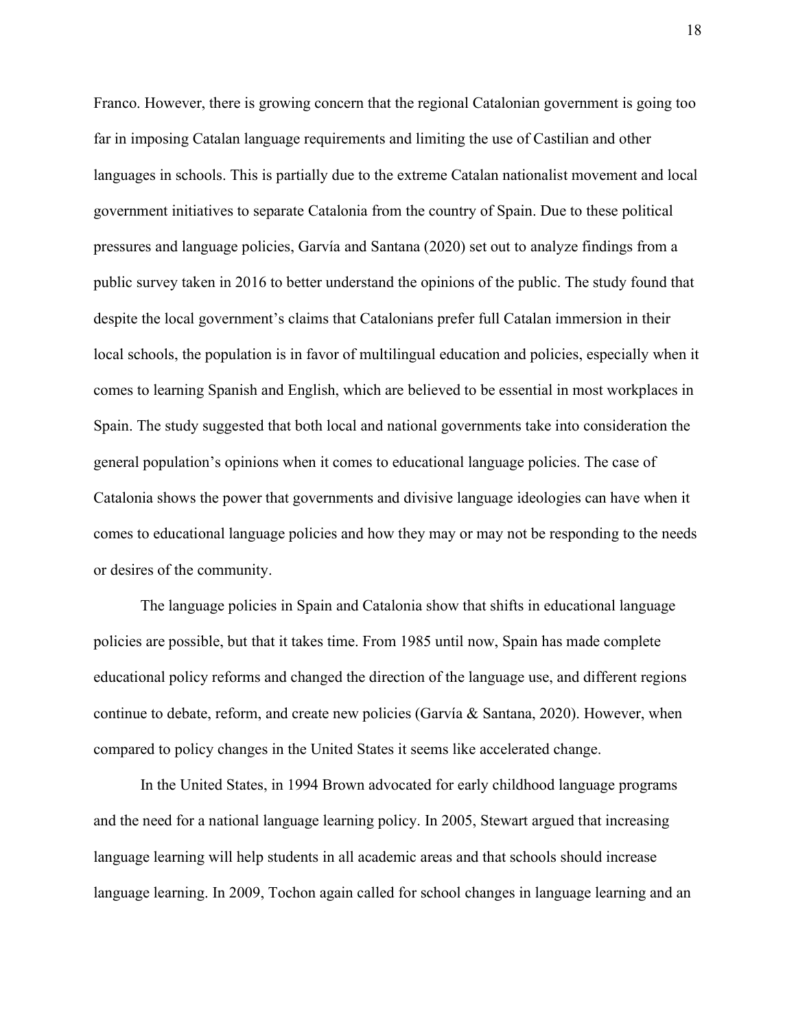Franco. However, there is growing concern that the regional Catalonian government is going too far in imposing Catalan language requirements and limiting the use of Castilian and other languages in schools. This is partially due to the extreme Catalan nationalist movement and local government initiatives to separate Catalonia from the country of Spain. Due to these political pressures and language policies, Garvía and Santana (2020) set out to analyze findings from a public survey taken in 2016 to better understand the opinions of the public. The study found that despite the local government's claims that Catalonians prefer full Catalan immersion in their local schools, the population is in favor of multilingual education and policies, especially when it comes to learning Spanish and English, which are believed to be essential in most workplaces in Spain. The study suggested that both local and national governments take into consideration the general population's opinions when it comes to educational language policies. The case of Catalonia shows the power that governments and divisive language ideologies can have when it comes to educational language policies and how they may or may not be responding to the needs or desires of the community.

The language policies in Spain and Catalonia show that shifts in educational language policies are possible, but that it takes time. From 1985 until now, Spain has made complete educational policy reforms and changed the direction of the language use, and different regions continue to debate, reform, and create new policies (Garvía & Santana, 2020). However, when compared to policy changes in the United States it seems like accelerated change.

In the United States, in 1994 Brown advocated for early childhood language programs and the need for a national language learning policy. In 2005, Stewart argued that increasing language learning will help students in all academic areas and that schools should increase language learning. In 2009, Tochon again called for school changes in language learning and an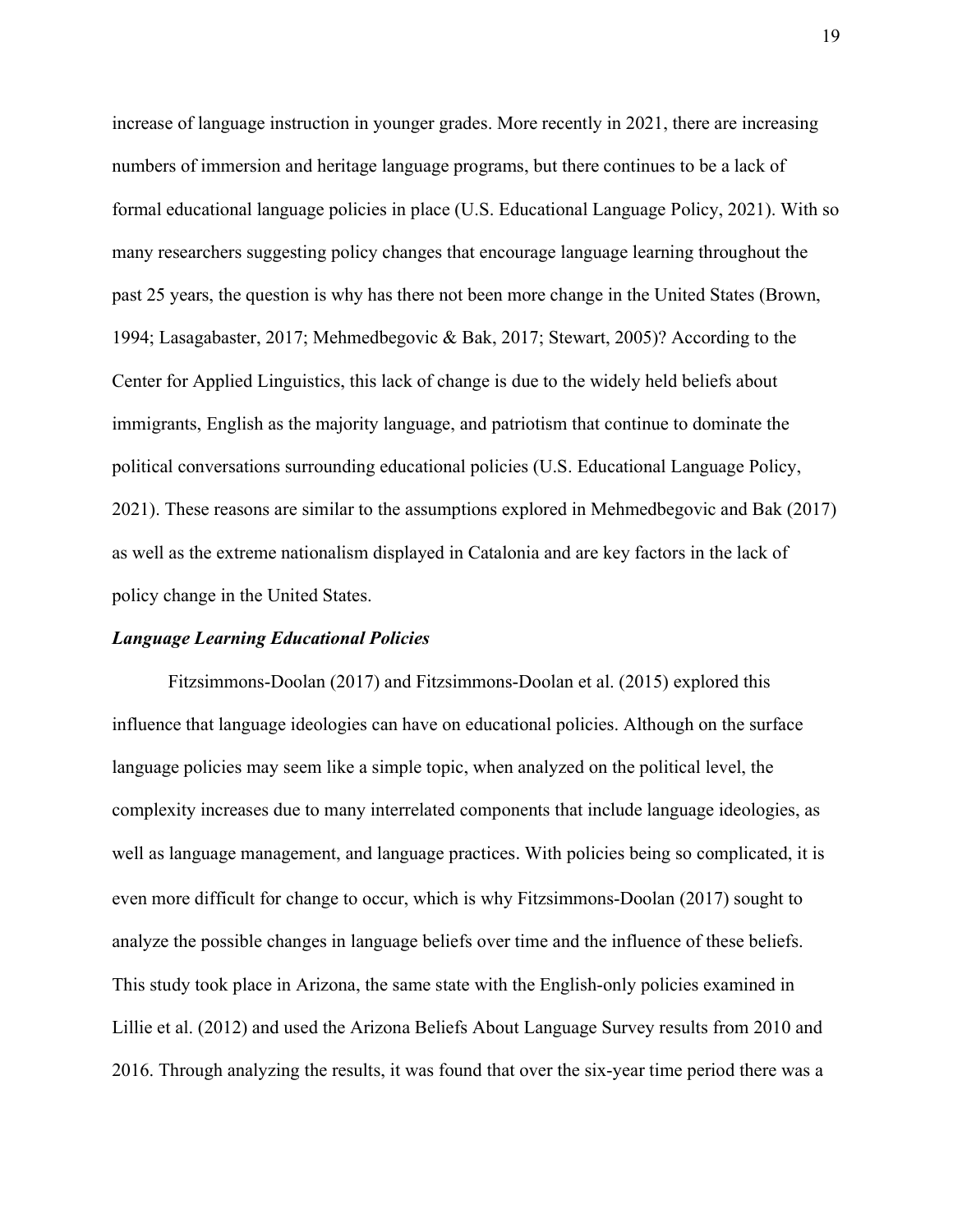increase of language instruction in younger grades. More recently in 2021, there are increasing numbers of immersion and heritage language programs, but there continues to be a lack of formal educational language policies in place (U.S. Educational Language Policy, 2021). With so many researchers suggesting policy changes that encourage language learning throughout the past 25 years, the question is why has there not been more change in the United States (Brown, 1994; Lasagabaster, 2017; Mehmedbegovic & Bak, 2017; Stewart, 2005)? According to the Center for Applied Linguistics, this lack of change is due to the widely held beliefs about immigrants, English as the majority language, and patriotism that continue to dominate the political conversations surrounding educational policies (U.S. Educational Language Policy, 2021). These reasons are similar to the assumptions explored in Mehmedbegovic and Bak (2017) as well as the extreme nationalism displayed in Catalonia and are key factors in the lack of policy change in the United States.

### *Language Learning Educational Policies*

Fitzsimmons-Doolan (2017) and Fitzsimmons-Doolan et al. (2015) explored this influence that language ideologies can have on educational policies. Although on the surface language policies may seem like a simple topic, when analyzed on the political level, the complexity increases due to many interrelated components that include language ideologies, as well as language management, and language practices. With policies being so complicated, it is even more difficult for change to occur, which is why Fitzsimmons-Doolan (2017) sought to analyze the possible changes in language beliefs over time and the influence of these beliefs. This study took place in Arizona, the same state with the English-only policies examined in Lillie et al. (2012) and used the Arizona Beliefs About Language Survey results from 2010 and 2016. Through analyzing the results, it was found that over the six-year time period there was a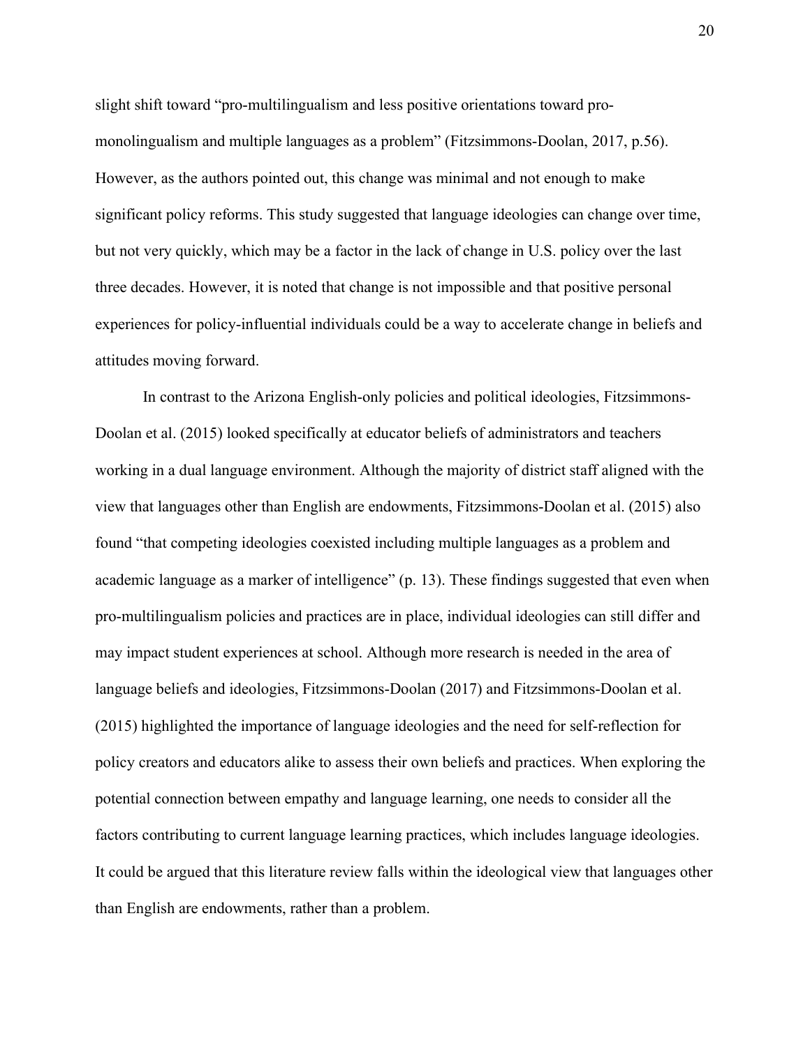slight shift toward "pro-multilingualism and less positive orientations toward pro-monolingualism and multiple languages as a problem" (Fitzsimmons-Doolan, 2017, p.56). However, as the authors pointed out, this change was minimal and not enough to make significant policy reforms. This study suggested that language ideologies can change over time, but not very quickly, which may be a factor in the lack of change in U.S. policy over the last three decades. However, it is noted that change is not impossible and that positive personal experiences for policy-influential individuals could be a way to accelerate change in beliefs and attitudes moving forward.

In contrast to the Arizona English-only policies and political ideologies, Fitzsimmons-Doolan et al. (2015) looked specifically at educator beliefs of administrators and teachers working in a dual language environment. Although the majority of district staff aligned with the view that languages other than English are endowments, Fitzsimmons-Doolan et al. (2015) also found "that competing ideologies coexisted including multiple languages as a problem and academic language as a marker of intelligence" (p. 13). These findings suggested that even when pro-multilingualism policies and practices are in place, individual ideologies can still differ and may impact student experiences at school. Although more research is needed in the area of language beliefs and ideologies, Fitzsimmons-Doolan (2017) and Fitzsimmons-Doolan et al. (2015) highlighted the importance of language ideologies and the need for self-reflection for policy creators and educators alike to assess their own beliefs and practices. When exploring the potential connection between empathy and language learning, one needs to consider all the factors contributing to current language learning practices, which includes language ideologies. It could be argued that this literature review falls within the ideological view that languages other than English are endowments, rather than a problem.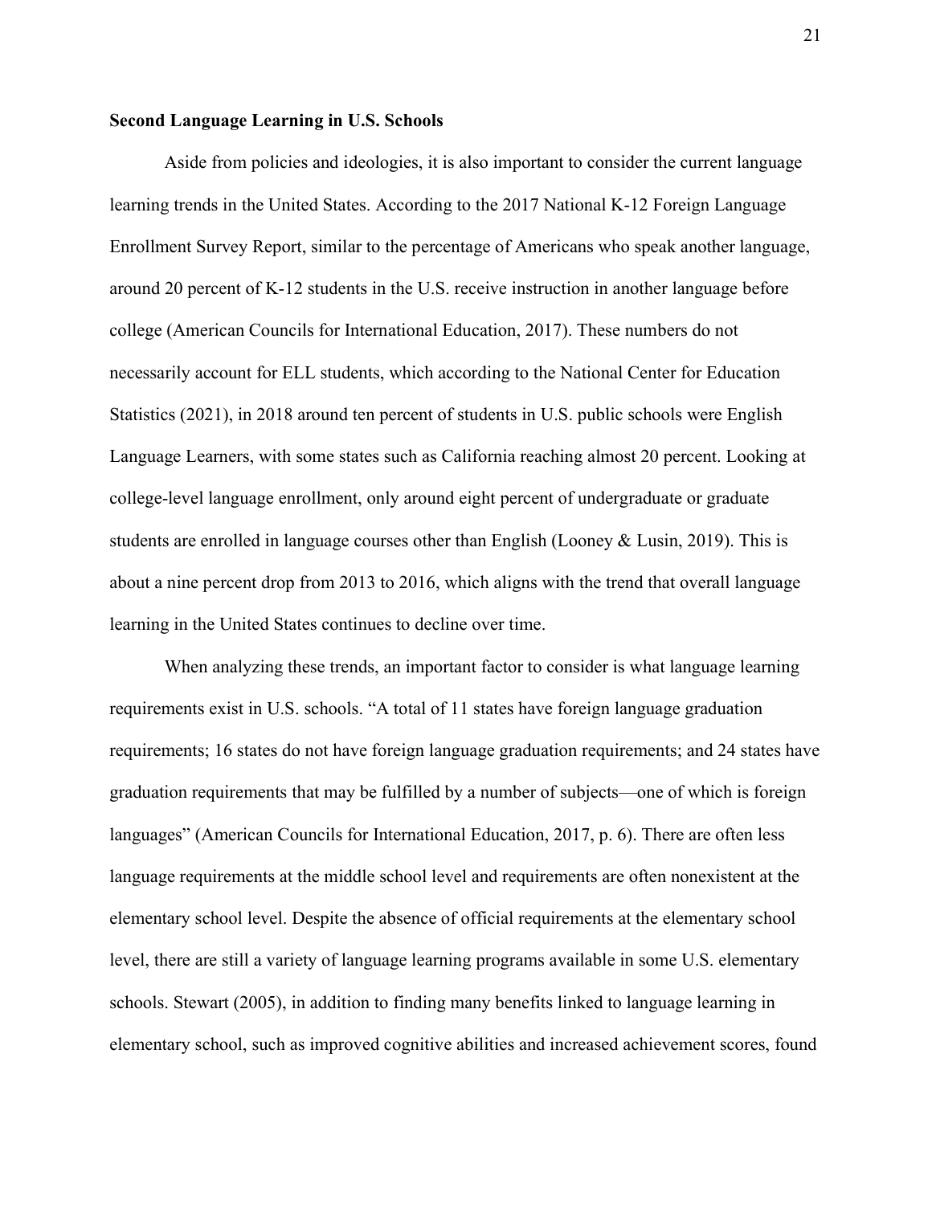## Second Language Learning in U.S. Schools

Aside from policies and ideologies, it is also important to consider the current language learning trends in the United States. According to the 2017 National K-12 Foreign Language Enrollment Survey Report, similar to the percentage of Americans who speak another language, around 20 percent of K-12 students in the U.S. receive instruction in another language before college (American Councils for International Education, 2017). These numbers do not necessarily account for ELL students, which according to the National Center for Education Statistics (2021), in 2018 around ten percent of students in U.S. public schools were English Language Learners, with some states such as California reaching almost 20 percent. Looking at college-level language enrollment, only around eight percent of undergraduate or graduate students are enrolled in language courses other than English (Looney & Lusin, 2019). This is about a nine percent drop from 2013 to 2016, which aligns with the trend that overall language learning in the United States continues to decline over time.

When analyzing these trends, an important factor to consider is what language learning requirements exist in U.S. schools. "A total of 11 states have foreign language graduation requirements; 16 states do not have foreign language graduation requirements; and 24 states have graduation requirements that may be fulfilled by a number of subjects—one of which is foreign languages" (American Councils for International Education, 2017, p. 6). There are often less language requirements at the middle school level and requirements are often nonexistent at the elementary school level. Despite the absence of official requirements at the elementary school level, there are still a variety of language learning programs available in some U.S. elementary schools. Stewart (2005), in addition to finding many benefits linked to language learning in elementary school, such as improved cognitive abilities and increased achievement scores, found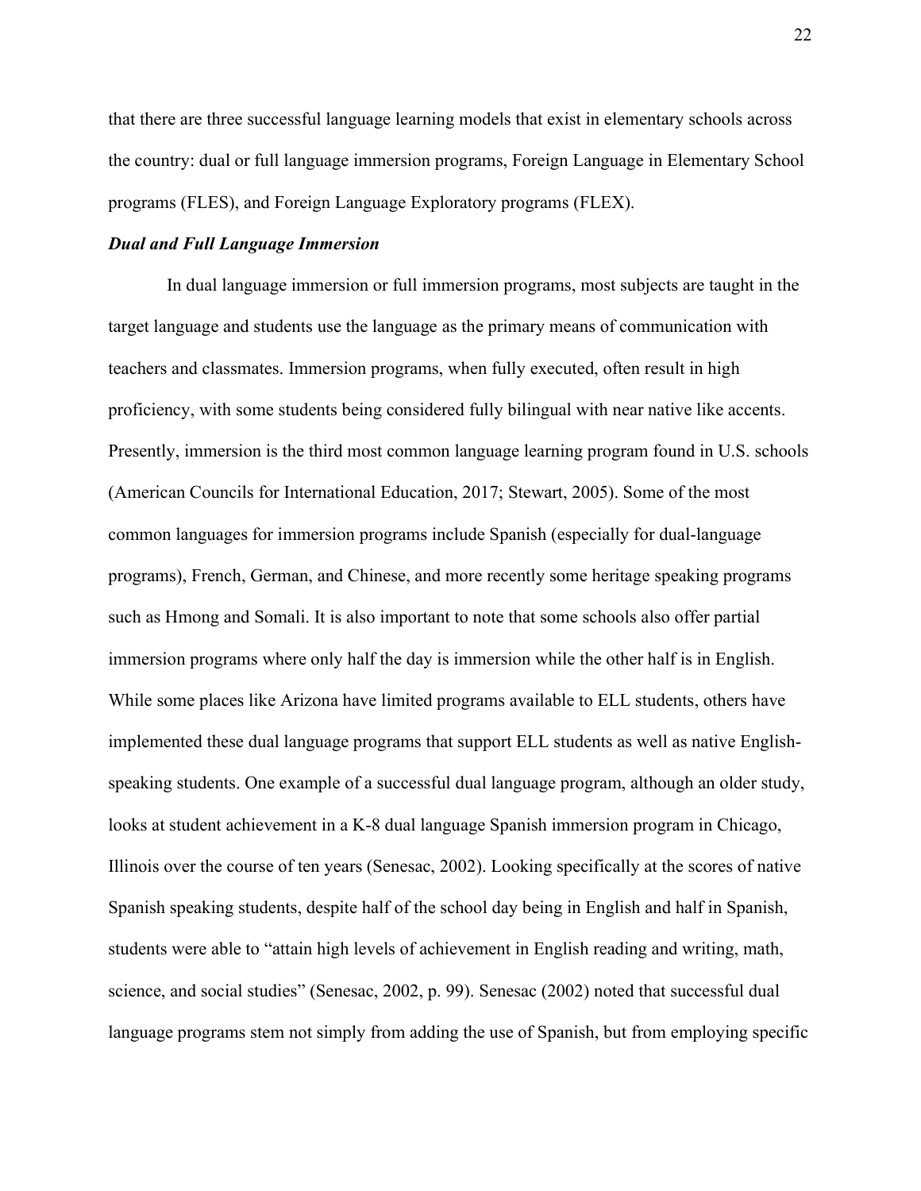that there are three successful language learning models that exist in elementary schools across the country: dual or full language immersion programs, Foreign Language in Elementary School programs (FLES), and Foreign Language Exploratory programs (FLEX).

### ***Dual and Full Language Immersion***

In dual language immersion or full immersion programs, most subjects are taught in the target language and students use the language as the primary means of communication with teachers and classmates. Immersion programs, when fully executed, often result in high proficiency, with some students being considered fully bilingual with near native like accents. Presently, immersion is the third most common language learning program found in U.S. schools (American Councils for International Education, 2017; Stewart, 2005). Some of the most common languages for immersion programs include Spanish (especially for dual-language programs), French, German, and Chinese, and more recently some heritage speaking programs such as Hmong and Somali. It is also important to note that some schools also offer partial immersion programs where only half the day is immersion while the other half is in English. While some places like Arizona have limited programs available to ELL students, others have implemented these dual language programs that support ELL students as well as native English-speaking students. One example of a successful dual language program, although an older study, looks at student achievement in a K-8 dual language Spanish immersion program in Chicago, Illinois over the course of ten years (Senesac, 2002). Looking specifically at the scores of native Spanish speaking students, despite half of the school day being in English and half in Spanish, students were able to "attain high levels of achievement in English reading and writing, math, science, and social studies" (Senesac, 2002, p. 99). Senesac (2002) noted that successful dual language programs stem not simply from adding the use of Spanish, but from employing specific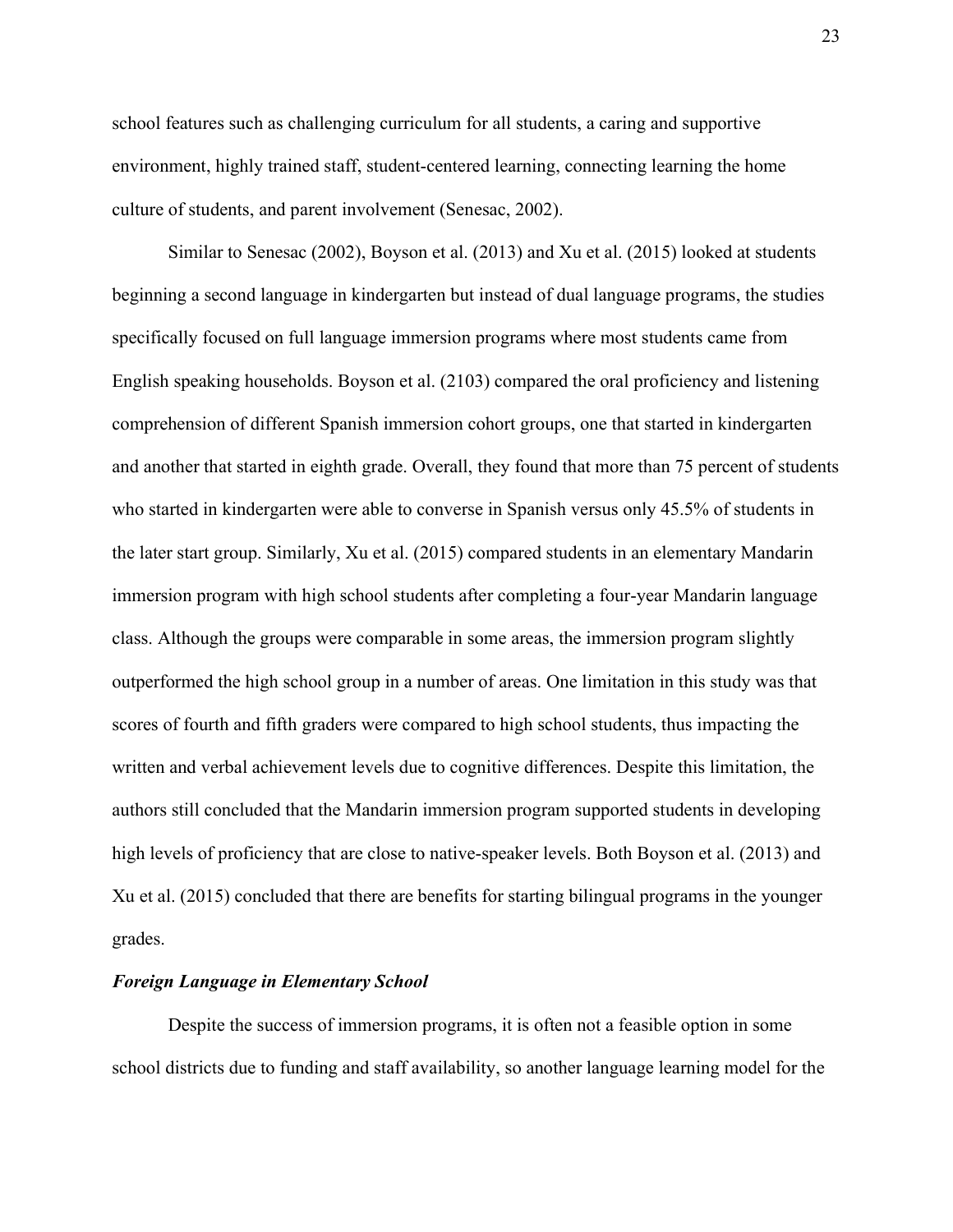school features such as challenging curriculum for all students, a caring and supportive environment, highly trained staff, student-centered learning, connecting learning the home culture of students, and parent involvement (Senesac, 2002).

Similar to Senesac (2002), Boyson et al. (2013) and Xu et al. (2015) looked at students beginning a second language in kindergarten but instead of dual language programs, the studies specifically focused on full language immersion programs where most students came from English speaking households. Boyson et al. (2103) compared the oral proficiency and listening comprehension of different Spanish immersion cohort groups, one that started in kindergarten and another that started in eighth grade. Overall, they found that more than 75 percent of students who started in kindergarten were able to converse in Spanish versus only 45.5% of students in the later start group. Similarly, Xu et al. (2015) compared students in an elementary Mandarin immersion program with high school students after completing a four-year Mandarin language class. Although the groups were comparable in some areas, the immersion program slightly outperformed the high school group in a number of areas. One limitation in this study was that scores of fourth and fifth graders were compared to high school students, thus impacting the written and verbal achievement levels due to cognitive differences. Despite this limitation, the authors still concluded that the Mandarin immersion program supported students in developing high levels of proficiency that are close to native-speaker levels. Both Boyson et al. (2013) and Xu et al. (2015) concluded that there are benefits for starting bilingual programs in the younger grades.

### *Foreign Language in Elementary School*

Despite the success of immersion programs, it is often not a feasible option in some school districts due to funding and staff availability, so another language learning model for the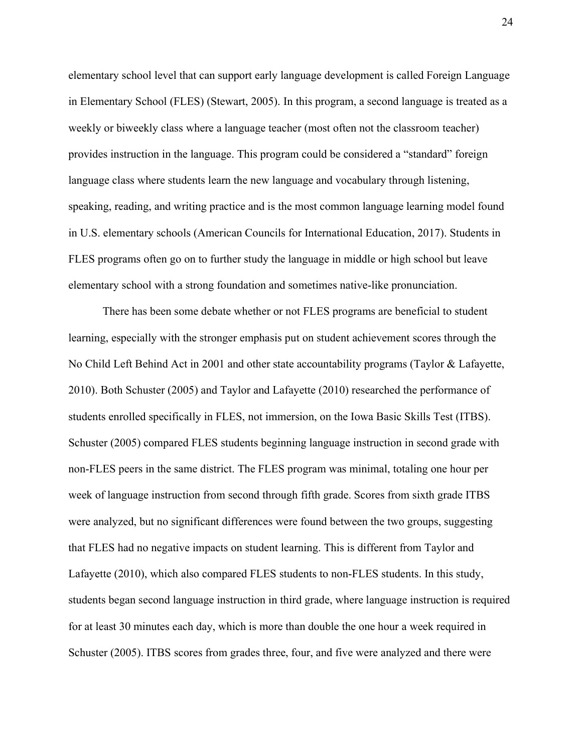elementary school level that can support early language development is called Foreign Language in Elementary School (FLES) (Stewart, 2005). In this program, a second language is treated as a weekly or biweekly class where a language teacher (most often not the classroom teacher) provides instruction in the language. This program could be considered a "standard" foreign language class where students learn the new language and vocabulary through listening, speaking, reading, and writing practice and is the most common language learning model found in U.S. elementary schools (American Councils for International Education, 2017). Students in FLES programs often go on to further study the language in middle or high school but leave elementary school with a strong foundation and sometimes native-like pronunciation.

There has been some debate whether or not FLES programs are beneficial to student learning, especially with the stronger emphasis put on student achievement scores through the No Child Left Behind Act in 2001 and other state accountability programs (Taylor & Lafayette, 2010). Both Schuster (2005) and Taylor and Lafayette (2010) researched the performance of students enrolled specifically in FLES, not immersion, on the Iowa Basic Skills Test (ITBS). Schuster (2005) compared FLES students beginning language instruction in second grade with non-FLES peers in the same district. The FLES program was minimal, totaling one hour per week of language instruction from second through fifth grade. Scores from sixth grade ITBS were analyzed, but no significant differences were found between the two groups, suggesting that FLES had no negative impacts on student learning. This is different from Taylor and Lafayette (2010), which also compared FLES students to non-FLES students. In this study, students began second language instruction in third grade, where language instruction is required for at least 30 minutes each day, which is more than double the one hour a week required in Schuster (2005). ITBS scores from grades three, four, and five were analyzed and there were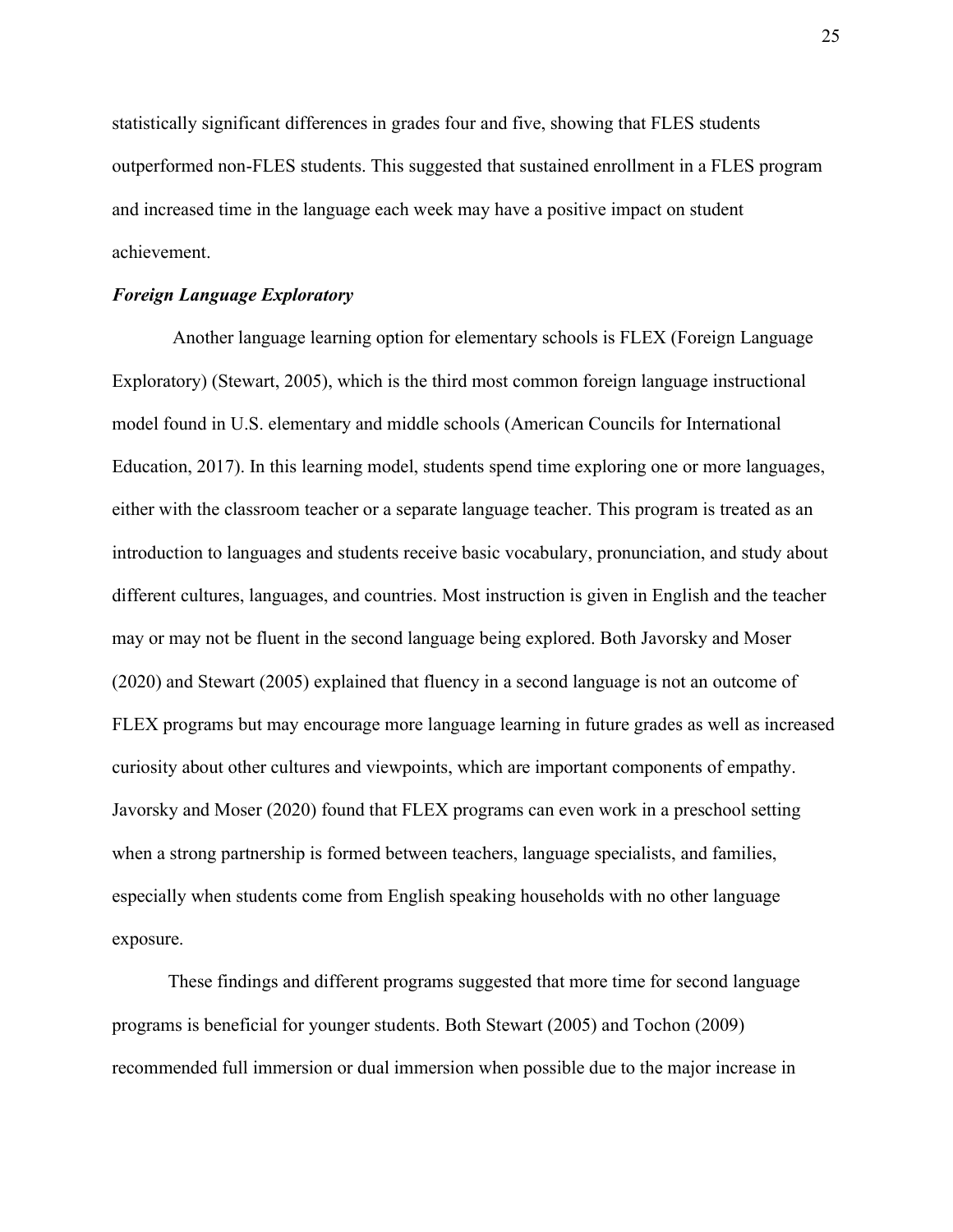statistically significant differences in grades four and five, showing that FLES students outperformed non-FLES students. This suggested that sustained enrollment in a FLES program and increased time in the language each week may have a positive impact on student achievement.

### ***Foreign Language Exploratory***

Another language learning option for elementary schools is FLEX (Foreign Language Exploratory) (Stewart, 2005), which is the third most common foreign language instructional model found in U.S. elementary and middle schools (American Councils for International Education, 2017). In this learning model, students spend time exploring one or more languages, either with the classroom teacher or a separate language teacher. This program is treated as an introduction to languages and students receive basic vocabulary, pronunciation, and study about different cultures, languages, and countries. Most instruction is given in English and the teacher may or may not be fluent in the second language being explored. Both Javorsky and Moser (2020) and Stewart (2005) explained that fluency in a second language is not an outcome of FLEX programs but may encourage more language learning in future grades as well as increased curiosity about other cultures and viewpoints, which are important components of empathy. Javorsky and Moser (2020) found that FLEX programs can even work in a preschool setting when a strong partnership is formed between teachers, language specialists, and families, especially when students come from English speaking households with no other language exposure.

These findings and different programs suggested that more time for second language programs is beneficial for younger students. Both Stewart (2005) and Tochon (2009) recommended full immersion or dual immersion when possible due to the major increase in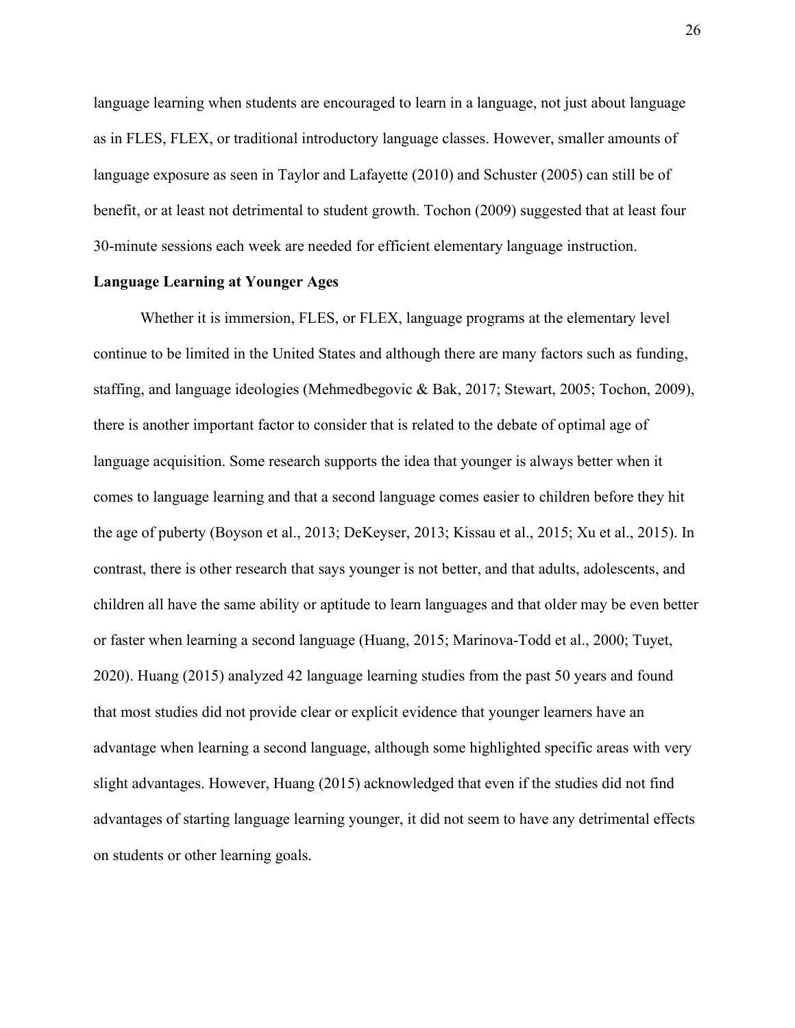language learning when students are encouraged to learn in a language, not just about language as in FLES, FLEX, or traditional introductory language classes. However, smaller amounts of language exposure as seen in Taylor and Lafayette (2010) and Schuster (2005) can still be of benefit, or at least not detrimental to student growth. Tochon (2009) suggested that at least four 30-minute sessions each week are needed for efficient elementary language instruction.

## Language Learning at Younger Ages

Whether it is immersion, FLES, or FLEX, language programs at the elementary level continue to be limited in the United States and although there are many factors such as funding, staffing, and language ideologies (Mehmedbegovic & Bak, 2017; Stewart, 2005; Tochon, 2009), there is another important factor to consider that is related to the debate of optimal age of language acquisition. Some research supports the idea that younger is always better when it comes to language learning and that a second language comes easier to children before they hit the age of puberty (Boyson et al., 2013; DeKeyser, 2013; Kissau et al., 2015; Xu et al., 2015). In contrast, there is other research that says younger is not better, and that adults, adolescents, and children all have the same ability or aptitude to learn languages and that older may be even better or faster when learning a second language (Huang, 2015; Marinova-Todd et al., 2000; Tuyet, 2020). Huang (2015) analyzed 42 language learning studies from the past 50 years and found that most studies did not provide clear or explicit evidence that younger learners have an advantage when learning a second language, although some highlighted specific areas with very slight advantages. However, Huang (2015) acknowledged that even if the studies did not find advantages of starting language learning younger, it did not seem to have any detrimental effects on students or other learning goals.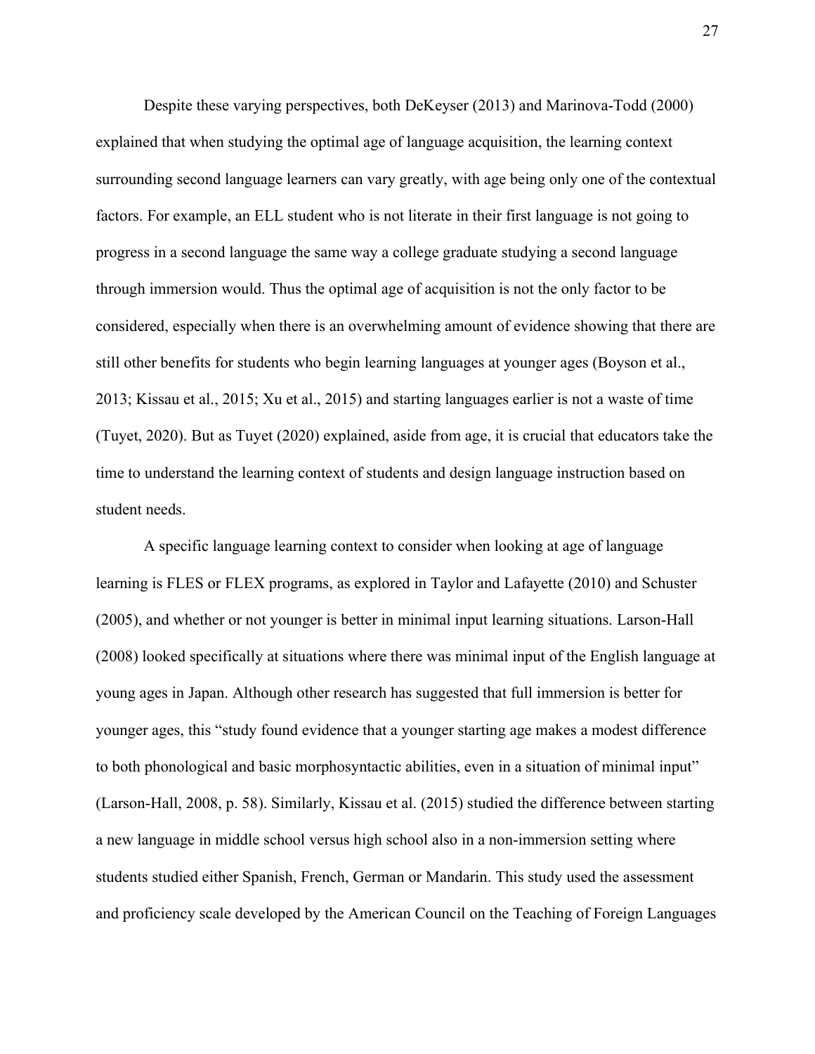Despite these varying perspectives, both DeKeyser (2013) and Marinova-Todd (2000) explained that when studying the optimal age of language acquisition, the learning context surrounding second language learners can vary greatly, with age being only one of the contextual factors. For example, an ELL student who is not literate in their first language is not going to progress in a second language the same way a college graduate studying a second language through immersion would. Thus the optimal age of acquisition is not the only factor to be considered, especially when there is an overwhelming amount of evidence showing that there are still other benefits for students who begin learning languages at younger ages (Boyson et al., 2013; Kissau et al., 2015; Xu et al., 2015) and starting languages earlier is not a waste of time (Tuyet, 2020). But as Tuyet (2020) explained, aside from age, it is crucial that educators take the time to understand the learning context of students and design language instruction based on student needs.

A specific language learning context to consider when looking at age of language learning is FLES or FLEX programs, as explored in Taylor and Lafayette (2010) and Schuster (2005), and whether or not younger is better in minimal input learning situations. Larson-Hall (2008) looked specifically at situations where there was minimal input of the English language at young ages in Japan. Although other research has suggested that full immersion is better for younger ages, this "study found evidence that a younger starting age makes a modest difference to both phonological and basic morphosyntactic abilities, even in a situation of minimal input" (Larson-Hall, 2008, p. 58). Similarly, Kissau et al. (2015) studied the difference between starting a new language in middle school versus high school also in a non-immersion setting where students studied either Spanish, French, German or Mandarin. This study used the assessment and proficiency scale developed by the American Council on the Teaching of Foreign Languages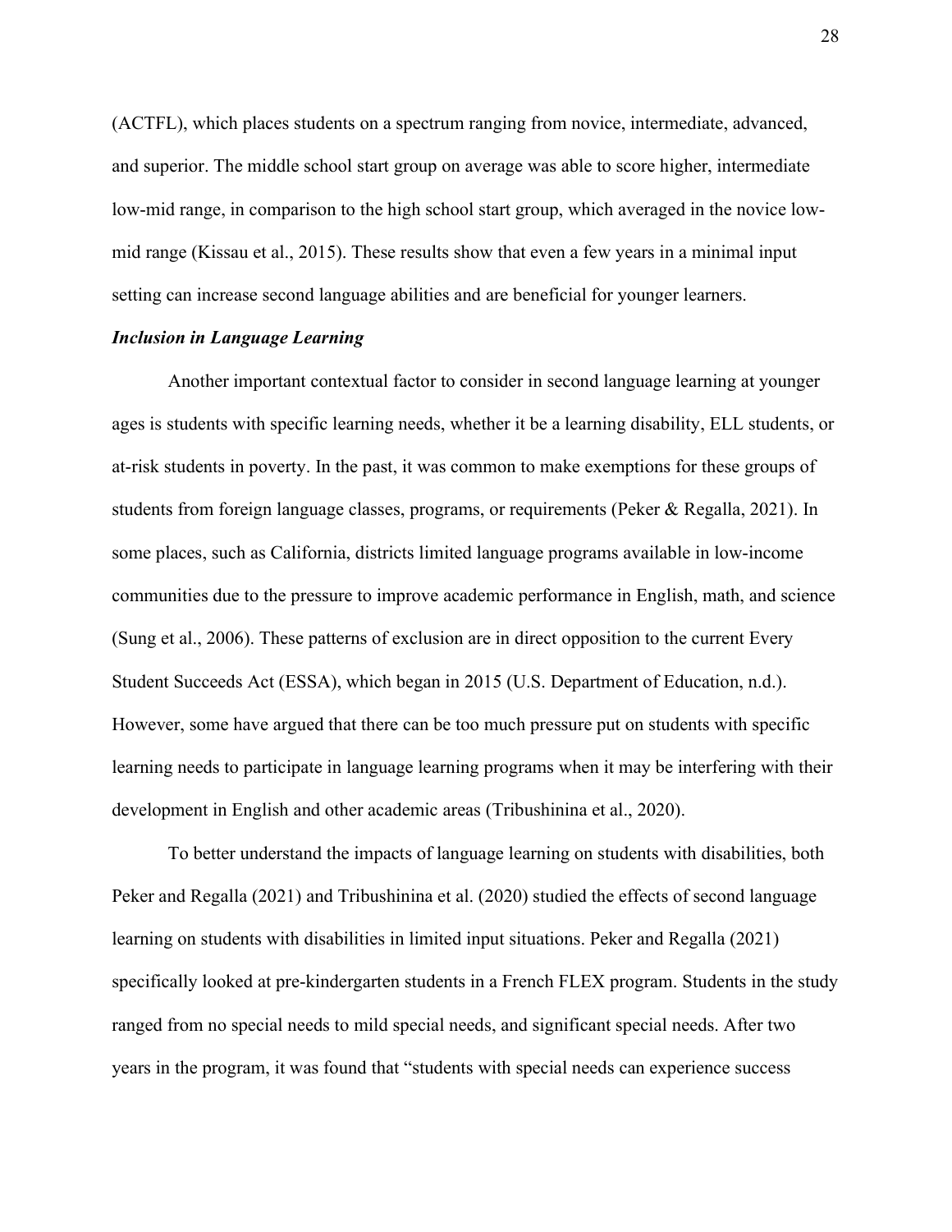(ACTFL), which places students on a spectrum ranging from novice, intermediate, advanced, and superior. The middle school start group on average was able to score higher, intermediate low-mid range, in comparison to the high school start group, which averaged in the novice low-mid range (Kissau et al., 2015). These results show that even a few years in a minimal input setting can increase second language abilities and are beneficial for younger learners.

### *Inclusion in Language Learning*

Another important contextual factor to consider in second language learning at younger ages is students with specific learning needs, whether it be a learning disability, ELL students, or at-risk students in poverty. In the past, it was common to make exemptions for these groups of students from foreign language classes, programs, or requirements (Peker & Regalla, 2021). In some places, such as California, districts limited language programs available in low-income communities due to the pressure to improve academic performance in English, math, and science (Sung et al., 2006). These patterns of exclusion are in direct opposition to the current Every Student Succeeds Act (ESSA), which began in 2015 (U.S. Department of Education, n.d.). However, some have argued that there can be too much pressure put on students with specific learning needs to participate in language learning programs when it may be interfering with their development in English and other academic areas (Tribushinina et al., 2020).

To better understand the impacts of language learning on students with disabilities, both Peker and Regalla (2021) and Tribushinina et al. (2020) studied the effects of second language learning on students with disabilities in limited input situations. Peker and Regalla (2021) specifically looked at pre-kindergarten students in a French FLEX program. Students in the study ranged from no special needs to mild special needs, and significant special needs. After two years in the program, it was found that "students with special needs can experience success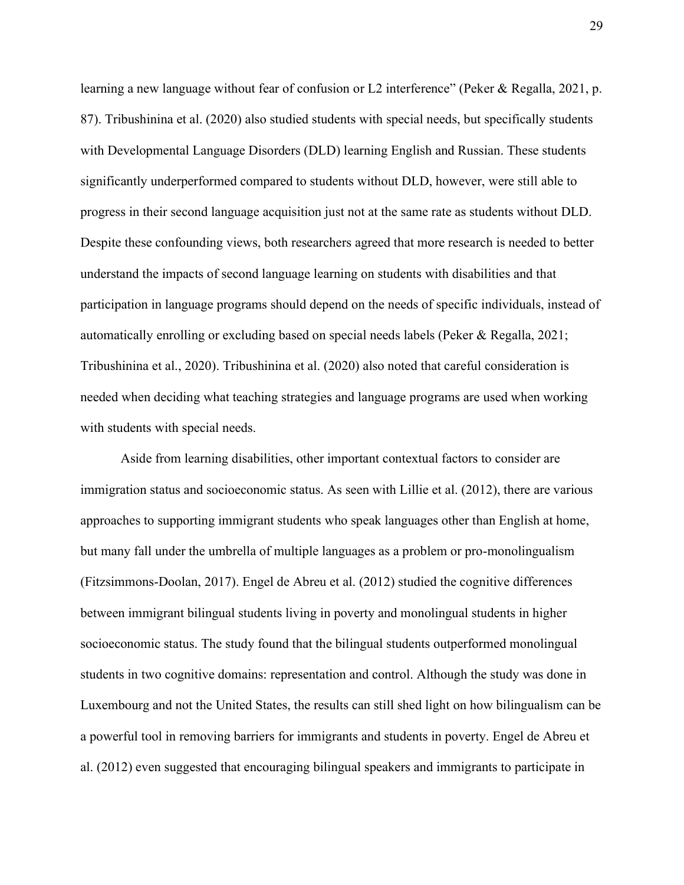learning a new language without fear of confusion or L2 interference" (Peker & Regalla, 2021, p. 87). Tribushinina et al. (2020) also studied students with special needs, but specifically students with Developmental Language Disorders (DLD) learning English and Russian. These students significantly underperformed compared to students without DLD, however, were still able to progress in their second language acquisition just not at the same rate as students without DLD. Despite these confounding views, both researchers agreed that more research is needed to better understand the impacts of second language learning on students with disabilities and that participation in language programs should depend on the needs of specific individuals, instead of automatically enrolling or excluding based on special needs labels (Peker & Regalla, 2021; Tribushinina et al., 2020). Tribushinina et al. (2020) also noted that careful consideration is needed when deciding what teaching strategies and language programs are used when working with students with special needs.

Aside from learning disabilities, other important contextual factors to consider are immigration status and socioeconomic status. As seen with Lillie et al. (2012), there are various approaches to supporting immigrant students who speak languages other than English at home, but many fall under the umbrella of multiple languages as a problem or pro-monolingualism (Fitzsimmons-Doolan, 2017). Engel de Abreu et al. (2012) studied the cognitive differences between immigrant bilingual students living in poverty and monolingual students in higher socioeconomic status. The study found that the bilingual students outperformed monolingual students in two cognitive domains: representation and control. Although the study was done in Luxembourg and not the United States, the results can still shed light on how bilingualism can be a powerful tool in removing barriers for immigrants and students in poverty. Engel de Abreu et al. (2012) even suggested that encouraging bilingual speakers and immigrants to participate in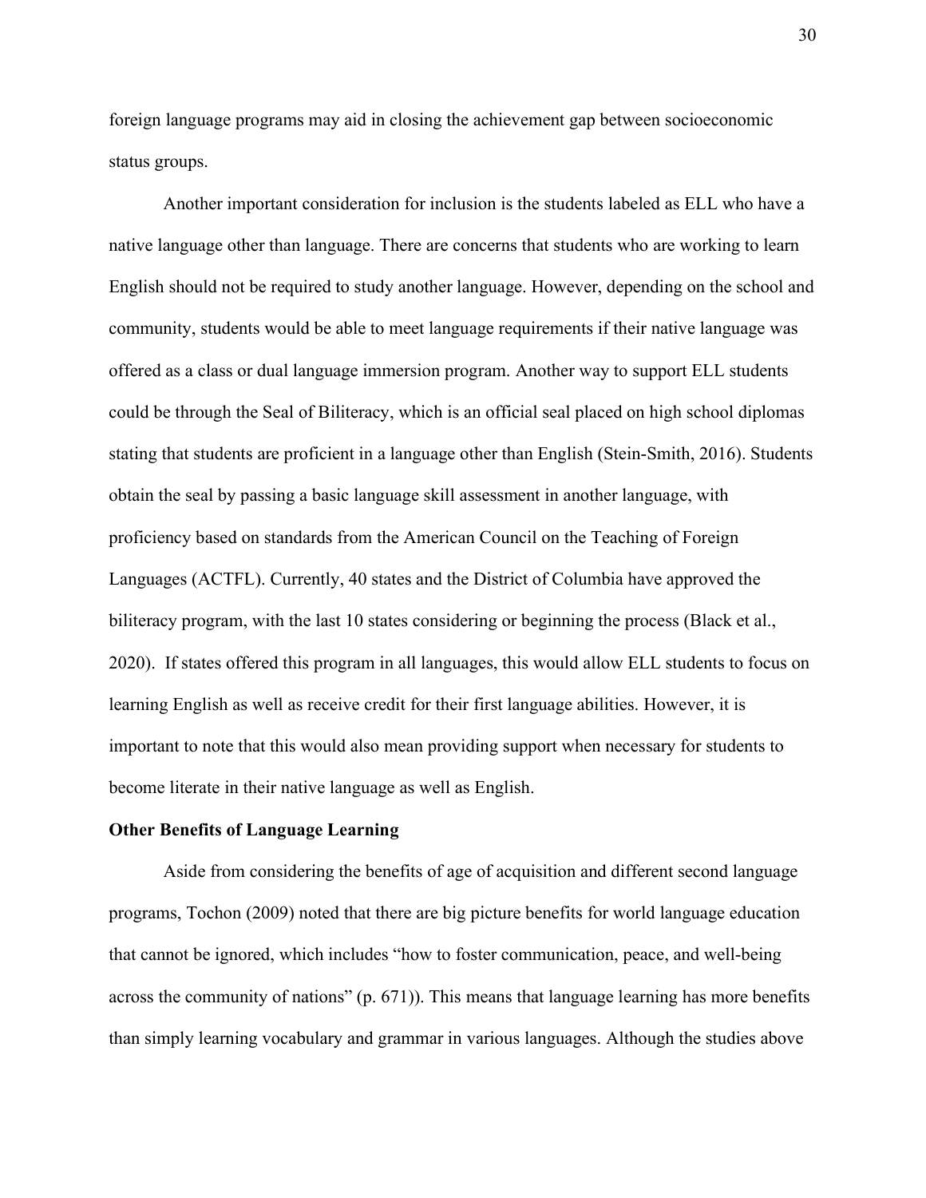foreign language programs may aid in closing the achievement gap between socioeconomic status groups.

Another important consideration for inclusion is the students labeled as ELL who have a native language other than language. There are concerns that students who are working to learn English should not be required to study another language. However, depending on the school and community, students would be able to meet language requirements if their native language was offered as a class or dual language immersion program. Another way to support ELL students could be through the Seal of Biliteracy, which is an official seal placed on high school diplomas stating that students are proficient in a language other than English (Stein-Smith, 2016). Students obtain the seal by passing a basic language skill assessment in another language, with proficiency based on standards from the American Council on the Teaching of Foreign Languages (ACTFL). Currently, 40 states and the District of Columbia have approved the biliteracy program, with the last 10 states considering or beginning the process (Black et al., 2020). If states offered this program in all languages, this would allow ELL students to focus on learning English as well as receive credit for their first language abilities. However, it is important to note that this would also mean providing support when necessary for students to become literate in their native language as well as English.

**Other Benefits of Language Learning**

Aside from considering the benefits of age of acquisition and different second language programs, Tochon (2009) noted that there are big picture benefits for world language education that cannot be ignored, which includes "how to foster communication, peace, and well-being across the community of nations" (p. 671)). This means that language learning has more benefits than simply learning vocabulary and grammar in various languages. Although the studies above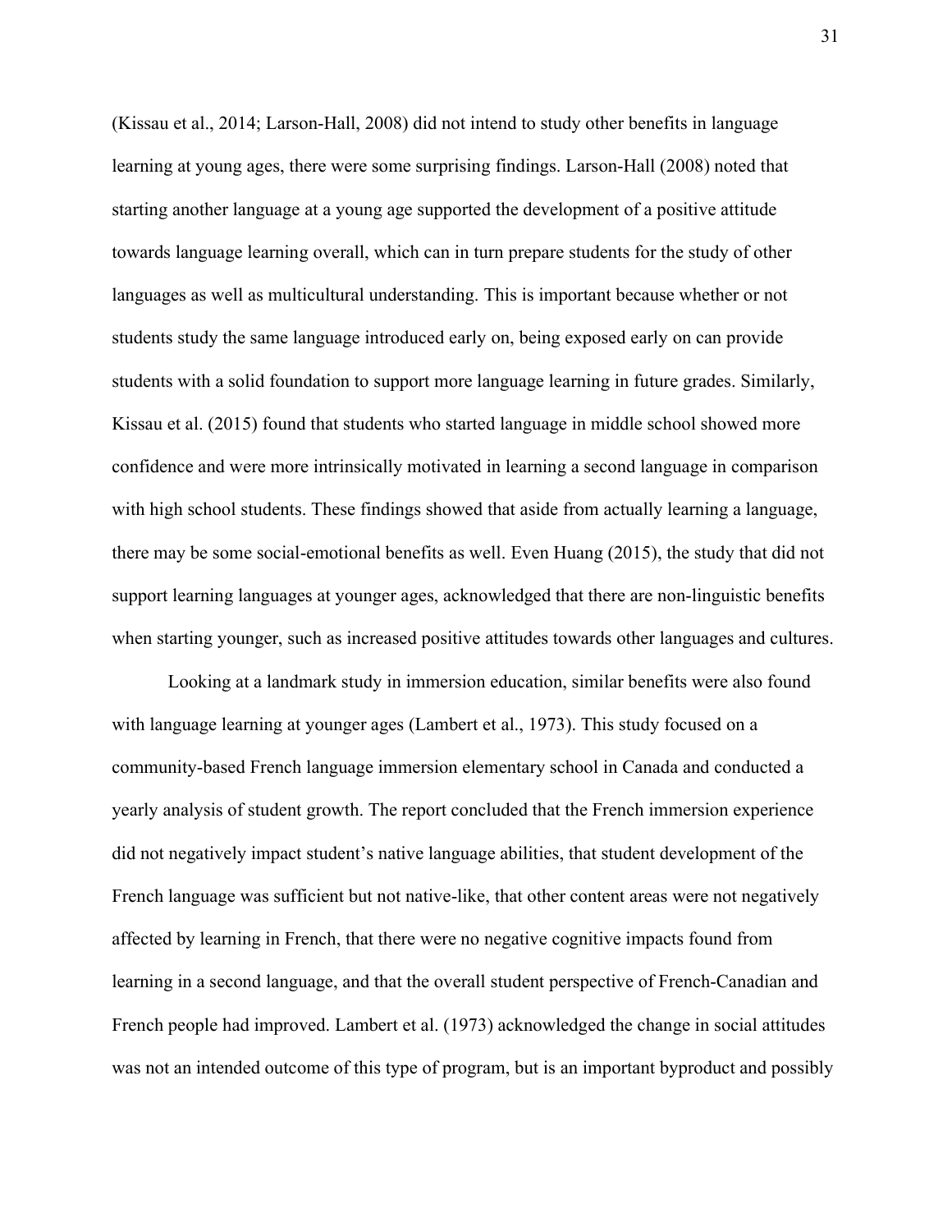(Kissau et al., 2014; Larson-Hall, 2008) did not intend to study other benefits in language learning at young ages, there were some surprising findings. Larson-Hall (2008) noted that starting another language at a young age supported the development of a positive attitude towards language learning overall, which can in turn prepare students for the study of other languages as well as multicultural understanding. This is important because whether or not students study the same language introduced early on, being exposed early on can provide students with a solid foundation to support more language learning in future grades. Similarly, Kissau et al. (2015) found that students who started language in middle school showed more confidence and were more intrinsically motivated in learning a second language in comparison with high school students. These findings showed that aside from actually learning a language, there may be some social-emotional benefits as well. Even Huang (2015), the study that did not support learning languages at younger ages, acknowledged that there are non-linguistic benefits when starting younger, such as increased positive attitudes towards other languages and cultures.

Looking at a landmark study in immersion education, similar benefits were also found with language learning at younger ages (Lambert et al., 1973). This study focused on a community-based French language immersion elementary school in Canada and conducted a yearly analysis of student growth. The report concluded that the French immersion experience did not negatively impact student's native language abilities, that student development of the French language was sufficient but not native-like, that other content areas were not negatively affected by learning in French, that there were no negative cognitive impacts found from learning in a second language, and that the overall student perspective of French-Canadian and French people had improved. Lambert et al. (1973) acknowledged the change in social attitudes was not an intended outcome of this type of program, but is an important byproduct and possibly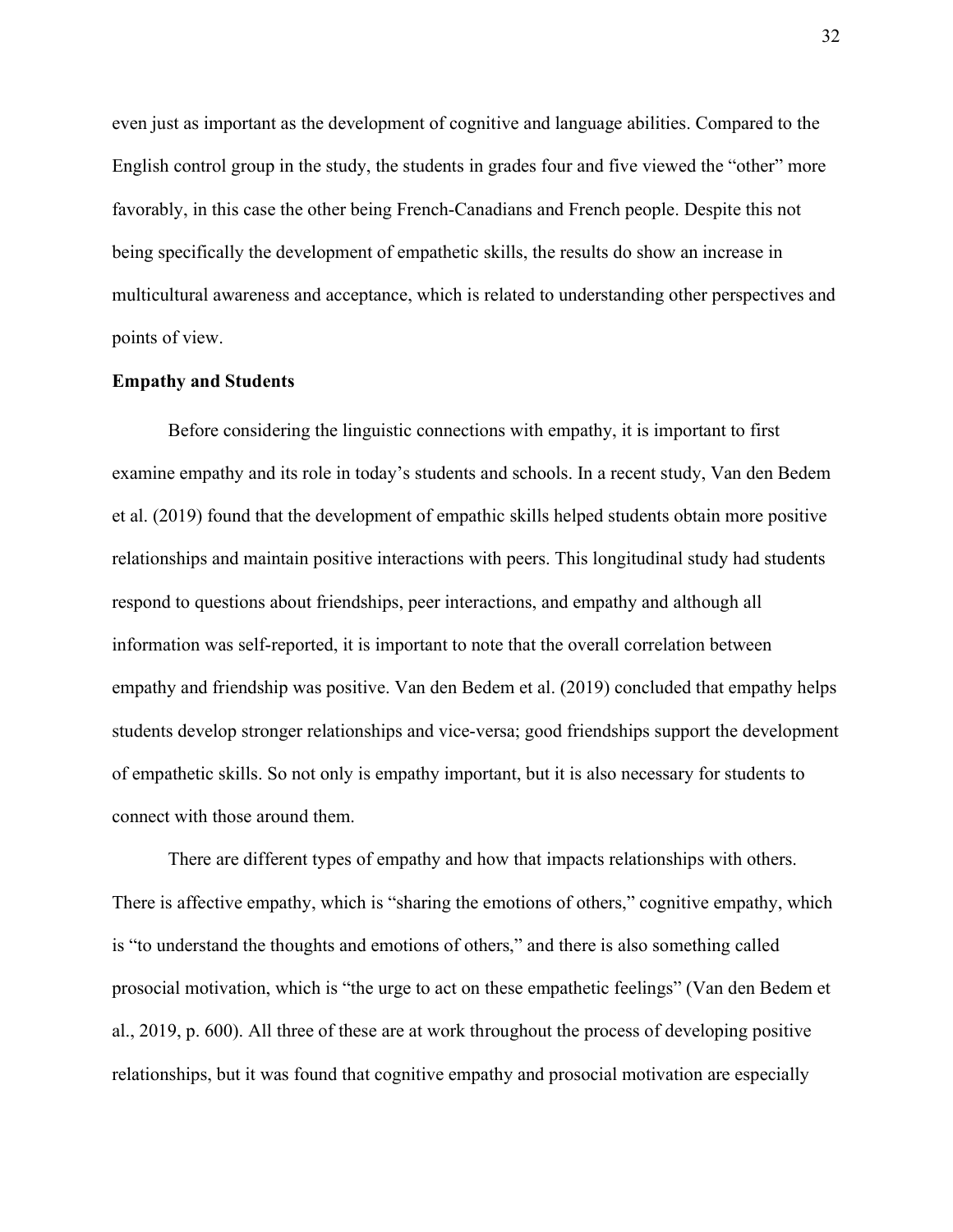even just as important as the development of cognitive and language abilities. Compared to the English control group in the study, the students in grades four and five viewed the "other" more favorably, in this case the other being French-Canadians and French people. Despite this not being specifically the development of empathetic skills, the results do show an increase in multicultural awareness and acceptance, which is related to understanding other perspectives and points of view.

**Empathy and Students**

Before considering the linguistic connections with empathy, it is important to first examine empathy and its role in today's students and schools. In a recent study, Van den Bedem et al. (2019) found that the development of empathic skills helped students obtain more positive relationships and maintain positive interactions with peers. This longitudinal study had students respond to questions about friendships, peer interactions, and empathy and although all information was self-reported, it is important to note that the overall correlation between empathy and friendship was positive. Van den Bedem et al. (2019) concluded that empathy helps students develop stronger relationships and vice-versa; good friendships support the development of empathetic skills. So not only is empathy important, but it is also necessary for students to connect with those around them.

There are different types of empathy and how that impacts relationships with others. There is affective empathy, which is "sharing the emotions of others," cognitive empathy, which is "to understand the thoughts and emotions of others," and there is also something called prosocial motivation, which is "the urge to act on these empathetic feelings" (Van den Bedem et al., 2019, p. 600). All three of these are at work throughout the process of developing positive relationships, but it was found that cognitive empathy and prosocial motivation are especially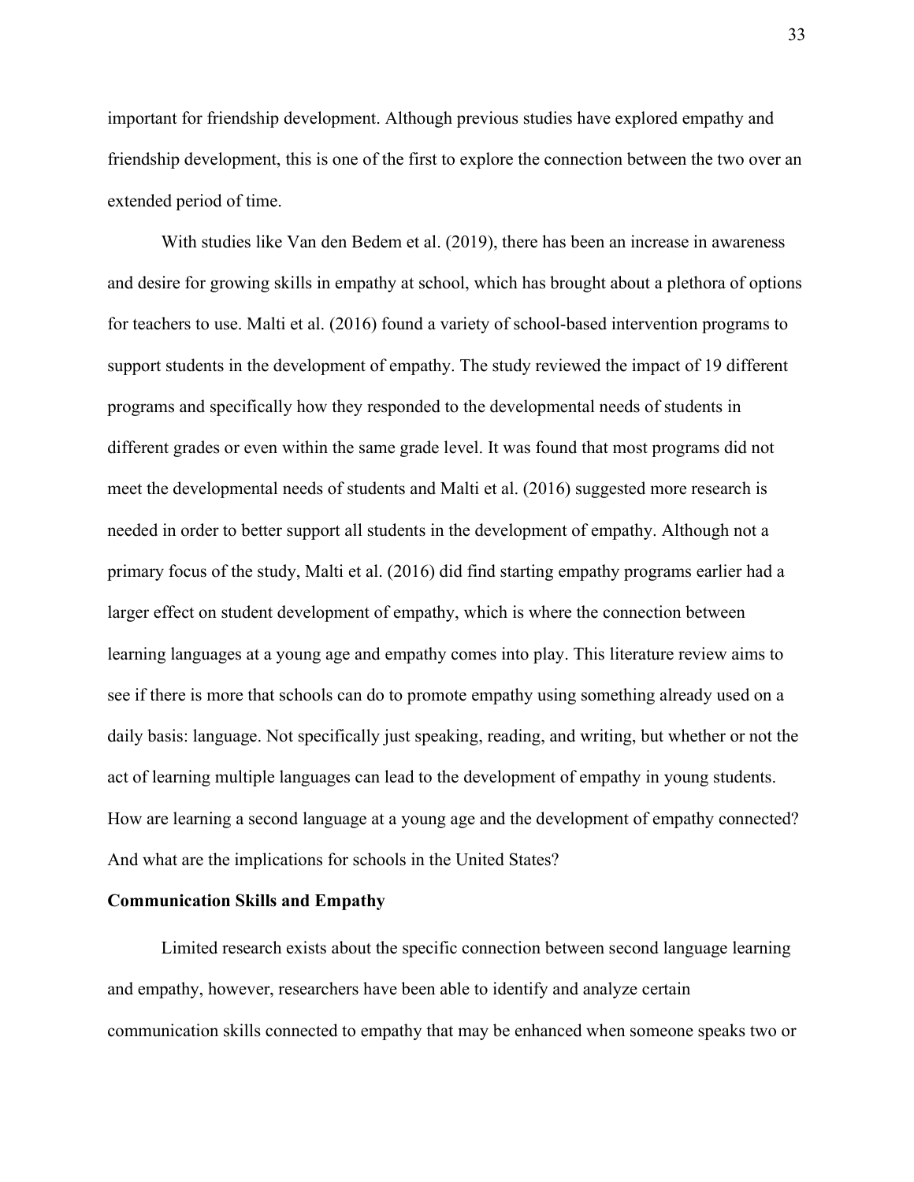important for friendship development. Although previous studies have explored empathy and friendship development, this is one of the first to explore the connection between the two over an extended period of time.

With studies like Van den Bedem et al. (2019), there has been an increase in awareness and desire for growing skills in empathy at school, which has brought about a plethora of options for teachers to use. Malti et al. (2016) found a variety of school-based intervention programs to support students in the development of empathy. The study reviewed the impact of 19 different programs and specifically how they responded to the developmental needs of students in different grades or even within the same grade level. It was found that most programs did not meet the developmental needs of students and Malti et al. (2016) suggested more research is needed in order to better support all students in the development of empathy. Although not a primary focus of the study, Malti et al. (2016) did find starting empathy programs earlier had a larger effect on student development of empathy, which is where the connection between learning languages at a young age and empathy comes into play. This literature review aims to see if there is more that schools can do to promote empathy using something already used on a daily basis: language. Not specifically just speaking, reading, and writing, but whether or not the act of learning multiple languages can lead to the development of empathy in young students. How are learning a second language at a young age and the development of empathy connected? And what are the implications for schools in the United States?

**Communication Skills and Empathy**

Limited research exists about the specific connection between second language learning and empathy, however, researchers have been able to identify and analyze certain communication skills connected to empathy that may be enhanced when someone speaks two or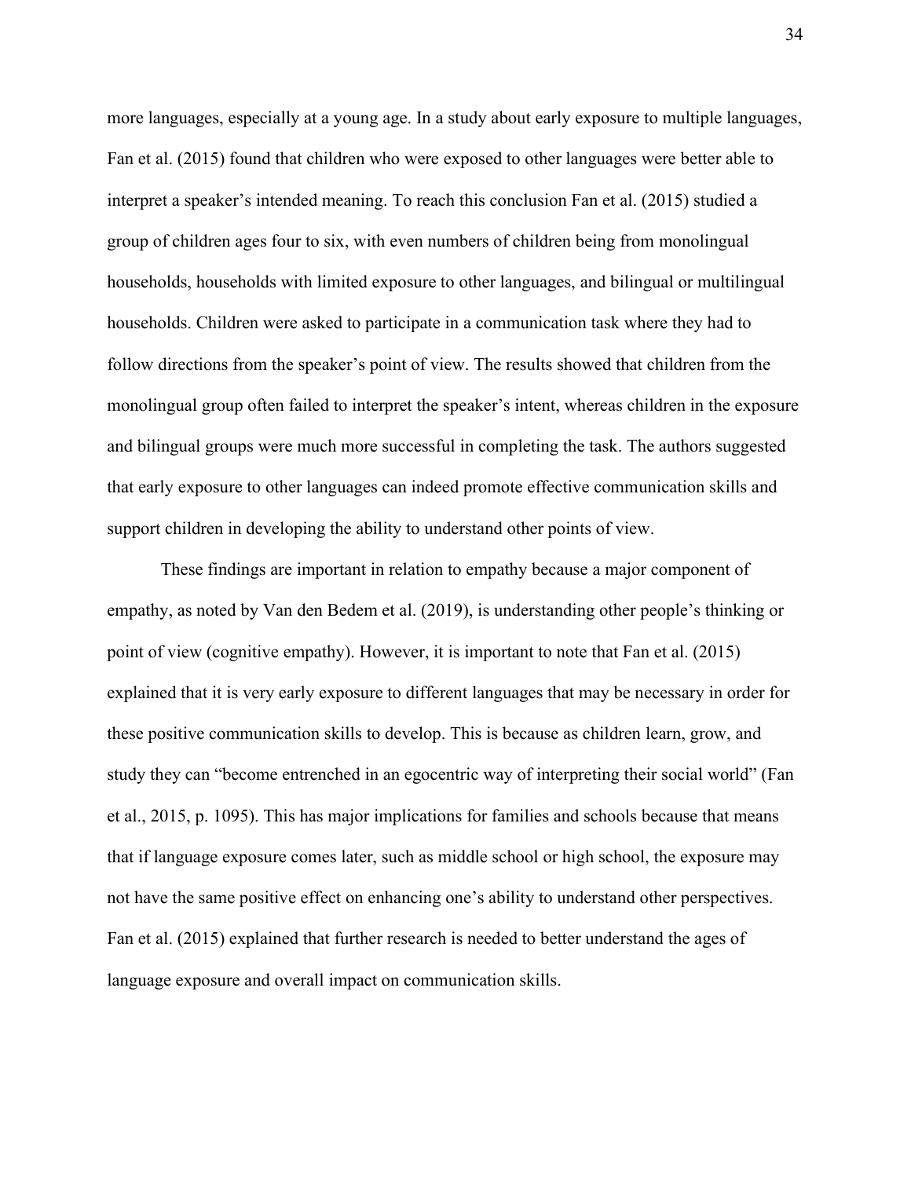more languages, especially at a young age. In a study about early exposure to multiple languages, Fan et al. (2015) found that children who were exposed to other languages were better able to interpret a speaker's intended meaning. To reach this conclusion Fan et al. (2015) studied a group of children ages four to six, with even numbers of children being from monolingual households, households with limited exposure to other languages, and bilingual or multilingual households. Children were asked to participate in a communication task where they had to follow directions from the speaker's point of view. The results showed that children from the monolingual group often failed to interpret the speaker's intent, whereas children in the exposure and bilingual groups were much more successful in completing the task. The authors suggested that early exposure to other languages can indeed promote effective communication skills and support children in developing the ability to understand other points of view.

These findings are important in relation to empathy because a major component of empathy, as noted by Van den Bedem et al. (2019), is understanding other people's thinking or point of view (cognitive empathy). However, it is important to note that Fan et al. (2015) explained that it is very early exposure to different languages that may be necessary in order for these positive communication skills to develop. This is because as children learn, grow, and study they can "become entrenched in an egocentric way of interpreting their social world" (Fan et al., 2015, p. 1095). This has major implications for families and schools because that means that if language exposure comes later, such as middle school or high school, the exposure may not have the same positive effect on enhancing one's ability to understand other perspectives. Fan et al. (2015) explained that further research is needed to better understand the ages of language exposure and overall impact on communication skills.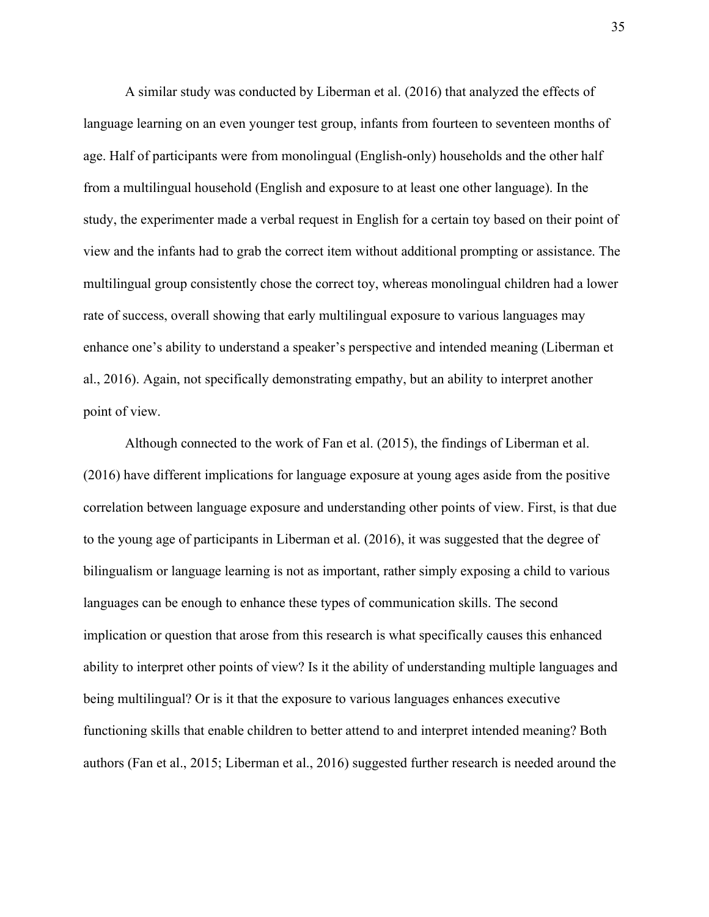A similar study was conducted by Liberman et al. (2016) that analyzed the effects of language learning on an even younger test group, infants from fourteen to seventeen months of age. Half of participants were from monolingual (English-only) households and the other half from a multilingual household (English and exposure to at least one other language). In the study, the experimenter made a verbal request in English for a certain toy based on their point of view and the infants had to grab the correct item without additional prompting or assistance. The multilingual group consistently chose the correct toy, whereas monolingual children had a lower rate of success, overall showing that early multilingual exposure to various languages may enhance one's ability to understand a speaker's perspective and intended meaning (Liberman et al., 2016). Again, not specifically demonstrating empathy, but an ability to interpret another point of view.

Although connected to the work of Fan et al. (2015), the findings of Liberman et al. (2016) have different implications for language exposure at young ages aside from the positive correlation between language exposure and understanding other points of view. First, is that due to the young age of participants in Liberman et al. (2016), it was suggested that the degree of bilingualism or language learning is not as important, rather simply exposing a child to various languages can be enough to enhance these types of communication skills. The second implication or question that arose from this research is what specifically causes this enhanced ability to interpret other points of view? Is it the ability of understanding multiple languages and being multilingual? Or is it that the exposure to various languages enhances executive functioning skills that enable children to better attend to and interpret intended meaning? Both authors (Fan et al., 2015; Liberman et al., 2016) suggested further research is needed around the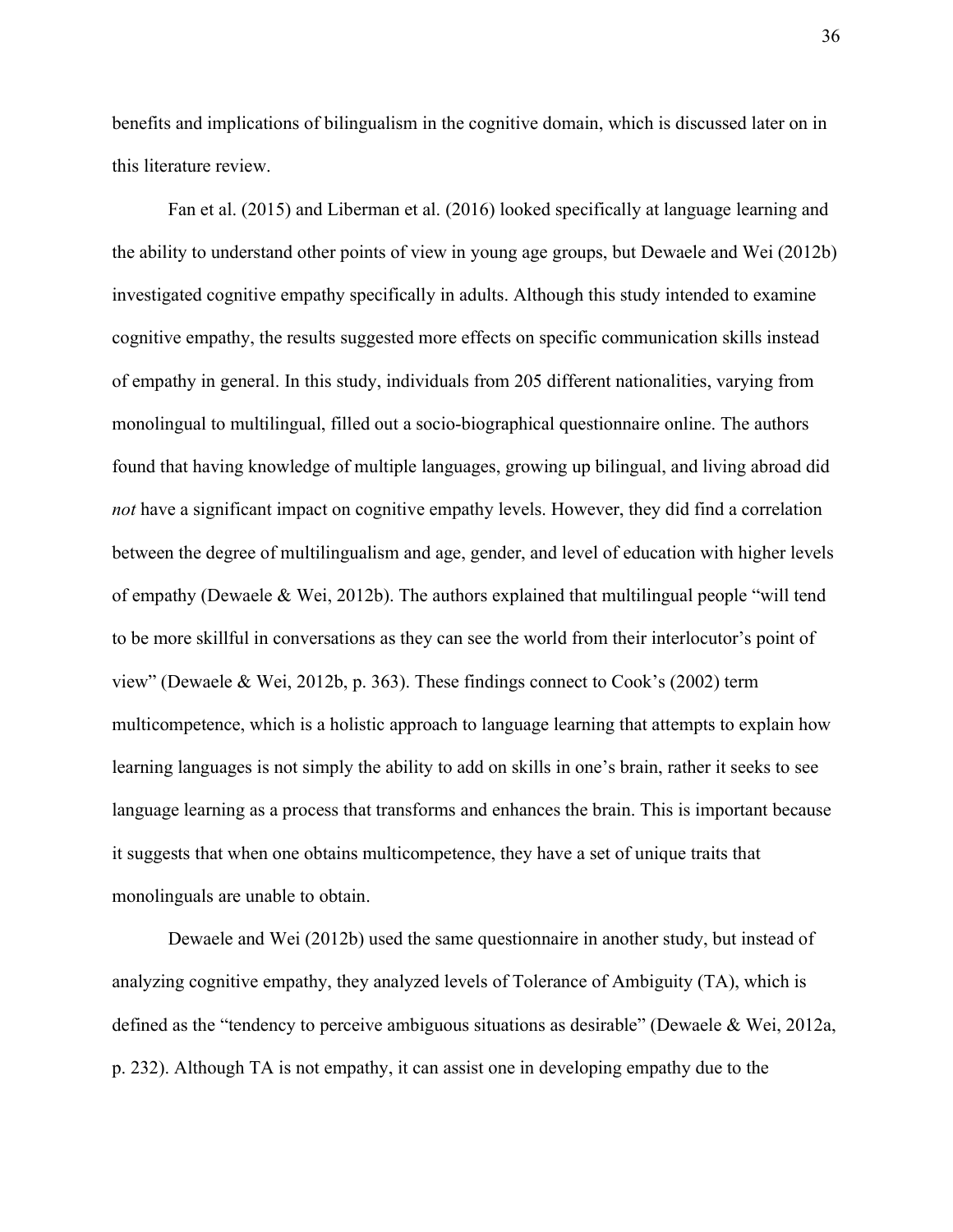benefits and implications of bilingualism in the cognitive domain, which is discussed later on in this literature review.

Fan et al. (2015) and Liberman et al. (2016) looked specifically at language learning and the ability to understand other points of view in young age groups, but Dewaele and Wei (2012b) investigated cognitive empathy specifically in adults. Although this study intended to examine cognitive empathy, the results suggested more effects on specific communication skills instead of empathy in general. In this study, individuals from 205 different nationalities, varying from monolingual to multilingual, filled out a socio-biographical questionnaire online. The authors found that having knowledge of multiple languages, growing up bilingual, and living abroad did *not* have a significant impact on cognitive empathy levels. However, they did find a correlation between the degree of multilingualism and age, gender, and level of education with higher levels of empathy (Dewaele & Wei, 2012b). The authors explained that multilingual people "will tend to be more skillful in conversations as they can see the world from their interlocutor's point of view" (Dewaele & Wei, 2012b, p. 363). These findings connect to Cook's (2002) term multicompetence, which is a holistic approach to language learning that attempts to explain how learning languages is not simply the ability to add on skills in one's brain, rather it seeks to see language learning as a process that transforms and enhances the brain. This is important because it suggests that when one obtains multicompetence, they have a set of unique traits that monolinguals are unable to obtain.

Dewaele and Wei (2012b) used the same questionnaire in another study, but instead of analyzing cognitive empathy, they analyzed levels of Tolerance of Ambiguity (TA), which is defined as the "tendency to perceive ambiguous situations as desirable" (Dewaele & Wei, 2012a, p. 232). Although TA is not empathy, it can assist one in developing empathy due to the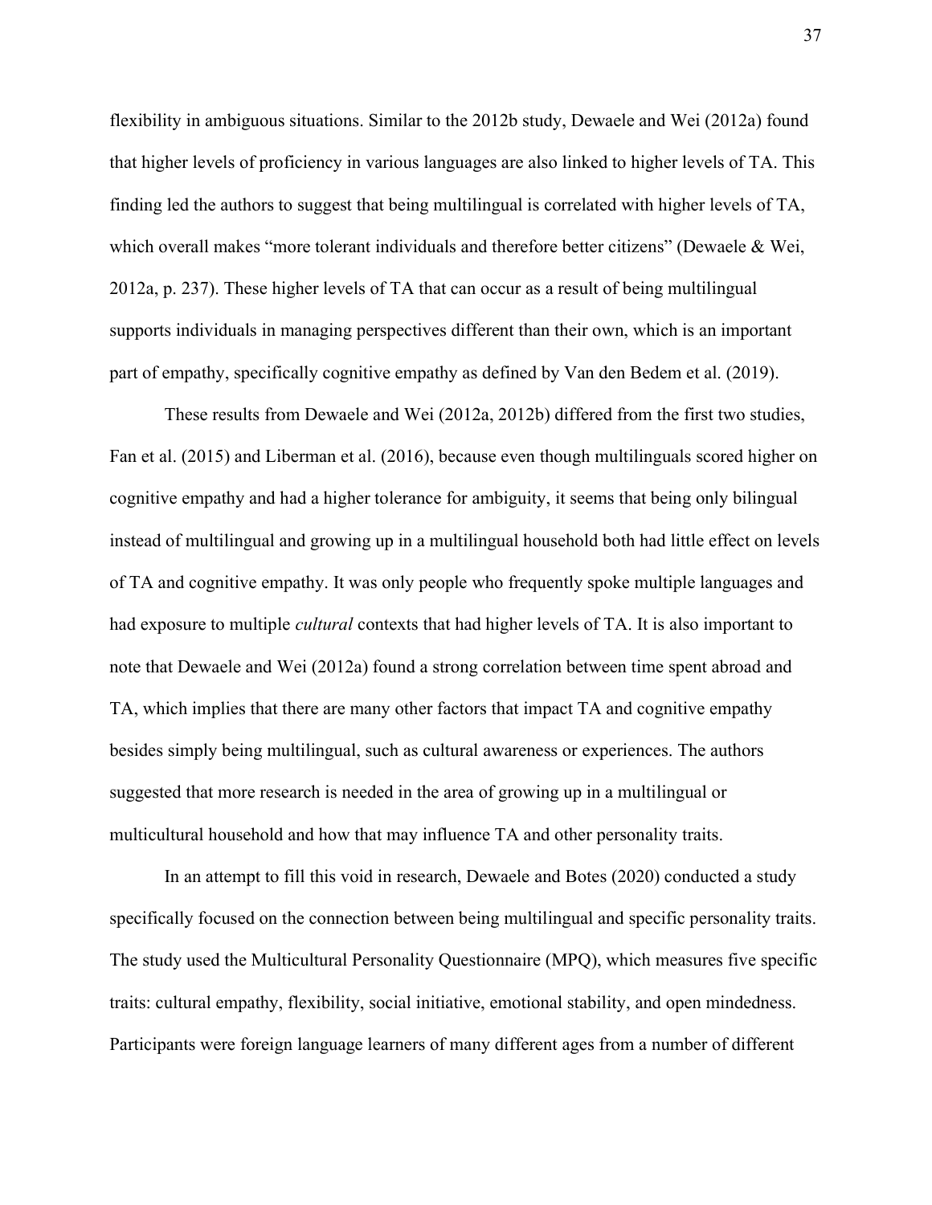flexibility in ambiguous situations. Similar to the 2012b study, Dewaele and Wei (2012a) found that higher levels of proficiency in various languages are also linked to higher levels of TA. This finding led the authors to suggest that being multilingual is correlated with higher levels of TA, which overall makes "more tolerant individuals and therefore better citizens" (Dewaele & Wei, 2012a, p. 237). These higher levels of TA that can occur as a result of being multilingual supports individuals in managing perspectives different than their own, which is an important part of empathy, specifically cognitive empathy as defined by Van den Bedem et al. (2019).

These results from Dewaele and Wei (2012a, 2012b) differed from the first two studies, Fan et al. (2015) and Liberman et al. (2016), because even though multilinguals scored higher on cognitive empathy and had a higher tolerance for ambiguity, it seems that being only bilingual instead of multilingual and growing up in a multilingual household both had little effect on levels of TA and cognitive empathy. It was only people who frequently spoke multiple languages and had exposure to multiple *cultural* contexts that had higher levels of TA. It is also important to note that Dewaele and Wei (2012a) found a strong correlation between time spent abroad and TA, which implies that there are many other factors that impact TA and cognitive empathy besides simply being multilingual, such as cultural awareness or experiences. The authors suggested that more research is needed in the area of growing up in a multilingual or multicultural household and how that may influence TA and other personality traits.

In an attempt to fill this void in research, Dewaele and Botes (2020) conducted a study specifically focused on the connection between being multilingual and specific personality traits. The study used the Multicultural Personality Questionnaire (MPQ), which measures five specific traits: cultural empathy, flexibility, social initiative, emotional stability, and open mindedness. Participants were foreign language learners of many different ages from a number of different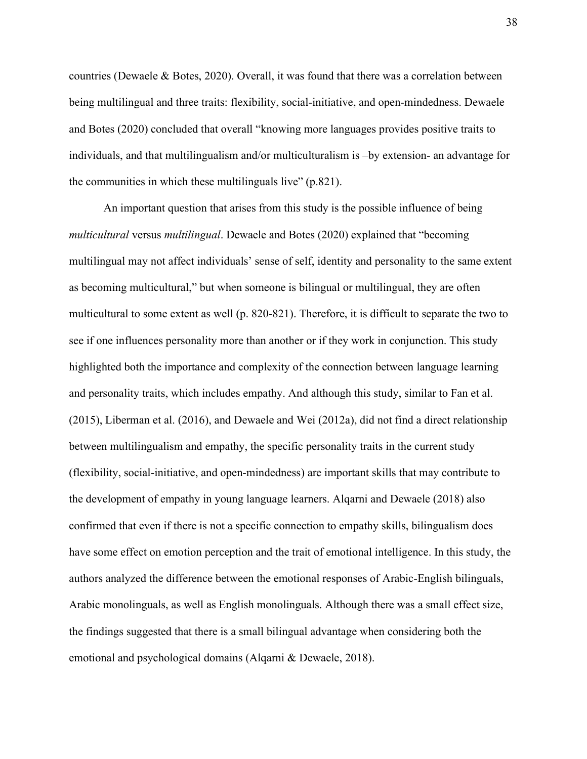countries (Dewaele & Botes, 2020). Overall, it was found that there was a correlation between being multilingual and three traits: flexibility, social-initiative, and open-mindedness. Dewaele and Botes (2020) concluded that overall "knowing more languages provides positive traits to individuals, and that multilingualism and/or multiculturalism is –by extension- an advantage for the communities in which these multilinguals live" (p.821).

An important question that arises from this study is the possible influence of being *multicultural* versus *multilingual*. Dewaele and Botes (2020) explained that "becoming multilingual may not affect individuals' sense of self, identity and personality to the same extent as becoming multicultural," but when someone is bilingual or multilingual, they are often multicultural to some extent as well (p. 820-821). Therefore, it is difficult to separate the two to see if one influences personality more than another or if they work in conjunction. This study highlighted both the importance and complexity of the connection between language learning and personality traits, which includes empathy. And although this study, similar to Fan et al. (2015), Liberman et al. (2016), and Dewaele and Wei (2012a), did not find a direct relationship between multilingualism and empathy, the specific personality traits in the current study (flexibility, social-initiative, and open-mindedness) are important skills that may contribute to the development of empathy in young language learners. Alqarni and Dewaele (2018) also confirmed that even if there is not a specific connection to empathy skills, bilingualism does have some effect on emotion perception and the trait of emotional intelligence. In this study, the authors analyzed the difference between the emotional responses of Arabic-English bilinguals, Arabic monolinguals, as well as English monolinguals. Although there was a small effect size, the findings suggested that there is a small bilingual advantage when considering both the emotional and psychological domains (Alqarni & Dewaele, 2018).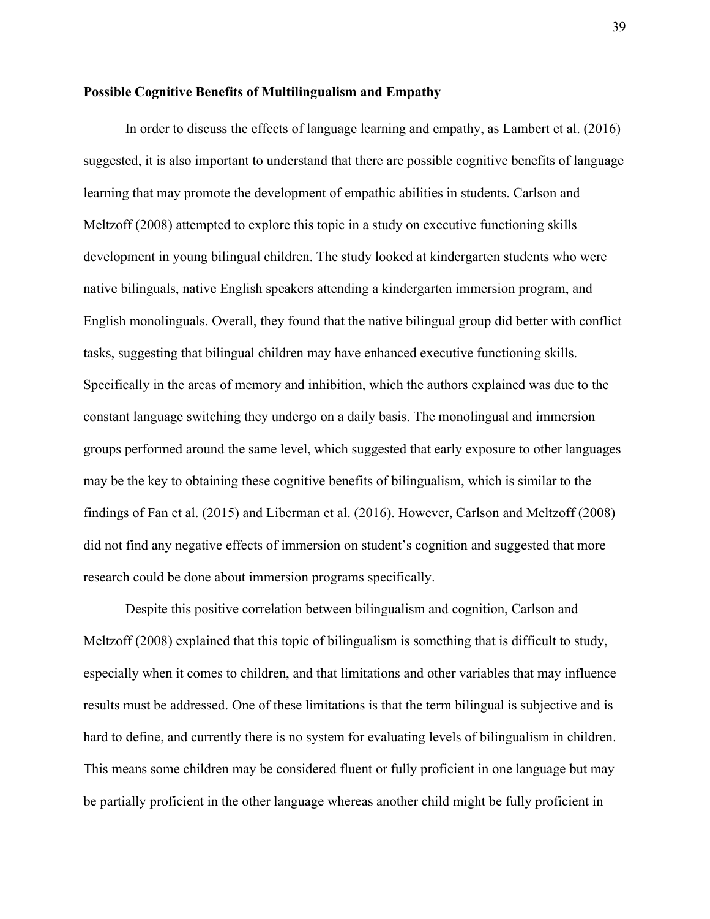**Possible Cognitive Benefits of Multilingualism and Empathy**

In order to discuss the effects of language learning and empathy, as Lambert et al. (2016) suggested, it is also important to understand that there are possible cognitive benefits of language learning that may promote the development of empathic abilities in students. Carlson and Meltzoff (2008) attempted to explore this topic in a study on executive functioning skills development in young bilingual children. The study looked at kindergarten students who were native bilinguals, native English speakers attending a kindergarten immersion program, and English monolinguals. Overall, they found that the native bilingual group did better with conflict tasks, suggesting that bilingual children may have enhanced executive functioning skills. Specifically in the areas of memory and inhibition, which the authors explained was due to the constant language switching they undergo on a daily basis. The monolingual and immersion groups performed around the same level, which suggested that early exposure to other languages may be the key to obtaining these cognitive benefits of bilingualism, which is similar to the findings of Fan et al. (2015) and Liberman et al. (2016). However, Carlson and Meltzoff (2008) did not find any negative effects of immersion on student's cognition and suggested that more research could be done about immersion programs specifically.

Despite this positive correlation between bilingualism and cognition, Carlson and Meltzoff (2008) explained that this topic of bilingualism is something that is difficult to study, especially when it comes to children, and that limitations and other variables that may influence results must be addressed. One of these limitations is that the term bilingual is subjective and is hard to define, and currently there is no system for evaluating levels of bilingualism in children. This means some children may be considered fluent or fully proficient in one language but may be partially proficient in the other language whereas another child might be fully proficient in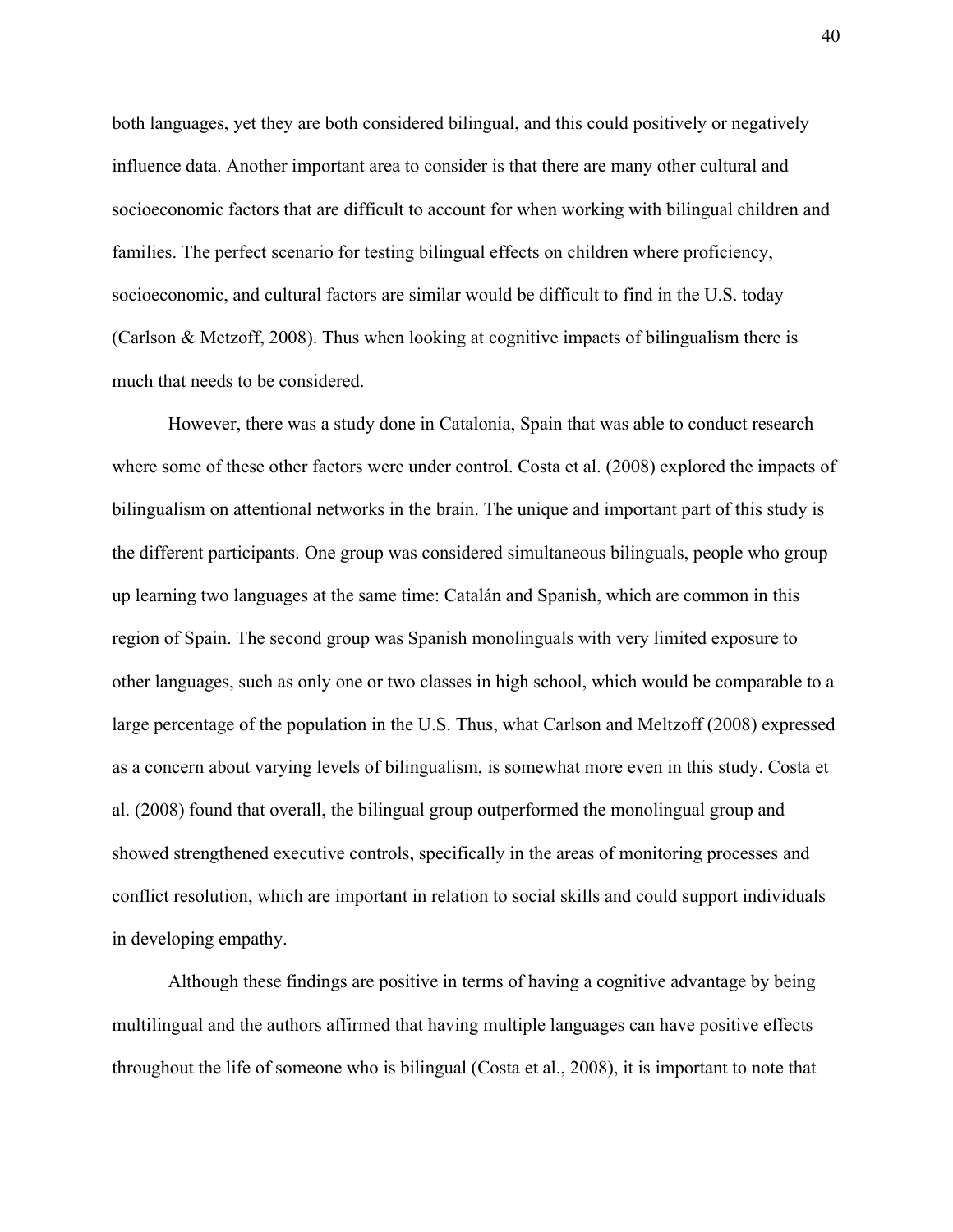both languages, yet they are both considered bilingual, and this could positively or negatively influence data. Another important area to consider is that there are many other cultural and socioeconomic factors that are difficult to account for when working with bilingual children and families. The perfect scenario for testing bilingual effects on children where proficiency, socioeconomic, and cultural factors are similar would be difficult to find in the U.S. today (Carlson & Metzoff, 2008). Thus when looking at cognitive impacts of bilingualism there is much that needs to be considered.

However, there was a study done in Catalonia, Spain that was able to conduct research where some of these other factors were under control. Costa et al. (2008) explored the impacts of bilingualism on attentional networks in the brain. The unique and important part of this study is the different participants. One group was considered simultaneous bilinguals, people who group up learning two languages at the same time: Catalán and Spanish, which are common in this region of Spain. The second group was Spanish monolinguals with very limited exposure to other languages, such as only one or two classes in high school, which would be comparable to a large percentage of the population in the U.S. Thus, what Carlson and Meltzoff (2008) expressed as a concern about varying levels of bilingualism, is somewhat more even in this study. Costa et al. (2008) found that overall, the bilingual group outperformed the monolingual group and showed strengthened executive controls, specifically in the areas of monitoring processes and conflict resolution, which are important in relation to social skills and could support individuals in developing empathy.

Although these findings are positive in terms of having a cognitive advantage by being multilingual and the authors affirmed that having multiple languages can have positive effects throughout the life of someone who is bilingual (Costa et al., 2008), it is important to note that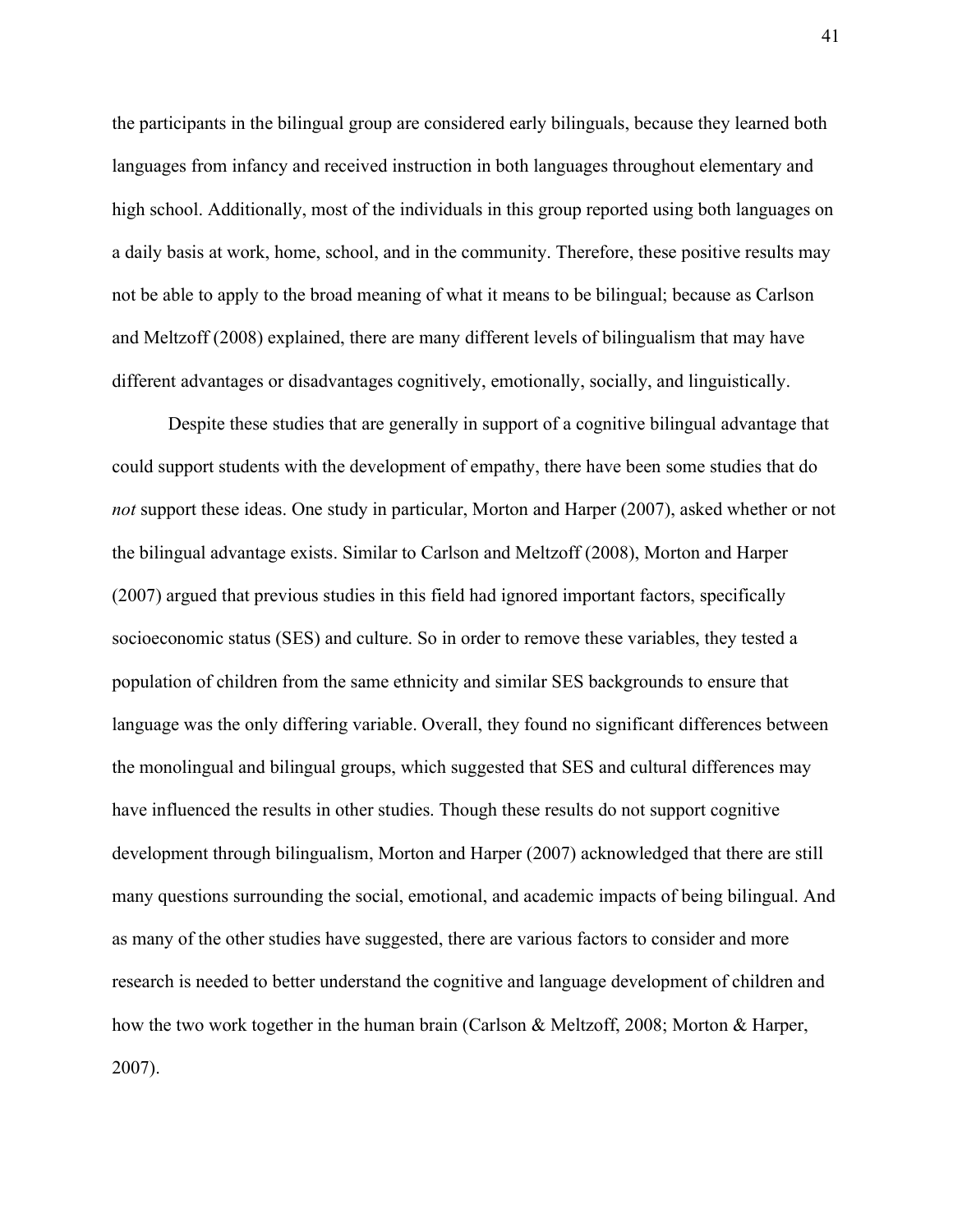the participants in the bilingual group are considered early bilinguals, because they learned both languages from infancy and received instruction in both languages throughout elementary and high school. Additionally, most of the individuals in this group reported using both languages on a daily basis at work, home, school, and in the community. Therefore, these positive results may not be able to apply to the broad meaning of what it means to be bilingual; because as Carlson and Meltzoff (2008) explained, there are many different levels of bilingualism that may have different advantages or disadvantages cognitively, emotionally, socially, and linguistically.

Despite these studies that are generally in support of a cognitive bilingual advantage that could support students with the development of empathy, there have been some studies that do *not* support these ideas. One study in particular, Morton and Harper (2007), asked whether or not the bilingual advantage exists. Similar to Carlson and Meltzoff (2008), Morton and Harper (2007) argued that previous studies in this field had ignored important factors, specifically socioeconomic status (SES) and culture. So in order to remove these variables, they tested a population of children from the same ethnicity and similar SES backgrounds to ensure that language was the only differing variable. Overall, they found no significant differences between the monolingual and bilingual groups, which suggested that SES and cultural differences may have influenced the results in other studies. Though these results do not support cognitive development through bilingualism, Morton and Harper (2007) acknowledged that there are still many questions surrounding the social, emotional, and academic impacts of being bilingual. And as many of the other studies have suggested, there are various factors to consider and more research is needed to better understand the cognitive and language development of children and how the two work together in the human brain (Carlson & Meltzoff, 2008; Morton & Harper, 2007).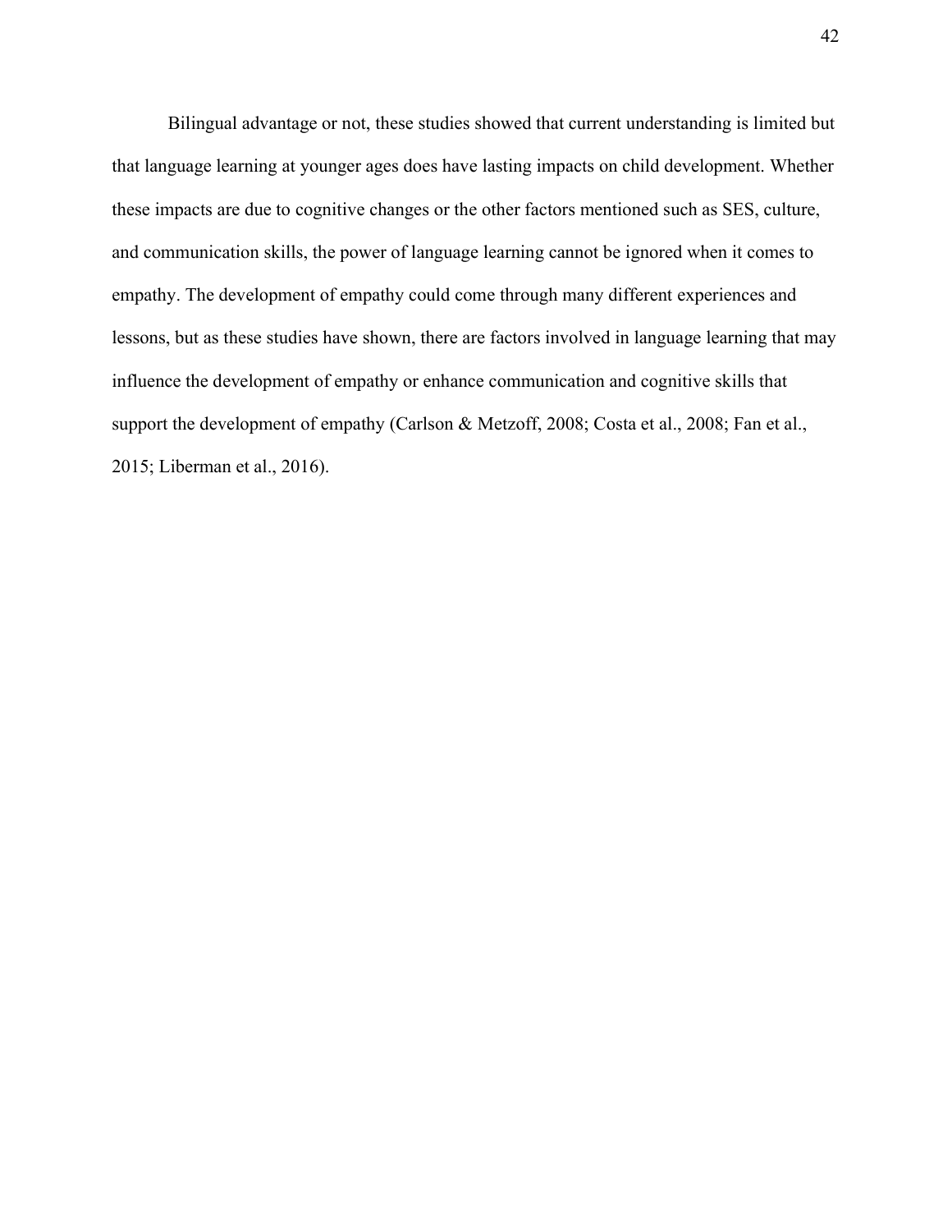Bilingual advantage or not, these studies showed that current understanding is limited but that language learning at younger ages does have lasting impacts on child development. Whether these impacts are due to cognitive changes or the other factors mentioned such as SES, culture, and communication skills, the power of language learning cannot be ignored when it comes to empathy. The development of empathy could come through many different experiences and lessons, but as these studies have shown, there are factors involved in language learning that may influence the development of empathy or enhance communication and cognitive skills that support the development of empathy (Carlson & Metzoff, 2008; Costa et al., 2008; Fan et al., 2015; Liberman et al., 2016).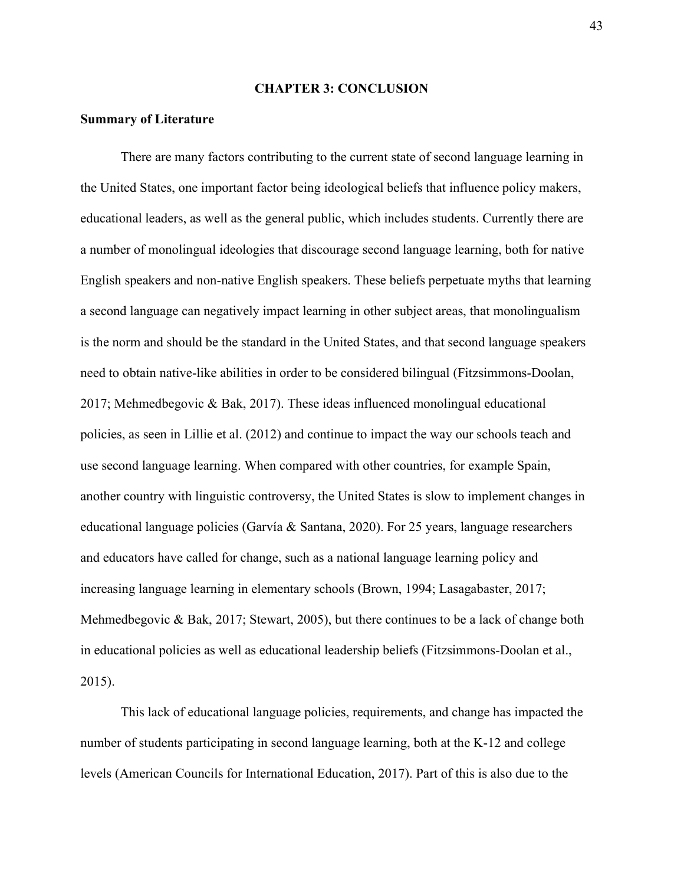# CHAPTER 3: CONCLUSION

## Summary of Literature

There are many factors contributing to the current state of second language learning in the United States, one important factor being ideological beliefs that influence policy makers, educational leaders, as well as the general public, which includes students. Currently there are a number of monolingual ideologies that discourage second language learning, both for native English speakers and non-native English speakers. These beliefs perpetuate myths that learning a second language can negatively impact learning in other subject areas, that monolingualism is the norm and should be the standard in the United States, and that second language speakers need to obtain native-like abilities in order to be considered bilingual (Fitzsimmons-Doolan, 2017; Mehmedbegovic & Bak, 2017). These ideas influenced monolingual educational policies, as seen in Lillie et al. (2012) and continue to impact the way our schools teach and use second language learning. When compared with other countries, for example Spain, another country with linguistic controversy, the United States is slow to implement changes in educational language policies (Garvía & Santana, 2020). For 25 years, language researchers and educators have called for change, such as a national language learning policy and increasing language learning in elementary schools (Brown, 1994; Lasagabaster, 2017; Mehmedbegovic & Bak, 2017; Stewart, 2005), but there continues to be a lack of change both in educational policies as well as educational leadership beliefs (Fitzsimmons-Doolan et al., 2015).

This lack of educational language policies, requirements, and change has impacted the number of students participating in second language learning, both at the K-12 and college levels (American Councils for International Education, 2017). Part of this is also due to the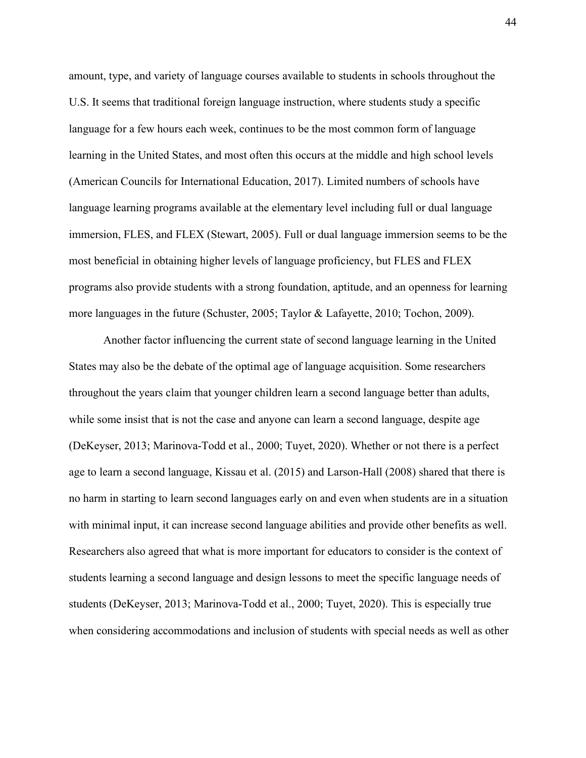amount, type, and variety of language courses available to students in schools throughout the U.S. It seems that traditional foreign language instruction, where students study a specific language for a few hours each week, continues to be the most common form of language learning in the United States, and most often this occurs at the middle and high school levels (American Councils for International Education, 2017). Limited numbers of schools have language learning programs available at the elementary level including full or dual language immersion, FLES, and FLEX (Stewart, 2005). Full or dual language immersion seems to be the most beneficial in obtaining higher levels of language proficiency, but FLES and FLEX programs also provide students with a strong foundation, aptitude, and an openness for learning more languages in the future (Schuster, 2005; Taylor & Lafayette, 2010; Tochon, 2009).

Another factor influencing the current state of second language learning in the United States may also be the debate of the optimal age of language acquisition. Some researchers throughout the years claim that younger children learn a second language better than adults, while some insist that is not the case and anyone can learn a second language, despite age (DeKeyser, 2013; Marinova-Todd et al., 2000; Tuyet, 2020). Whether or not there is a perfect age to learn a second language, Kissau et al. (2015) and Larson-Hall (2008) shared that there is no harm in starting to learn second languages early on and even when students are in a situation with minimal input, it can increase second language abilities and provide other benefits as well. Researchers also agreed that what is more important for educators to consider is the context of students learning a second language and design lessons to meet the specific language needs of students (DeKeyser, 2013; Marinova-Todd et al., 2000; Tuyet, 2020). This is especially true when considering accommodations and inclusion of students with special needs as well as other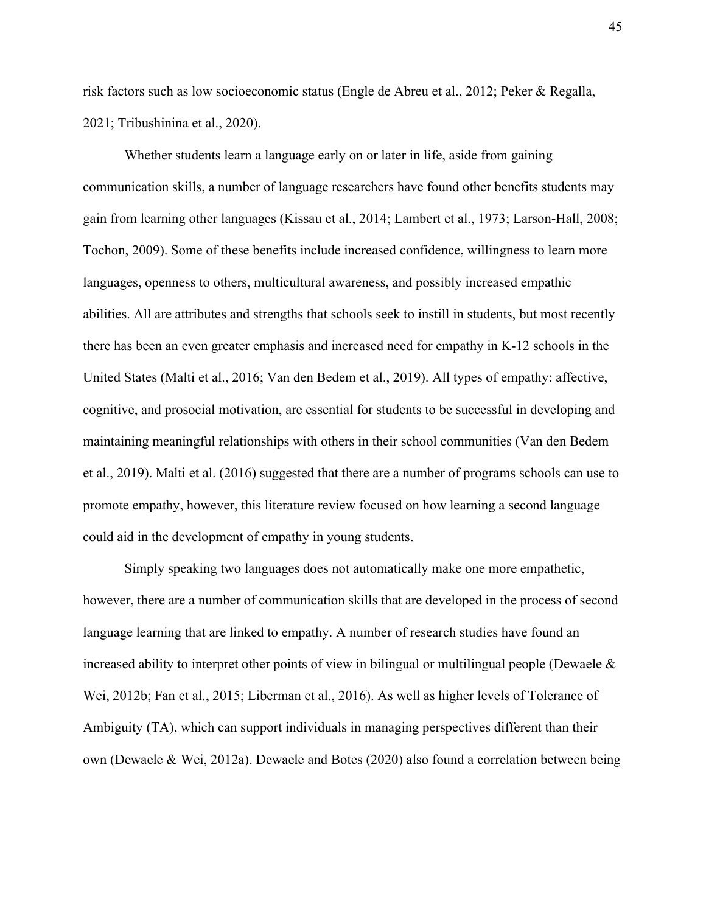risk factors such as low socioeconomic status (Engle de Abreu et al., 2012; Peker & Regalla, 2021; Tribushinina et al., 2020).

Whether students learn a language early on or later in life, aside from gaining communication skills, a number of language researchers have found other benefits students may gain from learning other languages (Kissau et al., 2014; Lambert et al., 1973; Larson-Hall, 2008; Tochon, 2009). Some of these benefits include increased confidence, willingness to learn more languages, openness to others, multicultural awareness, and possibly increased empathic abilities. All are attributes and strengths that schools seek to instill in students, but most recently there has been an even greater emphasis and increased need for empathy in K-12 schools in the United States (Malti et al., 2016; Van den Bedem et al., 2019). All types of empathy: affective, cognitive, and prosocial motivation, are essential for students to be successful in developing and maintaining meaningful relationships with others in their school communities (Van den Bedem et al., 2019). Malti et al. (2016) suggested that there are a number of programs schools can use to promote empathy, however, this literature review focused on how learning a second language could aid in the development of empathy in young students.

Simply speaking two languages does not automatically make one more empathetic, however, there are a number of communication skills that are developed in the process of second language learning that are linked to empathy. A number of research studies have found an increased ability to interpret other points of view in bilingual or multilingual people (Dewaele & Wei, 2012b; Fan et al., 2015; Liberman et al., 2016). As well as higher levels of Tolerance of Ambiguity (TA), which can support individuals in managing perspectives different than their own (Dewaele & Wei, 2012a). Dewaele and Botes (2020) also found a correlation between being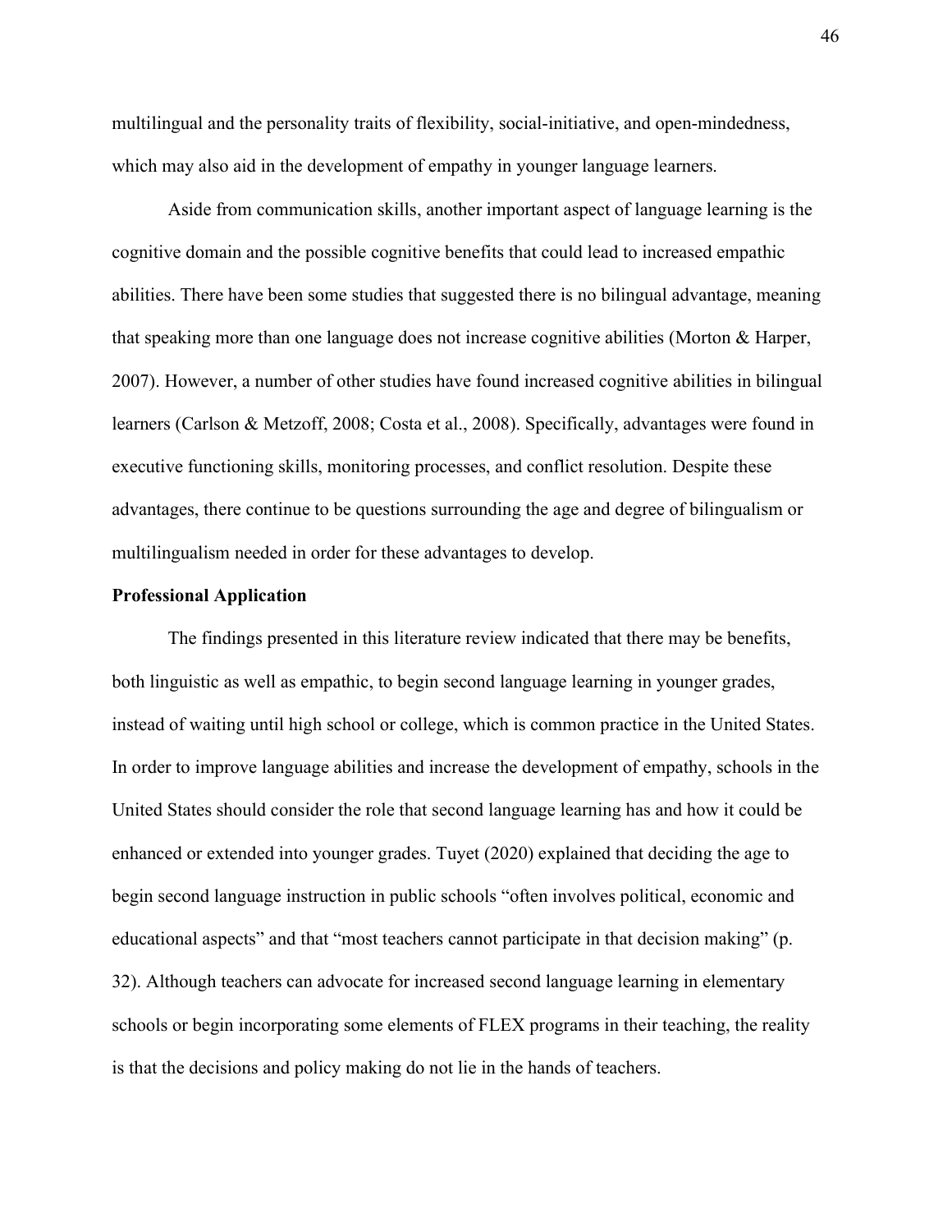multilingual and the personality traits of flexibility, social-initiative, and open-mindedness, which may also aid in the development of empathy in younger language learners.

Aside from communication skills, another important aspect of language learning is the cognitive domain and the possible cognitive benefits that could lead to increased empathic abilities. There have been some studies that suggested there is no bilingual advantage, meaning that speaking more than one language does not increase cognitive abilities (Morton & Harper, 2007). However, a number of other studies have found increased cognitive abilities in bilingual learners (Carlson & Metzoff, 2008; Costa et al., 2008). Specifically, advantages were found in executive functioning skills, monitoring processes, and conflict resolution. Despite these advantages, there continue to be questions surrounding the age and degree of bilingualism or multilingualism needed in order for these advantages to develop.

**Professional Application**

The findings presented in this literature review indicated that there may be benefits, both linguistic as well as empathic, to begin second language learning in younger grades, instead of waiting until high school or college, which is common practice in the United States. In order to improve language abilities and increase the development of empathy, schools in the United States should consider the role that second language learning has and how it could be enhanced or extended into younger grades. Tuyet (2020) explained that deciding the age to begin second language instruction in public schools "often involves political, economic and educational aspects" and that "most teachers cannot participate in that decision making" (p. 32). Although teachers can advocate for increased second language learning in elementary schools or begin incorporating some elements of FLEX programs in their teaching, the reality is that the decisions and policy making do not lie in the hands of teachers.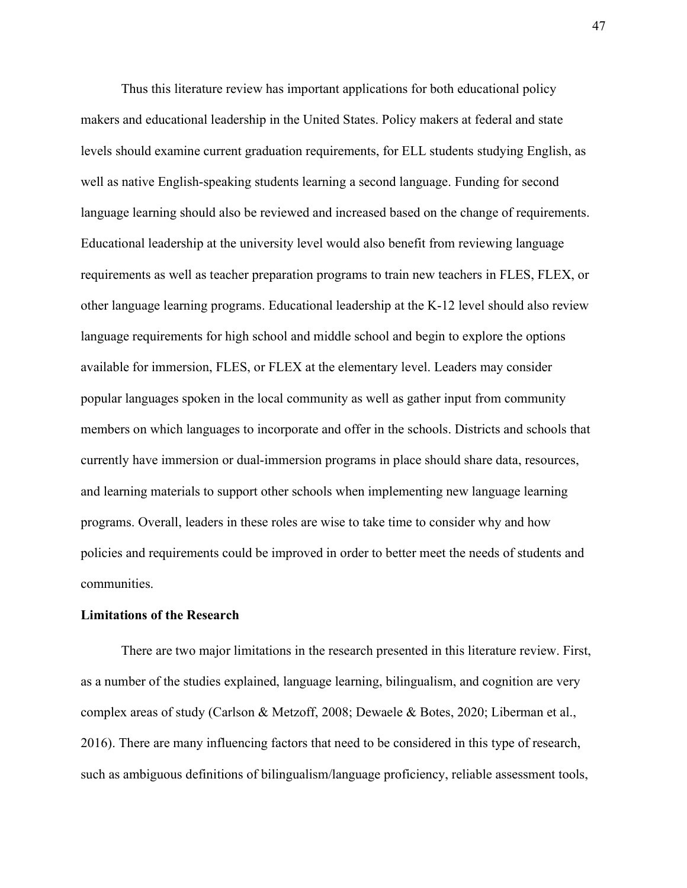Thus this literature review has important applications for both educational policy makers and educational leadership in the United States. Policy makers at federal and state levels should examine current graduation requirements, for ELL students studying English, as well as native English-speaking students learning a second language. Funding for second language learning should also be reviewed and increased based on the change of requirements. Educational leadership at the university level would also benefit from reviewing language requirements as well as teacher preparation programs to train new teachers in FLES, FLEX, or other language learning programs. Educational leadership at the K-12 level should also review language requirements for high school and middle school and begin to explore the options available for immersion, FLES, or FLEX at the elementary level. Leaders may consider popular languages spoken in the local community as well as gather input from community members on which languages to incorporate and offer in the schools. Districts and schools that currently have immersion or dual-immersion programs in place should share data, resources, and learning materials to support other schools when implementing new language learning programs. Overall, leaders in these roles are wise to take time to consider why and how policies and requirements could be improved in order to better meet the needs of students and communities.

## Limitations of the Research

There are two major limitations in the research presented in this literature review. First, as a number of the studies explained, language learning, bilingualism, and cognition are very complex areas of study (Carlson & Metzoff, 2008; Dewaele & Botes, 2020; Liberman et al., 2016). There are many influencing factors that need to be considered in this type of research, such as ambiguous definitions of bilingualism/language proficiency, reliable assessment tools,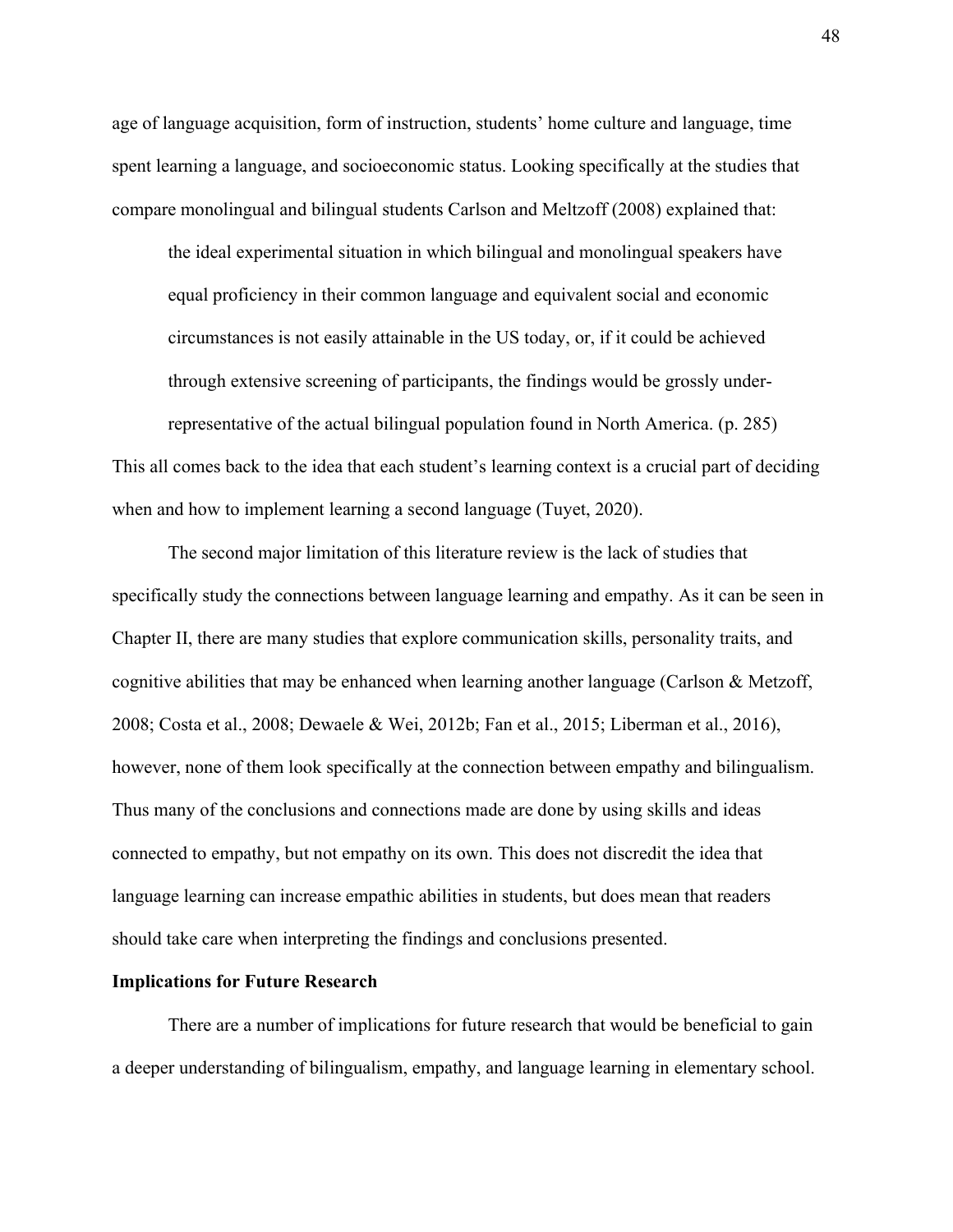age of language acquisition, form of instruction, students' home culture and language, time spent learning a language, and socioeconomic status. Looking specifically at the studies that compare monolingual and bilingual students Carlson and Meltzoff (2008) explained that:

> the ideal experimental situation in which bilingual and monolingual speakers have equal proficiency in their common language and equivalent social and economic circumstances is not easily attainable in the US today, or, if it could be achieved through extensive screening of participants, the findings would be grossly under-representative of the actual bilingual population found in North America. (p. 285)

This all comes back to the idea that each student's learning context is a crucial part of deciding when and how to implement learning a second language (Tuyet, 2020).

The second major limitation of this literature review is the lack of studies that specifically study the connections between language learning and empathy. As it can be seen in Chapter II, there are many studies that explore communication skills, personality traits, and cognitive abilities that may be enhanced when learning another language (Carlson & Metzoff, 2008; Costa et al., 2008; Dewaele & Wei, 2012b; Fan et al., 2015; Liberman et al., 2016), however, none of them look specifically at the connection between empathy and bilingualism. Thus many of the conclusions and connections made are done by using skills and ideas connected to empathy, but not empathy on its own. This does not discredit the idea that language learning can increase empathic abilities in students, but does mean that readers should take care when interpreting the findings and conclusions presented.

**Implications for Future Research**

There are a number of implications for future research that would be beneficial to gain a deeper understanding of bilingualism, empathy, and language learning in elementary school.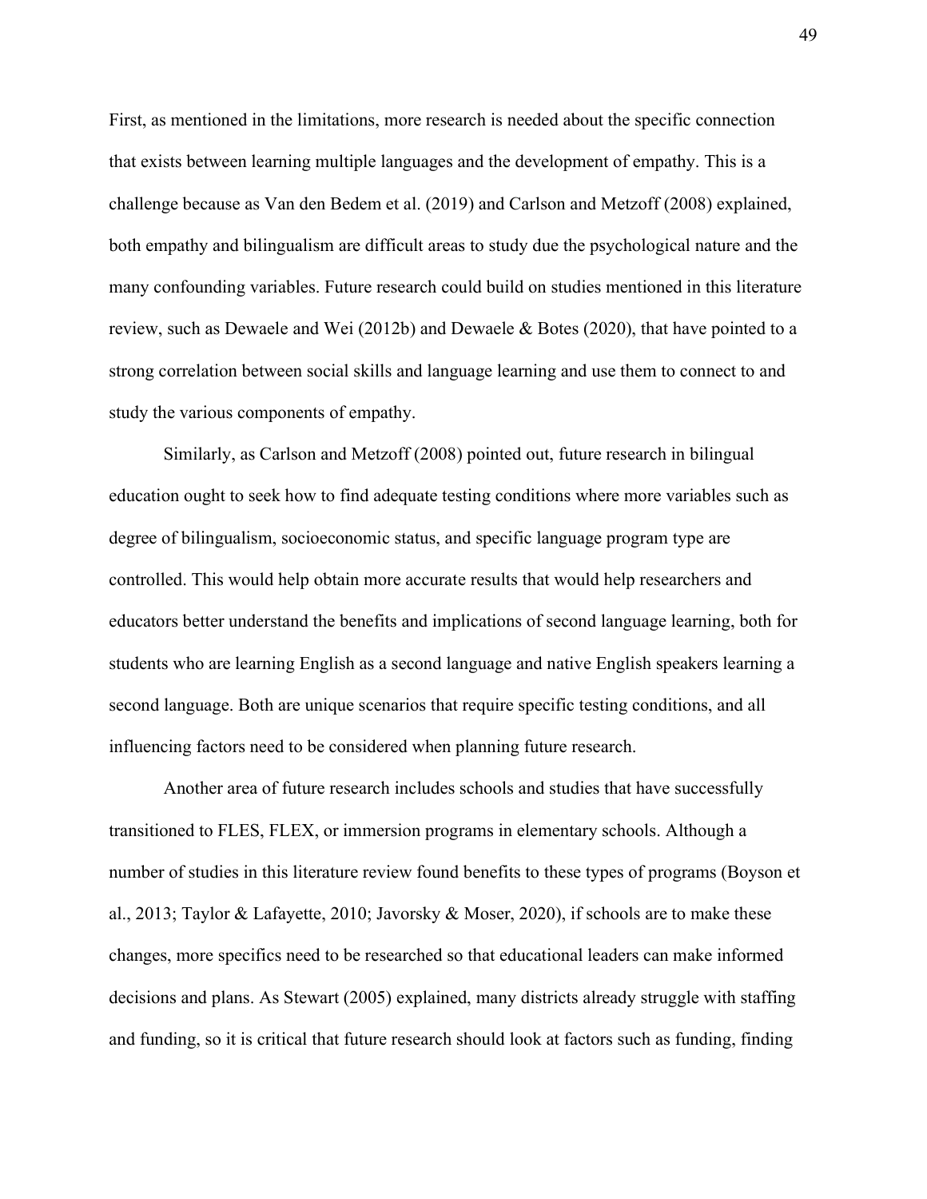First, as mentioned in the limitations, more research is needed about the specific connection that exists between learning multiple languages and the development of empathy. This is a challenge because as Van den Bedem et al. (2019) and Carlson and Metzoff (2008) explained, both empathy and bilingualism are difficult areas to study due the psychological nature and the many confounding variables. Future research could build on studies mentioned in this literature review, such as Dewaele and Wei (2012b) and Dewaele & Botes (2020), that have pointed to a strong correlation between social skills and language learning and use them to connect to and study the various components of empathy.

Similarly, as Carlson and Metzoff (2008) pointed out, future research in bilingual education ought to seek how to find adequate testing conditions where more variables such as degree of bilingualism, socioeconomic status, and specific language program type are controlled. This would help obtain more accurate results that would help researchers and educators better understand the benefits and implications of second language learning, both for students who are learning English as a second language and native English speakers learning a second language. Both are unique scenarios that require specific testing conditions, and all influencing factors need to be considered when planning future research.

Another area of future research includes schools and studies that have successfully transitioned to FLES, FLEX, or immersion programs in elementary schools. Although a number of studies in this literature review found benefits to these types of programs (Boyson et al., 2013; Taylor & Lafayette, 2010; Javorsky & Moser, 2020), if schools are to make these changes, more specifics need to be researched so that educational leaders can make informed decisions and plans. As Stewart (2005) explained, many districts already struggle with staffing and funding, so it is critical that future research should look at factors such as funding, finding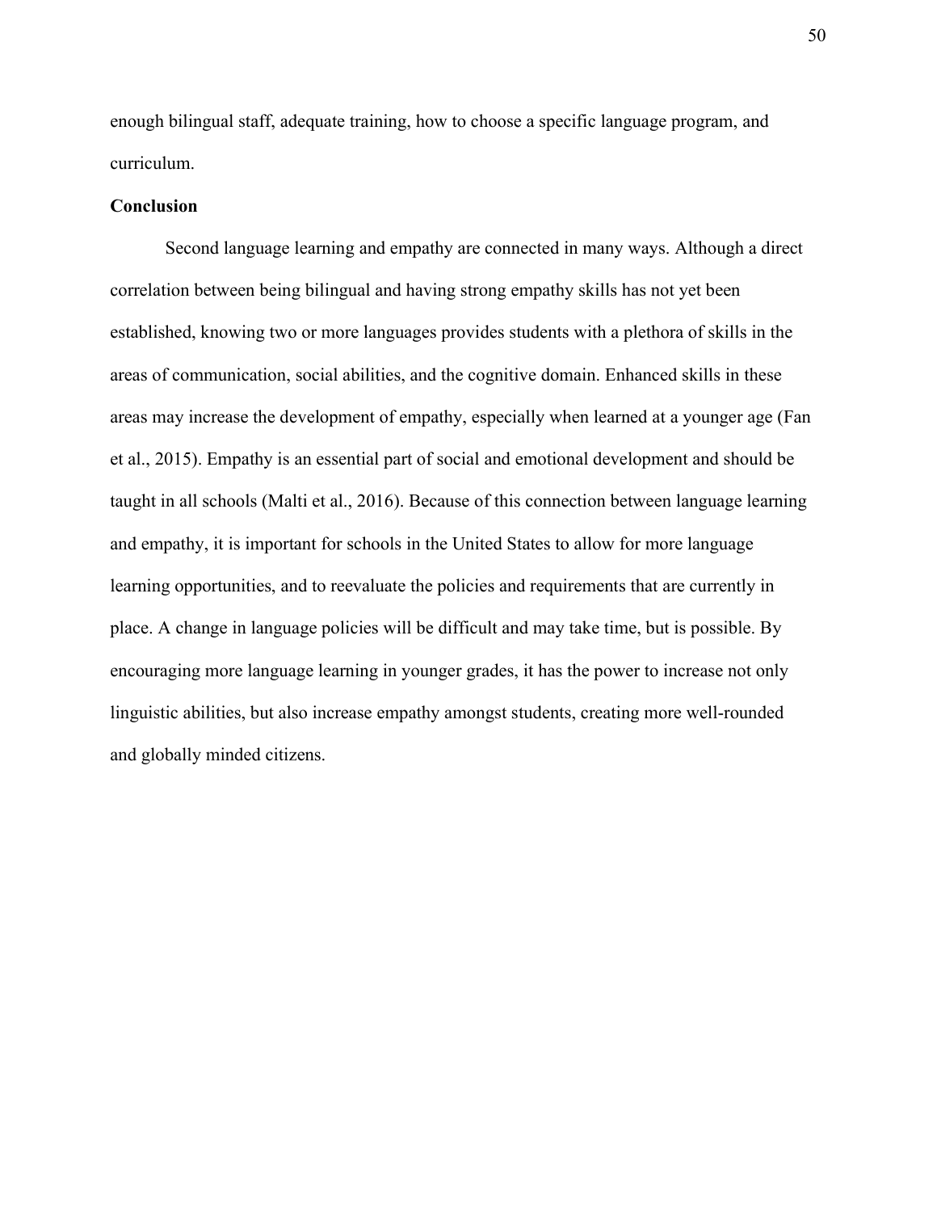enough bilingual staff, adequate training, how to choose a specific language program, and curriculum.

## Conclusion

Second language learning and empathy are connected in many ways. Although a direct correlation between being bilingual and having strong empathy skills has not yet been established, knowing two or more languages provides students with a plethora of skills in the areas of communication, social abilities, and the cognitive domain. Enhanced skills in these areas may increase the development of empathy, especially when learned at a younger age (Fan et al., 2015). Empathy is an essential part of social and emotional development and should be taught in all schools (Malti et al., 2016). Because of this connection between language learning and empathy, it is important for schools in the United States to allow for more language learning opportunities, and to reevaluate the policies and requirements that are currently in place. A change in language policies will be difficult and may take time, but is possible. By encouraging more language learning in younger grades, it has the power to increase not only linguistic abilities, but also increase empathy amongst students, creating more well-rounded and globally minded citizens.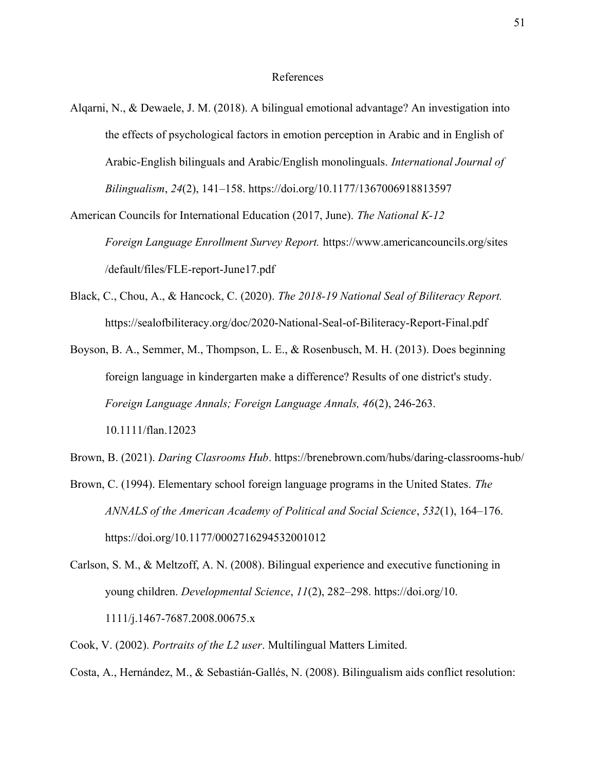# References

Alqarni, N., & Dewaele, J. M. (2018). A bilingual emotional advantage? An investigation into the effects of psychological factors in emotion perception in Arabic and in English of Arabic-English bilinguals and Arabic/English monolinguals. *International Journal of Bilingualism*, *24*(2), 141–158. https://doi.org/10.1177/1367006918813597

American Councils for International Education (2017, June). *The National K-12 Foreign Language Enrollment Survey Report.* https://www.americancouncils.org/sites /default/files/FLE-report-June17.pdf

Black, C., Chou, A., & Hancock, C. (2020). *The 2018-19 National Seal of Biliteracy Report.* https://sealofbiliteracy.org/doc/2020-National-Seal-of-Biliteracy-Report-Final.pdf

Boyson, B. A., Semmer, M., Thompson, L. E., & Rosenbusch, M. H. (2013). Does beginning foreign language in kindergarten make a difference? Results of one district's study. *Foreign Language Annals; Foreign Language Annals, 46*(2), 246-263. 10.1111/flan.12023

Brown, B. (2021). *Daring Clasrooms Hub*. https://brenebrown.com/hubs/daring-classrooms-hub/

Brown, C. (1994). Elementary school foreign language programs in the United States. *The ANNALS of the American Academy of Political and Social Science*, *532*(1), 164–176. https://doi.org/10.1177/0002716294532001012

Carlson, S. M., & Meltzoff, A. N. (2008). Bilingual experience and executive functioning in young children. *Developmental Science*, *11*(2), 282–298. https://doi.org/10. 1111/j.1467-7687.2008.00675.x

Cook, V. (2002). *Portraits of the L2 user*. Multilingual Matters Limited.

Costa, A., Hernández, M., & Sebastián-Gallés, N. (2008). Bilingualism aids conflict resolution: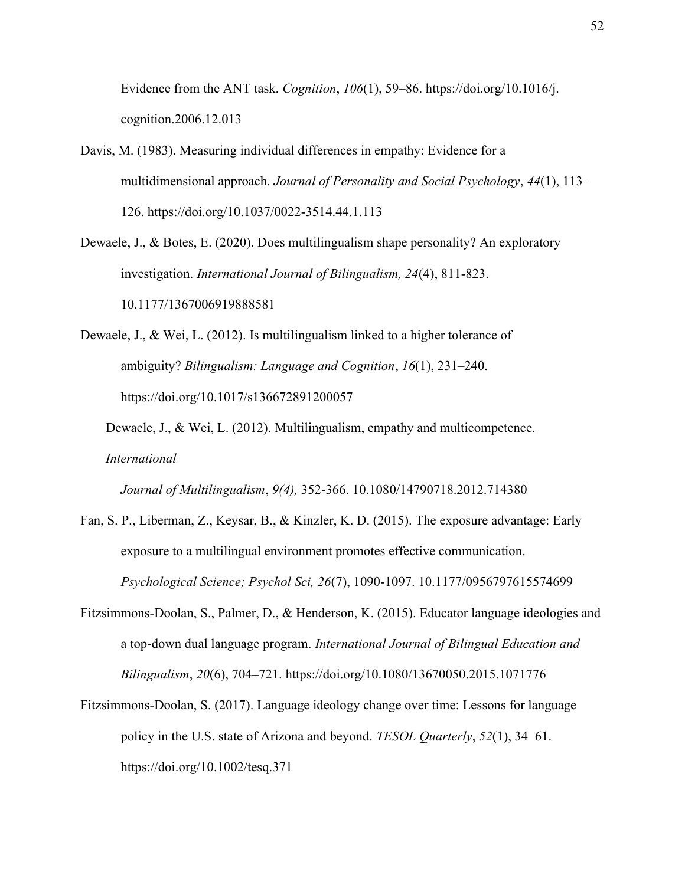Evidence from the ANT task. *Cognition*, *106*(1), 59–86. https://doi.org/10.1016/j.cognition.2006.12.013

Davis, M. (1983). Measuring individual differences in empathy: Evidence for a multidimensional approach. *Journal of Personality and Social Psychology*, *44*(1), 113–126. https://doi.org/10.1037/0022-3514.44.1.113

Dewaele, J., & Botes, E. (2020). Does multilingualism shape personality? An exploratory investigation. *International Journal of Bilingualism, 24*(4), 811-823. 10.1177/1367006919888581

Dewaele, J., & Wei, L. (2012). Is multilingualism linked to a higher tolerance of ambiguity? *Bilingualism: Language and Cognition*, *16*(1), 231–240. https://doi.org/10.1017/s136672891200057

Dewaele, J., & Wei, L. (2012). Multilingualism, empathy and multicompetence. *International Journal of Multilingualism*, *9(4),* 352-366. 10.1080/14790718.2012.714380

Fan, S. P., Liberman, Z., Keysar, B., & Kinzler, K. D. (2015). The exposure advantage: Early exposure to a multilingual environment promotes effective communication. *Psychological Science; Psychol Sci, 26*(7), 1090-1097. 10.1177/0956797615574699

Fitzsimmons-Doolan, S., Palmer, D., & Henderson, K. (2015). Educator language ideologies and a top-down dual language program. *International Journal of Bilingual Education and Bilingualism*, *20*(6), 704–721. https://doi.org/10.1080/13670050.2015.1071776

Fitzsimmons-Doolan, S. (2017). Language ideology change over time: Lessons for language policy in the U.S. state of Arizona and beyond. *TESOL Quarterly*, *52*(1), 34–61. https://doi.org/10.1002/tesq.371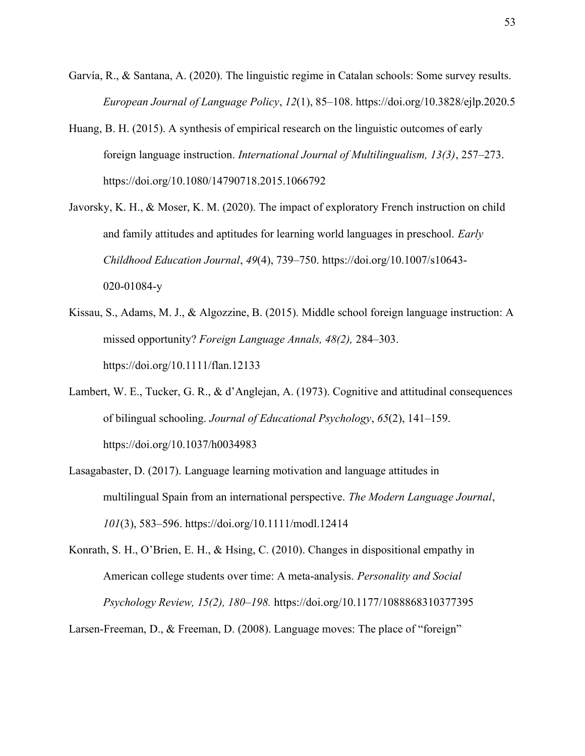Garvía, R., & Santana, A. (2020). The linguistic regime in Catalan schools: Some survey results. *European Journal of Language Policy*, *12*(1), 85–108. https://doi.org/10.3828/ejlp.2020.5

Huang, B. H. (2015). A synthesis of empirical research on the linguistic outcomes of early foreign language instruction. *International Journal of Multilingualism, 13(3)*, 257–273. https://doi.org/10.1080/14790718.2015.1066792

Javorsky, K. H., & Moser, K. M. (2020). The impact of exploratory French instruction on child and family attitudes and aptitudes for learning world languages in preschool. *Early Childhood Education Journal*, *49*(4), 739–750. https://doi.org/10.1007/s10643-020-01084-y

Kissau, S., Adams, M. J., & Algozzine, B. (2015). Middle school foreign language instruction: A missed opportunity? *Foreign Language Annals, 48(2),* 284–303. https://doi.org/10.1111/flan.12133

Lambert, W. E., Tucker, G. R., & d'Anglejan, A. (1973). Cognitive and attitudinal consequences of bilingual schooling. *Journal of Educational Psychology*, *65*(2), 141–159. https://doi.org/10.1037/h0034983

Lasagabaster, D. (2017). Language learning motivation and language attitudes in multilingual Spain from an international perspective. *The Modern Language Journal*, *101*(3), 583–596. https://doi.org/10.1111/modl.12414

Konrath, S. H., O'Brien, E. H., & Hsing, C. (2010). Changes in dispositional empathy in American college students over time: A meta-analysis. *Personality and Social Psychology Review, 15(2), 180–198.* https://doi.org/10.1177/1088868310377395

Larsen-Freeman, D., & Freeman, D. (2008). Language moves: The place of "foreign"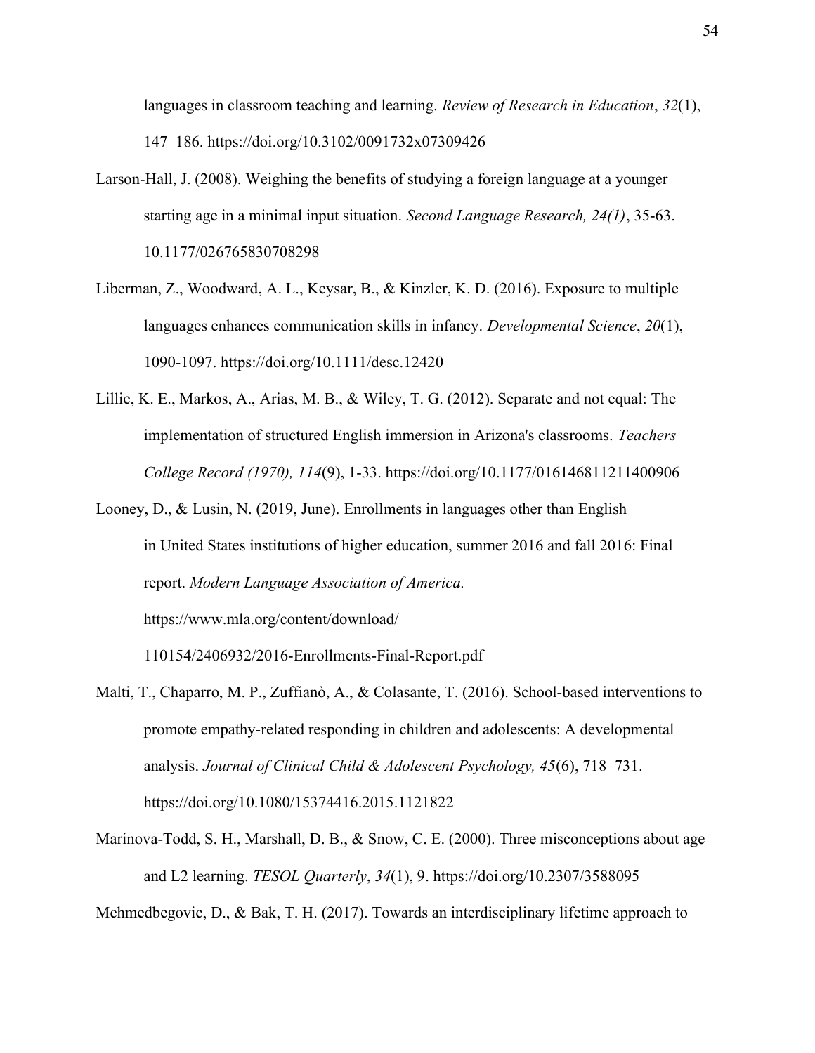languages in classroom teaching and learning. *Review of Research in Education*, *32*(1), 147–186. https://doi.org/10.3102/0091732x07309426

Larson-Hall, J. (2008). Weighing the benefits of studying a foreign language at a younger starting age in a minimal input situation. *Second Language Research, 24(1)*, 35-63. 10.1177/026765830708298

Liberman, Z., Woodward, A. L., Keysar, B., & Kinzler, K. D. (2016). Exposure to multiple languages enhances communication skills in infancy. *Developmental Science*, *20*(1), 1090-1097. https://doi.org/10.1111/desc.12420

Lillie, K. E., Markos, A., Arias, M. B., & Wiley, T. G. (2012). Separate and not equal: The implementation of structured English immersion in Arizona's classrooms. *Teachers College Record (1970), 114*(9), 1-33. https://doi.org/10.1177/016146811211400906

Looney, D., & Lusin, N. (2019, June). Enrollments in languages other than English in United States institutions of higher education, summer 2016 and fall 2016: Final report. *Modern Language Association of America.* https://www.mla.org/content/download/110154/2406932/2016-Enrollments-Final-Report.pdf

Malti, T., Chaparro, M. P., Zuffianò, A., & Colasante, T. (2016). School-based interventions to promote empathy-related responding in children and adolescents: A developmental analysis. *Journal of Clinical Child & Adolescent Psychology, 45*(6), 718–731. https://doi.org/10.1080/15374416.2015.1121822

Marinova-Todd, S. H., Marshall, D. B., & Snow, C. E. (2000). Three misconceptions about age and L2 learning. *TESOL Quarterly*, *34*(1), 9. https://doi.org/10.2307/3588095

Mehmedbegovic, D., & Bak, T. H. (2017). Towards an interdisciplinary lifetime approach to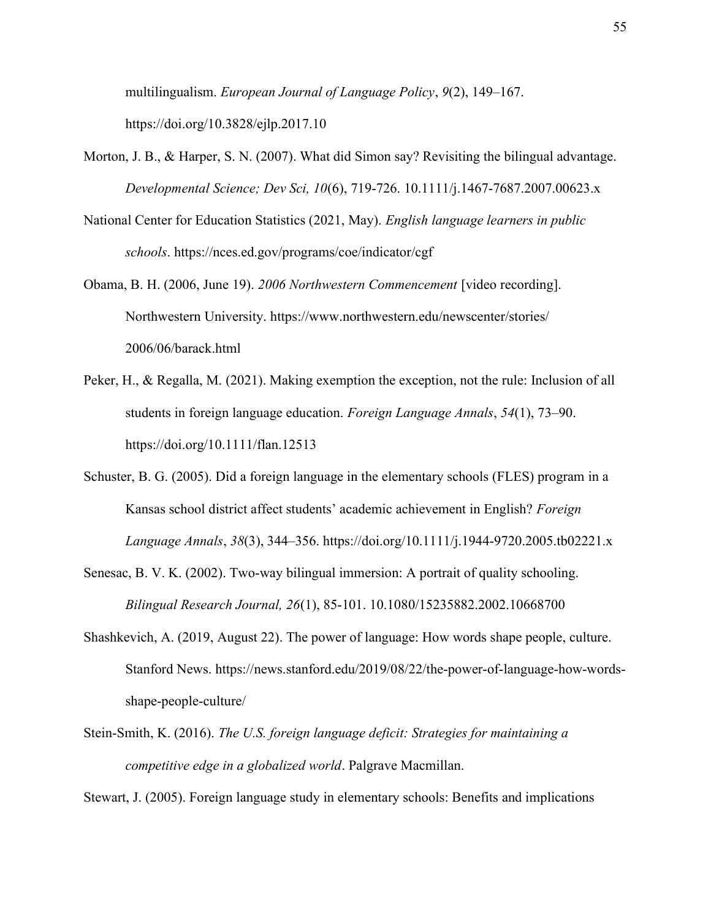multilingualism. *European Journal of Language Policy*, *9*(2), 149–167. https://doi.org/10.3828/ejlp.2017.10

Morton, J. B., & Harper, S. N. (2007). What did Simon say? Revisiting the bilingual advantage. *Developmental Science; Dev Sci, 10*(6), 719-726. 10.1111/j.1467-7687.2007.00623.x

National Center for Education Statistics (2021, May). *English language learners in public schools*. https://nces.ed.gov/programs/coe/indicator/cgf

Obama, B. H. (2006, June 19). *2006 Northwestern Commencement* [video recording]. Northwestern University. https://www.northwestern.edu/newscenter/stories/2006/06/barack.html

Peker, H., & Regalla, M. (2021). Making exemption the exception, not the rule: Inclusion of all students in foreign language education. *Foreign Language Annals*, *54*(1), 73–90. https://doi.org/10.1111/flan.12513

Schuster, B. G. (2005). Did a foreign language in the elementary schools (FLES) program in a Kansas school district affect students' academic achievement in English? *Foreign Language Annals*, *38*(3), 344–356. https://doi.org/10.1111/j.1944-9720.2005.tb02221.x

Senesac, B. V. K. (2002). Two-way bilingual immersion: A portrait of quality schooling. *Bilingual Research Journal, 26*(1), 85-101. 10.1080/15235882.2002.10668700

Shashkevich, A. (2019, August 22). The power of language: How words shape people, culture. Stanford News. https://news.stanford.edu/2019/08/22/the-power-of-language-how-words-shape-people-culture/

Stein-Smith, K. (2016). *The U.S. foreign language deficit: Strategies for maintaining a competitive edge in a globalized world*. Palgrave Macmillan.

Stewart, J. (2005). Foreign language study in elementary schools: Benefits and implications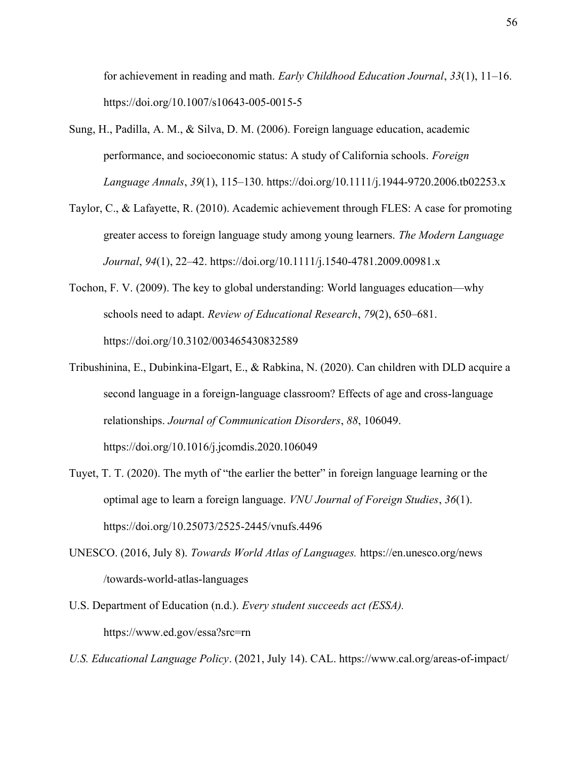for achievement in reading and math. *Early Childhood Education Journal*, *33*(1), 11–16. https://doi.org/10.1007/s10643-005-0015-5

Sung, H., Padilla, A. M., & Silva, D. M. (2006). Foreign language education, academic performance, and socioeconomic status: A study of California schools. *Foreign Language Annals*, *39*(1), 115–130. https://doi.org/10.1111/j.1944-9720.2006.tb02253.x

Taylor, C., & Lafayette, R. (2010). Academic achievement through FLES: A case for promoting greater access to foreign language study among young learners. *The Modern Language Journal*, *94*(1), 22–42. https://doi.org/10.1111/j.1540-4781.2009.00981.x

Tochon, F. V. (2009). The key to global understanding: World languages education—why schools need to adapt. *Review of Educational Research*, *79*(2), 650–681. https://doi.org/10.3102/003465430832589

Tribushinina, E., Dubinkina-Elgart, E., & Rabkina, N. (2020). Can children with DLD acquire a second language in a foreign-language classroom? Effects of age and cross-language relationships. *Journal of Communication Disorders*, *88*, 106049. https://doi.org/10.1016/j.jcomdis.2020.106049

Tuyet, T. T. (2020). The myth of "the earlier the better" in foreign language learning or the optimal age to learn a foreign language. *VNU Journal of Foreign Studies*, *36*(1). https://doi.org/10.25073/2525-2445/vnufs.4496

UNESCO. (2016, July 8). *Towards World Atlas of Languages.* https://en.unesco.org/news/towards-world-atlas-languages

U.S. Department of Education (n.d.). *Every student succeeds act (ESSA).* https://www.ed.gov/essa?src=rn

*U.S. Educational Language Policy*. (2021, July 14). CAL. https://www.cal.org/areas-of-impact/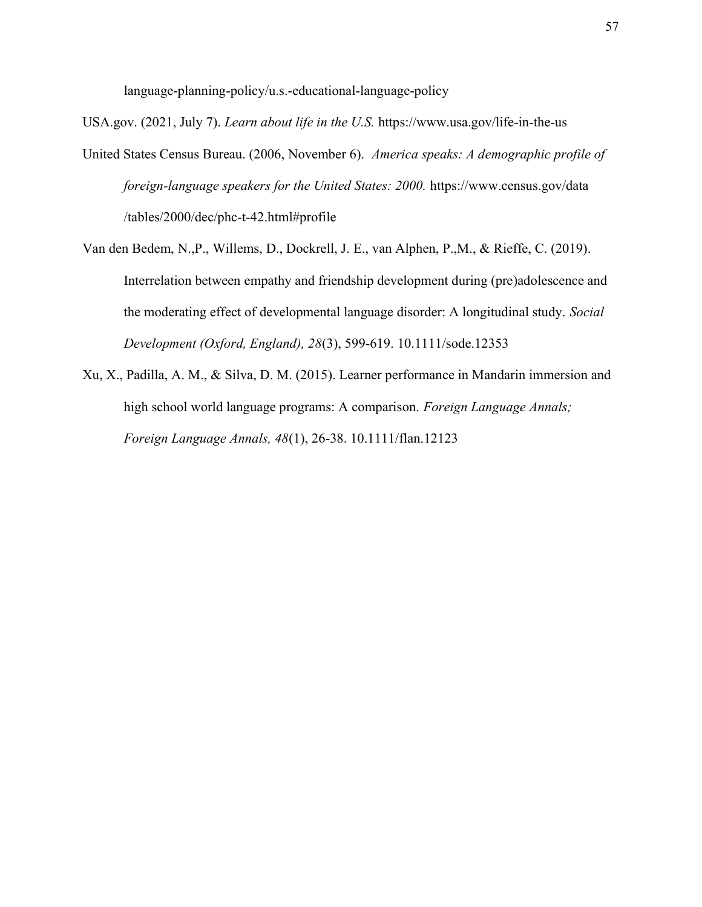language-planning-policy/u.s.-educational-language-policy

USA.gov. (2021, July 7). *Learn about life in the U.S.* https://www.usa.gov/life-in-the-us

United States Census Bureau. (2006, November 6). *America speaks: A demographic profile of foreign-language speakers for the United States: 2000.* https://www.census.gov/data /tables/2000/dec/phc-t-42.html#profile

Van den Bedem, N.,P., Willems, D., Dockrell, J. E., van Alphen, P.,M., & Rieffe, C. (2019). Interrelation between empathy and friendship development during (pre)adolescence and the moderating effect of developmental language disorder: A longitudinal study. *Social Development (Oxford, England), 28*(3), 599-619. 10.1111/sode.12353

Xu, X., Padilla, A. M., & Silva, D. M. (2015). Learner performance in Mandarin immersion and high school world language programs: A comparison. *Foreign Language Annals; Foreign Language Annals, 48*(1), 26-38. 10.1111/flan.12123